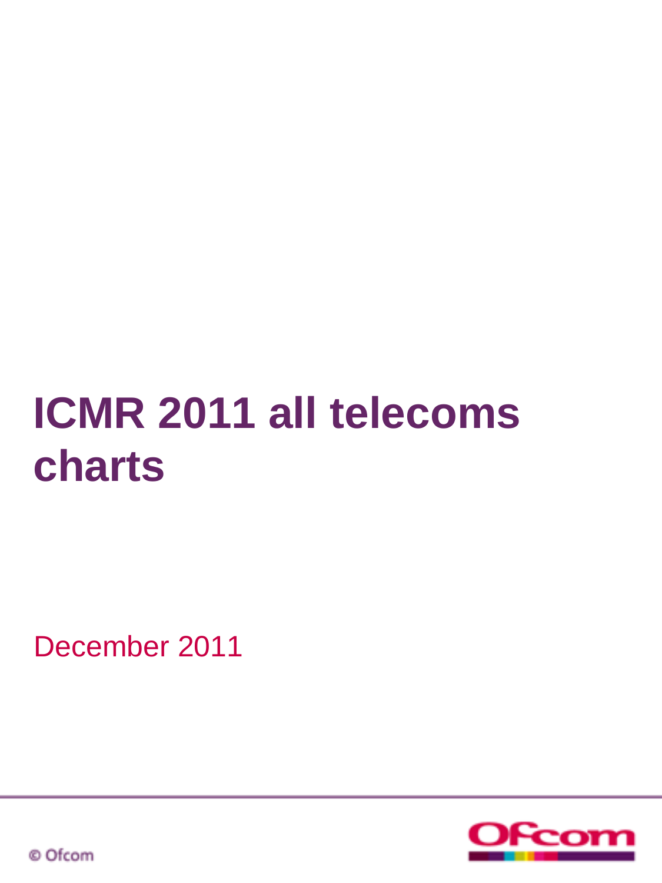# ICMR 2011 all telecoms charts

December 2011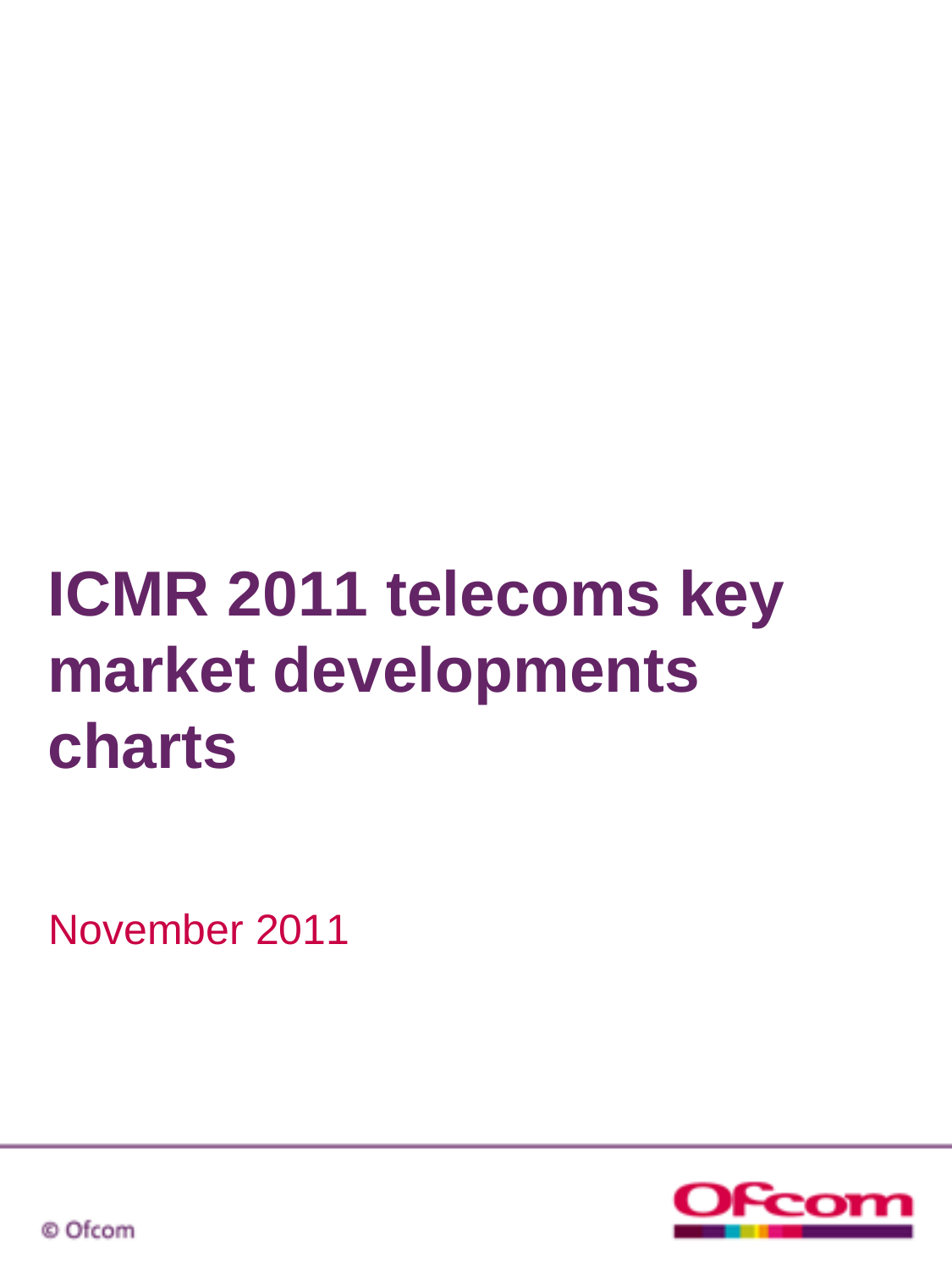# ICMR 2011 telecoms key market developments charts

November 2011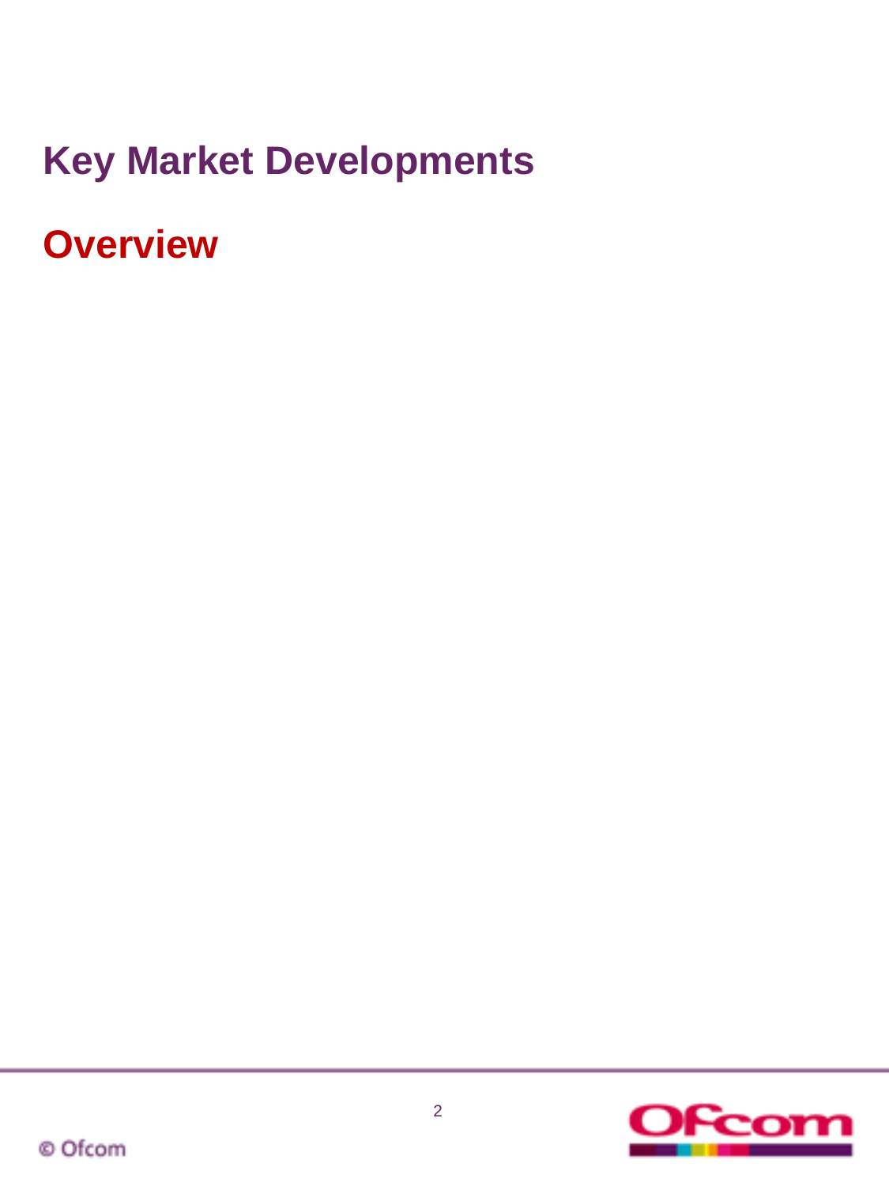# Key Market Developments

## Overview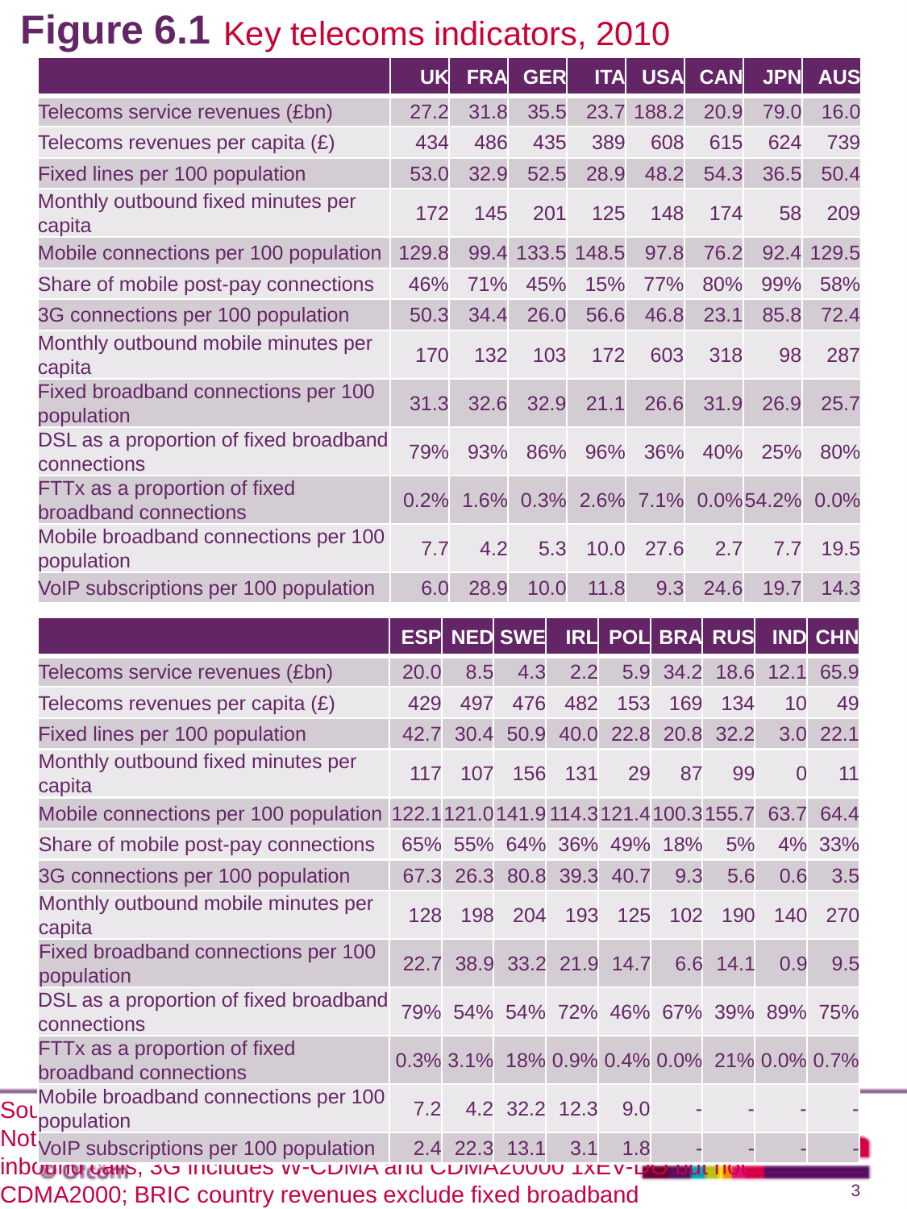# Figure 6.1 Key telecoms indicators, 2010

| | UK | FRA | GER | ITA | USA | CAN | JPN | AUS |
|---|---|---|---|---|---|---|---|---|
| Telecoms service revenues (£bn) | 27.2 | 31.8 | 35.5 | 23.7 | 188.2 | 20.9 | 79.0 | 16.0 |
| Telecoms revenues per capita (£) | 434 | 486 | 435 | 389 | 608 | 615 | 624 | 739 |
| Fixed lines per 100 population | 53.0 | 32.9 | 52.5 | 28.9 | 48.2 | 54.3 | 36.5 | 50.4 |
| Monthly outbound fixed minutes per capita | 172 | 145 | 201 | 125 | 148 | 174 | 58 | 209 |
| Mobile connections per 100 population | 129.8 | 99.4 | 133.5 | 148.5 | 97.8 | 76.2 | 92.4 | 129.5 |
| Share of mobile post-pay connections | 46% | 71% | 45% | 15% | 77% | 80% | 99% | 58% |
| 3G connections per 100 population | 50.3 | 34.4 | 26.0 | 56.6 | 46.8 | 23.1 | 85.8 | 72.4 |
| Monthly outbound mobile minutes per capita | 170 | 132 | 103 | 172 | 603 | 318 | 98 | 287 |
| Fixed broadband connections per 100 population | 31.3 | 32.6 | 32.9 | 21.1 | 26.6 | 31.9 | 26.9 | 25.7 |
| DSL as a proportion of fixed broadband connections | 79% | 93% | 86% | 96% | 36% | 40% | 25% | 80% |
| FTTx as a proportion of fixed broadband connections | 0.2% | 1.6% | 0.3% | 2.6% | 7.1% | 0.0% | 54.2% | 0.0% |
| Mobile broadband connections per 100 population | 7.7 | 4.2 | 5.3 | 10.0 | 27.6 | 2.7 | 7.7 | 19.5 |
| VoIP subscriptions per 100 population | 6.0 | 28.9 | 10.0 | 11.8 | 9.3 | 24.6 | 19.7 | 14.3 |

| | ESP | NED | SWE | IRL | POL | BRA | RUS | IND | CHN |
|---|---|---|---|---|---|---|---|---|---|
| Telecoms service revenues (£bn) | 20.0 | 8.5 | 4.3 | 2.2 | 5.9 | 34.2 | 18.6 | 12.1 | 65.9 |
| Telecoms revenues per capita (£) | 429 | 497 | 476 | 482 | 153 | 169 | 134 | 10 | 49 |
| Fixed lines per 100 population | 42.7 | 30.4 | 50.9 | 40.0 | 22.8 | 20.8 | 32.2 | 3.0 | 22.1 |
| Monthly outbound fixed minutes per capita | 117 | 107 | 156 | 131 | 29 | 87 | 99 | 0 | 11 |
| Mobile connections per 100 population | 122.1 | 121.0 | 141.9 | 114.3 | 121.4 | 100.3 | 155.7 | 63.7 | 64.4 |
| Share of mobile post-pay connections | 65% | 55% | 64% | 36% | 49% | 18% | 5% | 4% | 33% |
| 3G connections per 100 population | 67.3 | 26.3 | 80.8 | 39.3 | 40.7 | 9.3 | 5.6 | 0.6 | 3.5 |
| Monthly outbound mobile minutes per capita | 128 | 198 | 204 | 193 | 125 | 102 | 190 | 140 | 270 |
| Fixed broadband connections per 100 population | 22.7 | 38.9 | 33.2 | 21.9 | 14.7 | 6.6 | 14.1 | 0.9 | 9.5 |
| DSL as a proportion of fixed broadband connections | 79% | 54% | 54% | 72% | 46% | 67% | 39% | 89% | 75% |
| FTTx as a proportion of fixed broadband connections | 0.3% | 3.1% | 18% | 0.9% | 0.4% | 0.0% | 21% | 0.0% | 0.7% |
| Mobile broadband connections per 100 population | 7.2 | 4.2 | 32.2 | 12.3 | 9.0 | - | - | - | - |
| VoIP subscriptions per 100 population | 2.4 | 22.3 | 13.1 | 3.1 | 1.8 | - | - | - | - |

Sou...

Not... inbound calls; 3G includes W-CDMA and CDMA2000 1xEV-DO but not CDMA2000; BRIC country revenues exclude fixed broadband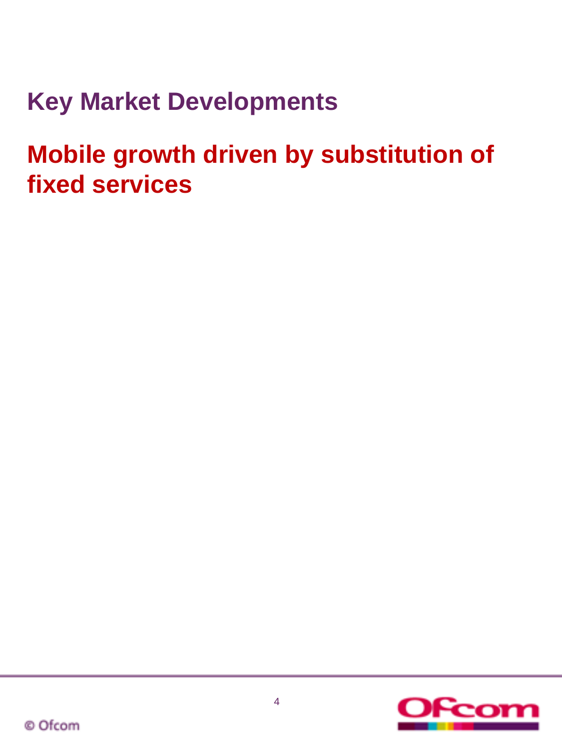# Key Market Developments

## Mobile growth driven by substitution of fixed services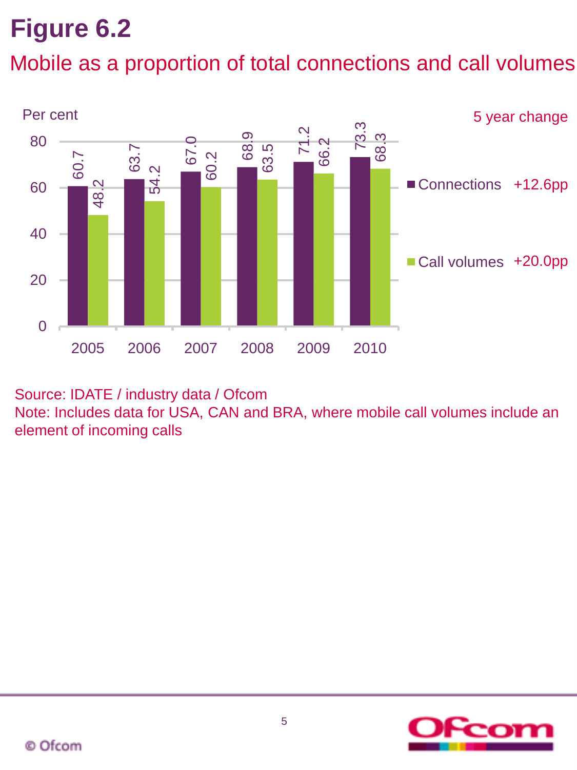# Figure 6.2

## Mobile as a proportion of total connections and call volumes

Per cent

| Year | Connections | Call volumes |
|---|---|---|
| 2005 | 60.7 | 48.2 |
| 2006 | 63.7 | 54.2 |
| 2007 | 67.0 | 60.2 |
| 2008 | 68.9 | 63.5 |
| 2009 | 71.2 | 66.2 |
| 2010 | 73.3 | 68.3 |

5 year change

- Connections +12.6pp
- Call volumes +20.0pp

Source: IDATE / industry data / Ofcom
Note: Includes data for USA, CAN and BRA, where mobile call volumes include an element of incoming calls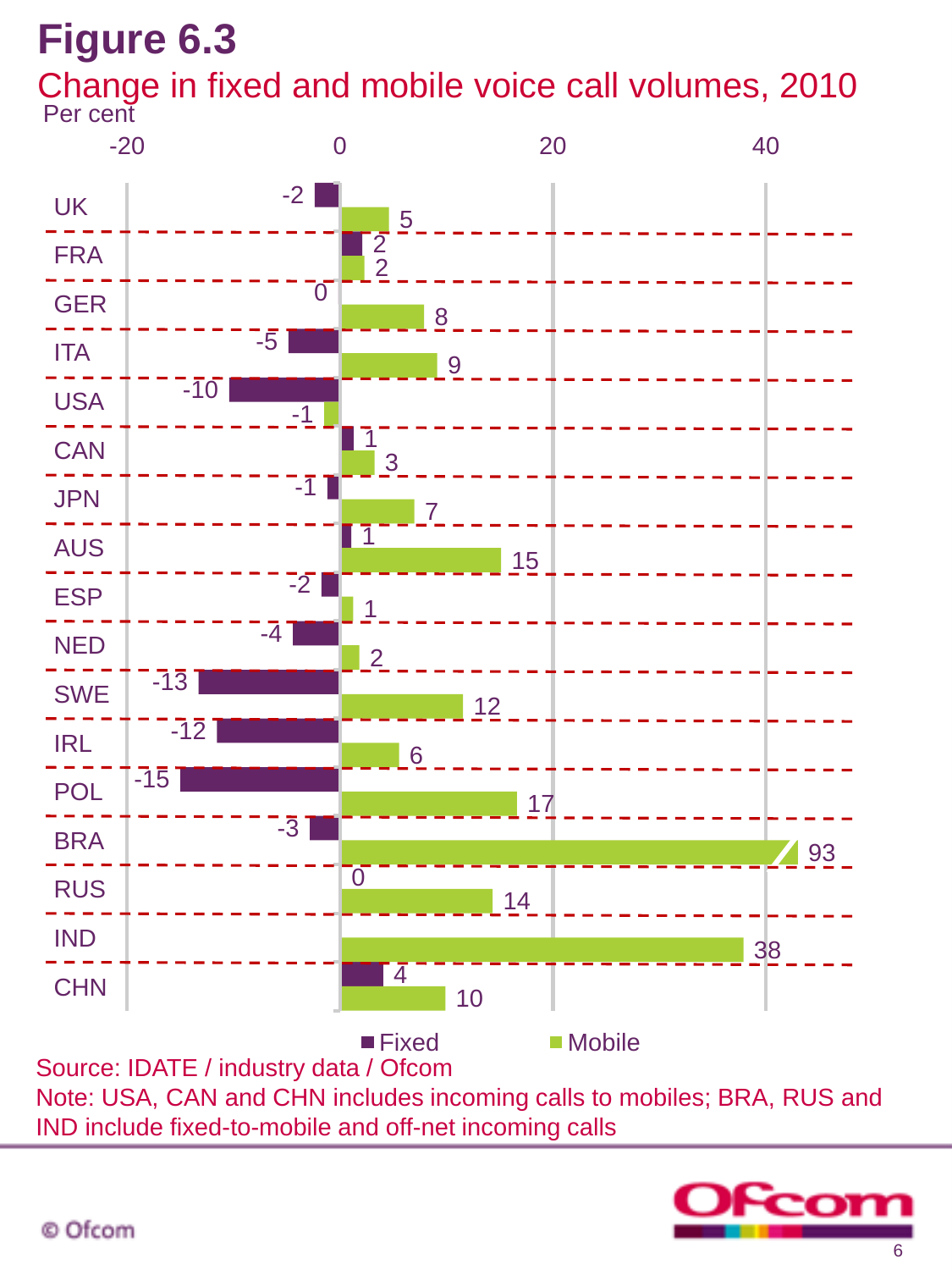# Figure 6.3

## Change in fixed and mobile voice call volumes, 2010

Per cent

| Country | Fixed | Mobile |
|---|---|---|
| UK | -2 | 5 |
| FRA | 2 | 2 |
| GER | 0 | 8 |
| ITA | -5 | 9 |
| USA | -10 | -1 |
| CAN | 1 | 3 |
| JPN | -1 | 7 |
| AUS | 1 | 15 |
| ESP | -2 | 1 |
| NED | -4 | 2 |
| SWE | -13 | 12 |
| IRL | -12 | 6 |
| POL | -15 | 17 |
| BRA | -3 | 93 |
| RUS | 0 | 14 |
| IND | | 38 |
| CHN | 4 | 10 |

Source: IDATE / industry data / Ofcom

Note: USA, CAN and CHN includes incoming calls to mobiles; BRA, RUS and IND include fixed-to-mobile and off-net incoming calls

© Ofcom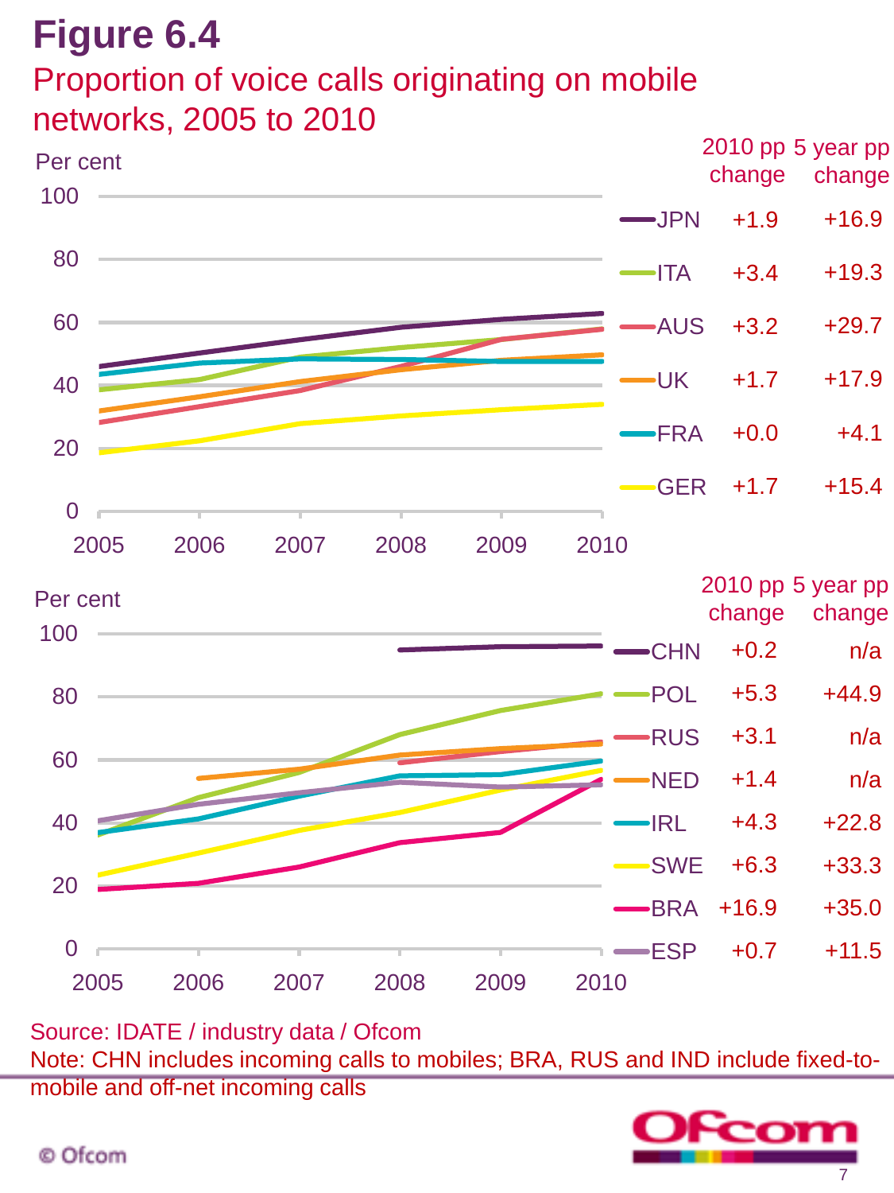# Figure 6.4

## Proportion of voice calls originating on mobile networks, 2005 to 2010

Per cent

| | 2010 pp change | 5 year pp change |
|---|---|---|
| JPN | +1.9 | +16.9 |
| ITA | +3.4 | +19.3 |
| AUS | +3.2 | +29.7 |
| UK | +1.7 | +17.9 |
| FRA | +0.0 | +4.1 |
| GER | +1.7 | +15.4 |

Per cent

| | 2010 pp change | 5 year pp change |
|---|---|---|
| CHN | +0.2 | n/a |
| POL | +5.3 | +44.9 |
| RUS | +3.1 | n/a |
| NED | +1.4 | n/a |
| IRL | +4.3 | +22.8 |
| SWE | +6.3 | +33.3 |
| BRA | +16.9 | +35.0 |
| ESP | +0.7 | +11.5 |

Source: IDATE / industry data / Ofcom

Note: CHN includes incoming calls to mobiles; BRA, RUS and IND include fixed-to-mobile and off-net incoming calls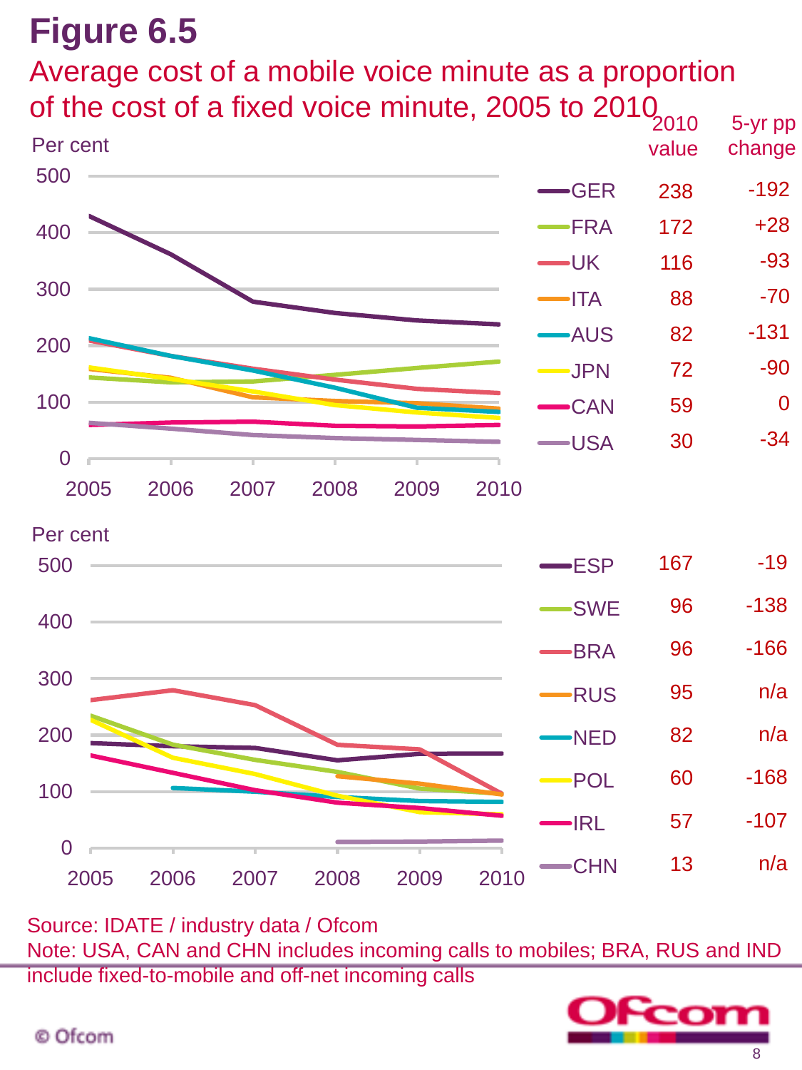# Figure 6.5

## Average cost of a mobile voice minute as a proportion of the cost of a fixed voice minute, 2005 to 2010

| | 2010 value | 5-yr pp change |
|---|---|---|
| GER | 238 | -192 |
| FRA | 172 | +28 |
| UK | 116 | -93 |
| ITA | 88 | -70 |
| AUS | 82 | -131 |
| JPN | 72 | -90 |
| CAN | 59 | 0 |
| USA | 30 | -34 |

| | 2010 value | 5-yr pp change |
|---|---|---|
| ESP | 167 | -19 |
| SWE | 96 | -138 |
| BRA | 96 | -166 |
| RUS | 95 | n/a |
| NED | 82 | n/a |
| POL | 60 | -168 |
| IRL | 57 | -107 |
| CHN | 13 | n/a |

Source: IDATE / industry data / Ofcom

Note: USA, CAN and CHN includes incoming calls to mobiles; BRA, RUS and IND include fixed-to-mobile and off-net incoming calls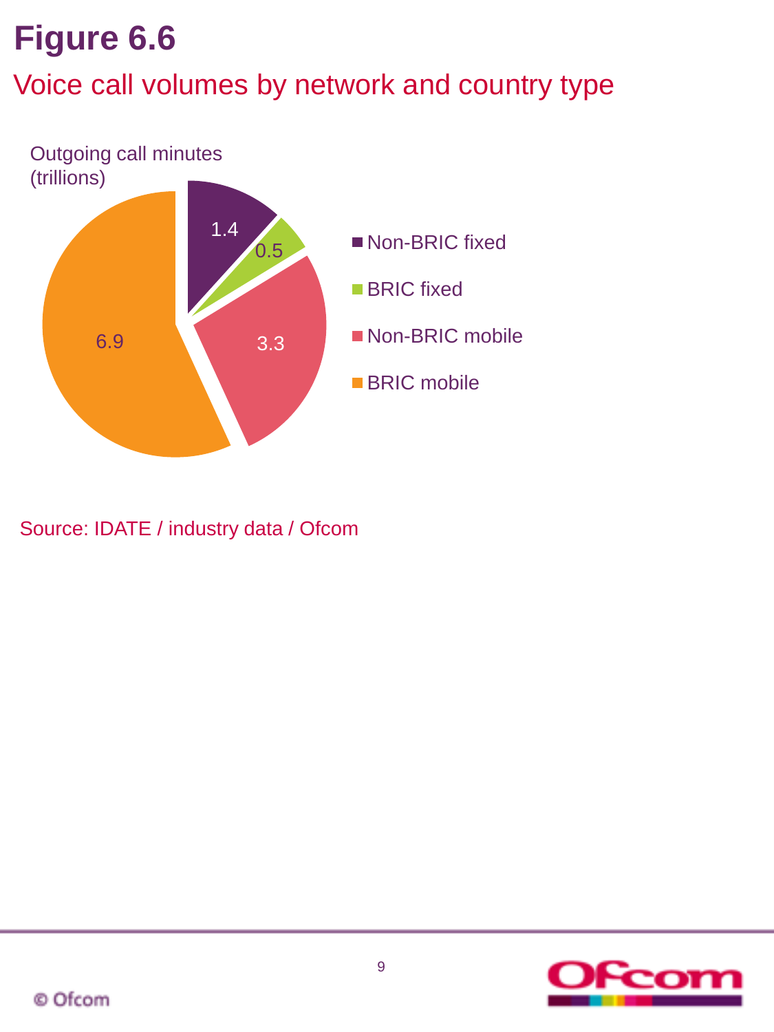# Figure 6.6

## Voice call volumes by network and country type

Outgoing call minutes (trillions)

| Category | Outgoing call minutes (trillions) |
| --- | --- |
| Non-BRIC fixed | 1.4 |
| BRIC fixed | 0.5 |
| Non-BRIC mobile | 3.3 |
| BRIC mobile | 6.9 |

Source: IDATE / industry data / Ofcom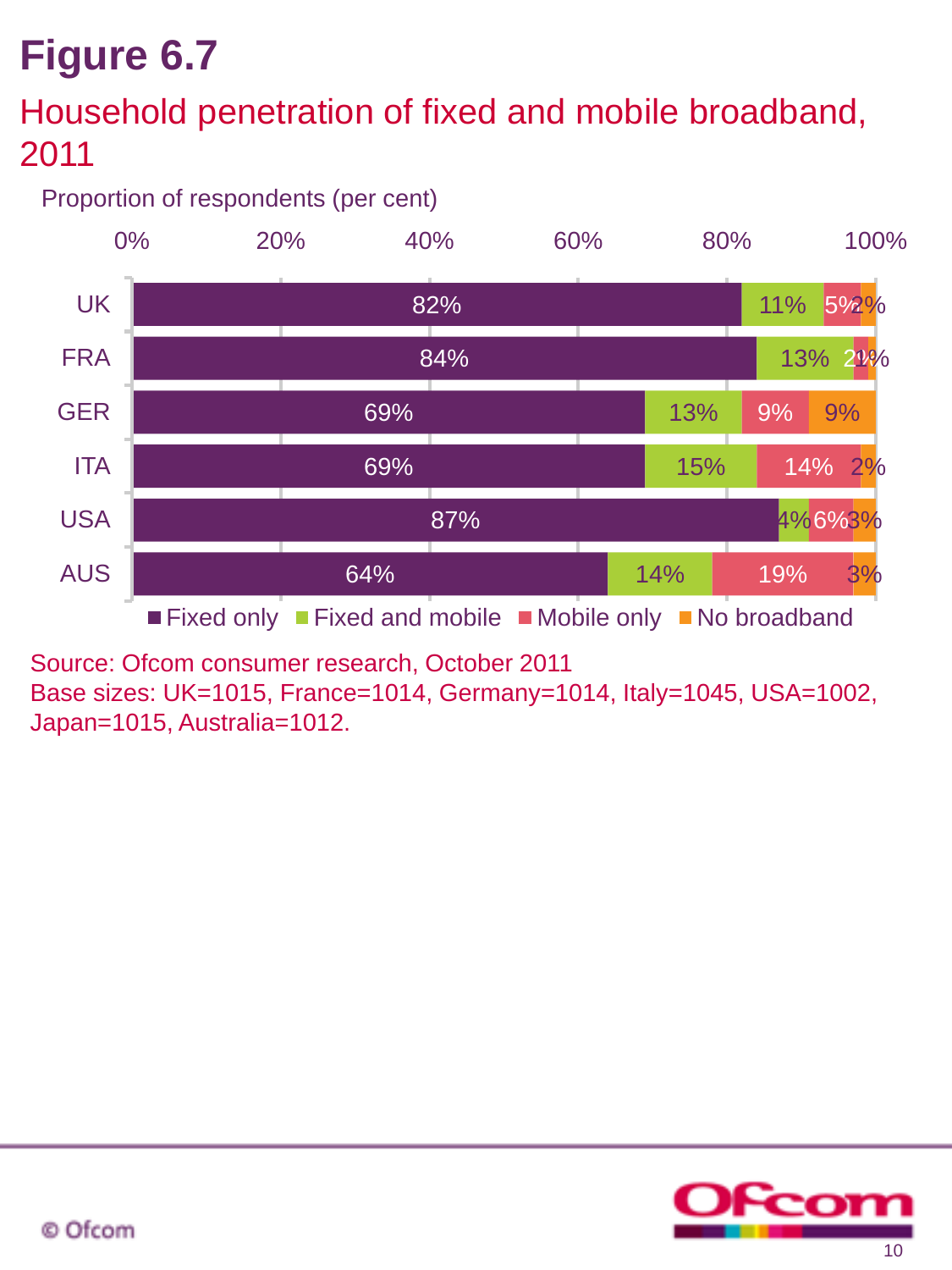# Figure 6.7

## Household penetration of fixed and mobile broadband, 2011

Proportion of respondents (per cent)

| | Fixed only | Fixed and mobile | Mobile only | No broadband |
|---|---|---|---|---|
| UK | 82% | 11% | 5% | 2% |
| FRA | 84% | 13% | 2% | 1% |
| GER | 69% | 13% | 9% | 9% |
| ITA | 69% | 15% | 14% | 2% |
| USA | 87% | 4% | 6% | 3% |
| AUS | 64% | 14% | 19% | 3% |

Source: Ofcom consumer research, October 2011
Base sizes: UK=1015, France=1014, Germany=1014, Italy=1045, USA=1002, Japan=1015, Australia=1012.

© Ofcom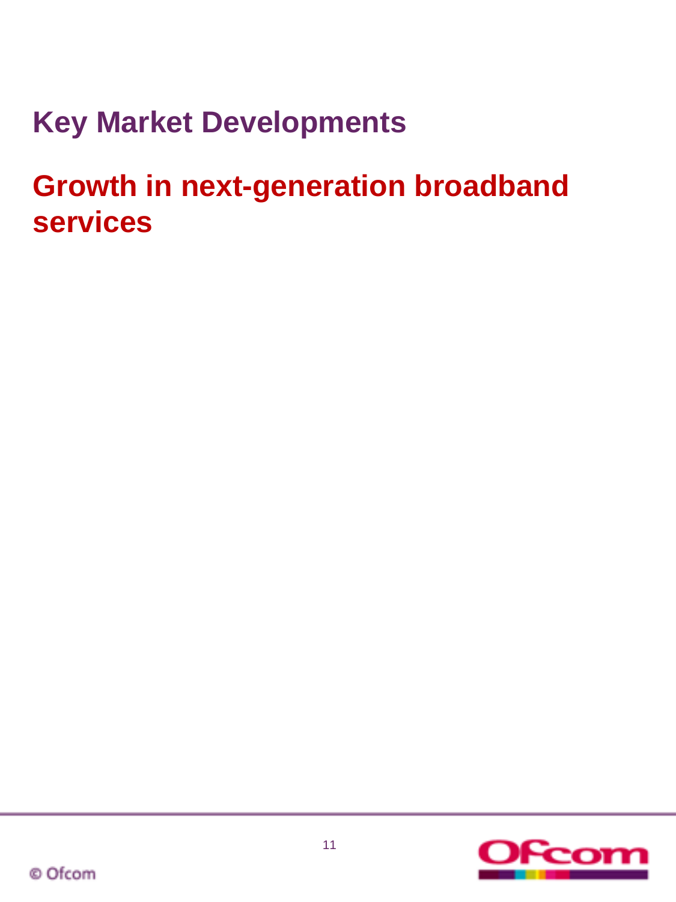# Key Market Developments

## Growth in next-generation broadband services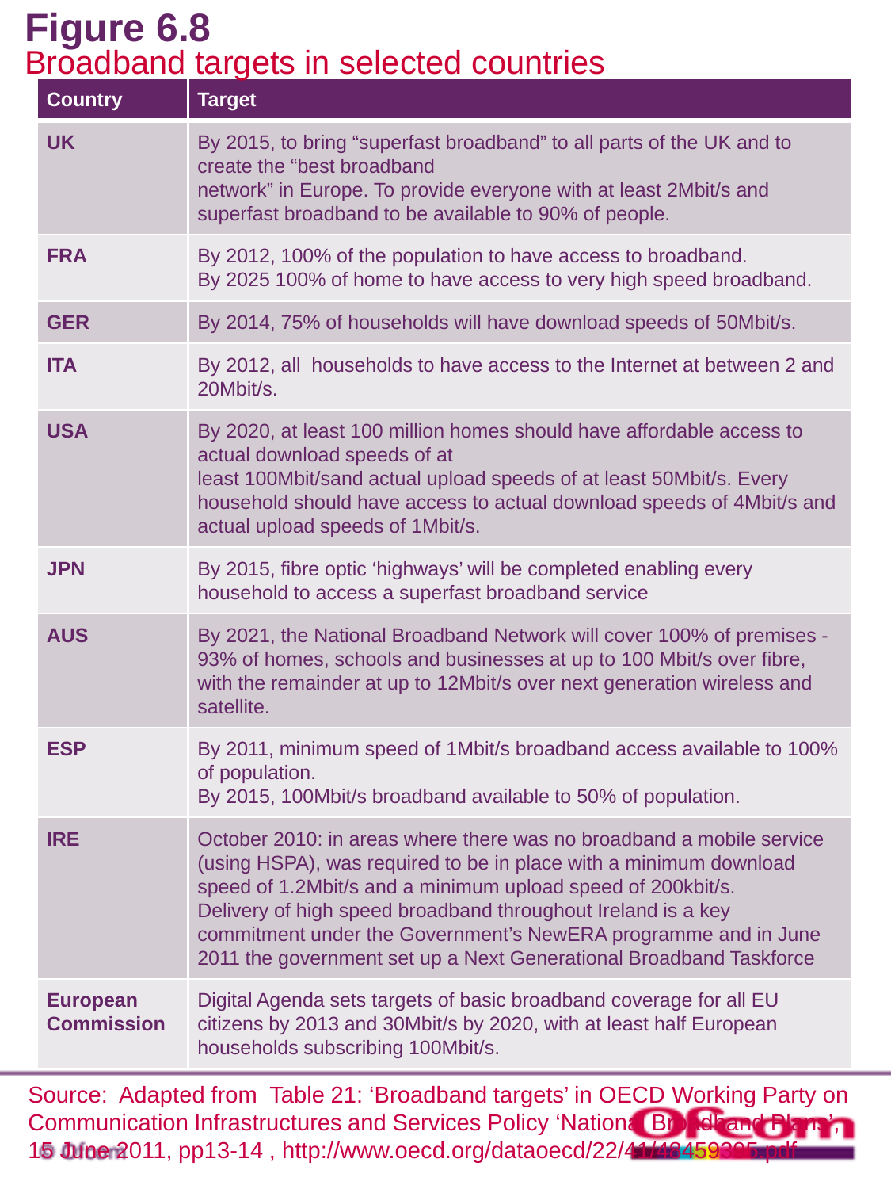# Figure 6.8

## Broadband targets in selected countries

| Country | Target |
|---|---|
| **UK** | By 2015, to bring "superfast broadband" to all parts of the UK and to create the "best broadband network" in Europe. To provide everyone with at least 2Mbit/s and superfast broadband to be available to 90% of people. |
| **FRA** | By 2012, 100% of the population to have access to broadband. By 2025 100% of home to have access to very high speed broadband. |
| **GER** | By 2014, 75% of households will have download speeds of 50Mbit/s. |
| **ITA** | By 2012, all households to have access to the Internet at between 2 and 20Mbit/s. |
| **USA** | By 2020, at least 100 million homes should have affordable access to actual download speeds of at least 100Mbit/sand actual upload speeds of at least 50Mbit/s. Every household should have access to actual download speeds of 4Mbit/s and actual upload speeds of 1Mbit/s. |
| **JPN** | By 2015, fibre optic 'highways' will be completed enabling every household to access a superfast broadband service |
| **AUS** | By 2021, the National Broadband Network will cover 100% of premises - 93% of homes, schools and businesses at up to 100 Mbit/s over fibre, with the remainder at up to 12Mbit/s over next generation wireless and satellite. |
| **ESP** | By 2011, minimum speed of 1Mbit/s broadband access available to 100% of population. By 2015, 100Mbit/s broadband available to 50% of population. |
| **IRE** | October 2010: in areas where there was no broadband a mobile service (using HSPA), was required to be in place with a minimum download speed of 1.2Mbit/s and a minimum upload speed of 200kbit/s. Delivery of high speed broadband throughout Ireland is a key commitment under the Government's NewERA programme and in June 2011 the government set up a Next Generational Broadband Taskforce |
| **European Commission** | Digital Agenda sets targets of basic broadband coverage for all EU citizens by 2013 and 30Mbit/s by 2020, with at least half European households subscribing 100Mbit/s. |

Source: Adapted from Table 21: 'Broadband targets' in OECD Working Party on Communication Infrastructures and Services Policy 'National Broadband Plans', 15 June 2011, pp13-14 , http://www.oecd.org/dataoecd/22/41/48459395.pdf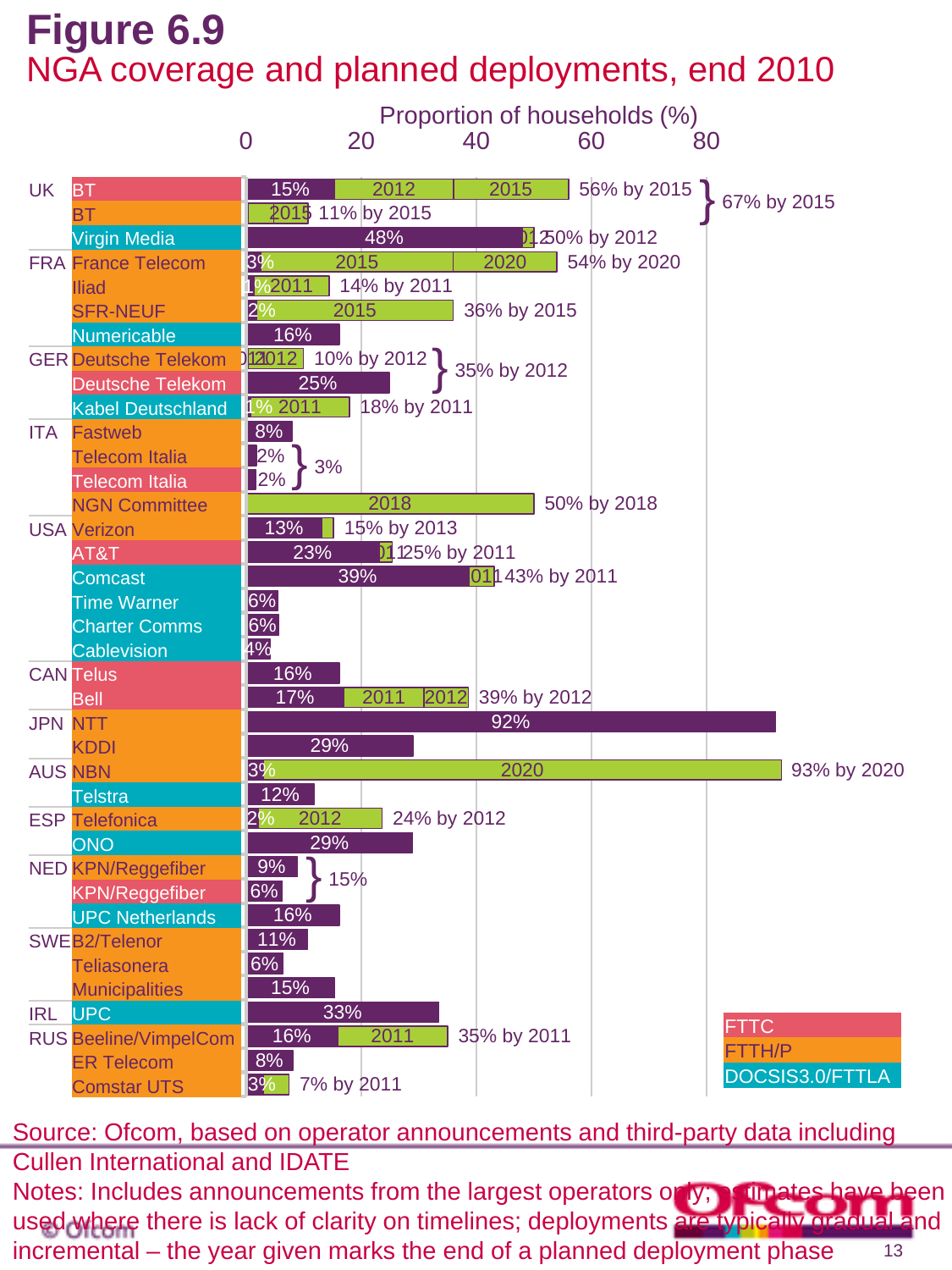# Figure 6.9

## NGA coverage and planned deployments, end 2010

Proportion of households (%)

| Country | Operator | Technology | Current coverage | Planned deployments | Target |
|---|---|---|---|---|---|
| UK | BT | FTTC | 15% | 2012, 2015 | 56% by 2015 (67% by 2015 combined) |
| | BT | FTTH/P | | 2015 | 11% by 2015 (67% by 2015 combined) |
| | Virgin Media | DOCSIS3.0/FTTLA | 48% | 2012 | 50% by 2012 |
| FRA | France Telecom | FTTH/P | 3% | 2015, 2020 | 54% by 2020 |
| | Iliad | FTTH/P | 1% | 2011 | 14% by 2011 |
| | SFR-NEUF | FTTH/P | 2% | 2015 | 36% by 2015 |
| | Numericable | DOCSIS3.0/FTTLA | 16% | | |
| GER | Deutsche Telekom | FTTH/P | | 2012 | 10% by 2012 (35% by 2012 combined) |
| | Deutsche Telekom | FTTC | 25% | | (35% by 2012 combined) |
| | Kabel Deutschland | DOCSIS3.0/FTTLA | 1% | 2011 | 18% by 2011 |
| ITA | Fastweb | FTTH/P | 8% | | |
| | Telecom Italia | FTTH/P | 2% | | (3% combined) |
| | Telecom Italia | FTTC | 2% | | (3% combined) |
| | NGN Committee | FTTH/P | | 2018 | 50% by 2018 |
| USA | Verizon | FTTC | 13% | | 15% by 2013 |
| | AT&T | FTTC | 23% | 2011 | 25% by 2011 |
| | Comcast | DOCSIS3.0/FTTLA | 39% | 2011 | 43% by 2011 |
| | Time Warner | DOCSIS3.0/FTTLA | 6% | | |
| | Charter Comms | DOCSIS3.0/FTTLA | 6% | | |
| | Cablevision | DOCSIS3.0/FTTLA | 4% | | |
| CAN | Telus | FTTC | 16% | | |
| | Bell | FTTC | 17% | 2011, 2012 | 39% by 2012 |
| JPN | NTT | FTTH/P | 92% | | |
| | KDDI | FTTH/P | 29% | | |
| AUS | NBN | FTTH/P | 3% | 2020 | 93% by 2020 |
| | Telstra | DOCSIS3.0/FTTLA | 12% | | |
| ESP | Telefonica | FTTH/P | 2% | 2012 | 24% by 2012 |
| | ONO | DOCSIS3.0/FTTLA | 29% | | |
| NED | KPN/Reggefiber | FTTH/P | 9% | | (15% combined) |
| | KPN/Reggefiber | FTTC | 6% | | (15% combined) |
| | UPC Netherlands | DOCSIS3.0/FTTLA | 16% | | |
| SWE | B2/Telenor | FTTH/P | 11% | | |
| | Teliasonera | FTTH/P | 6% | | |
| | Municipalities | FTTH/P | 15% | | |
| IRL | UPC | DOCSIS3.0/FTTLA | 33% | | |
| RUS | Beeline/VimpelCom | FTTH/P | 16% | 2011 | 35% by 2011 |
| | ER Telecom | FTTH/P | 8% | | |
| | Comstar UTS | FTTH/P | 3% | | 7% by 2011 |

Legend: FTTC; FTTH/P; DOCSIS3.0/FTTLA

Source: Ofcom, based on operator announcements and third-party data including Cullen International and IDATE

Notes: Includes announcements from the largest operators only; estimates have been used where there is lack of clarity on timelines; deployments are typically gradual and incremental – the year given marks the end of a planned deployment phase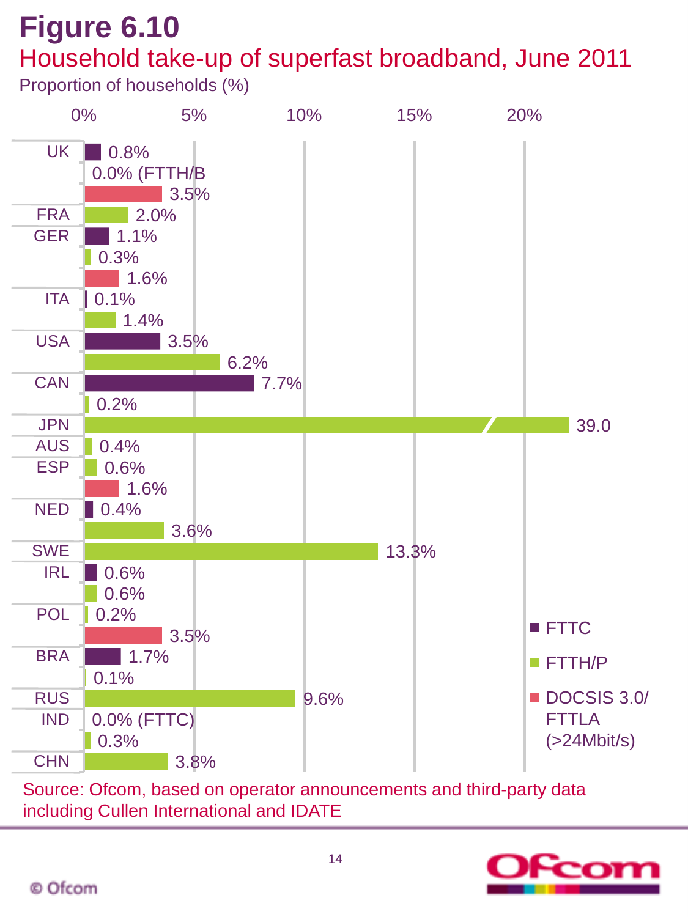# Figure 6.10

## Household take-up of superfast broadband, June 2011

Proportion of households (%)

| Country | FTTC | FTTH/P | DOCSIS 3.0/ FTTLA (>24Mbit/s) |
|---|---|---|---|
| UK | 0.8% | 0.0% (FTTH/B | 3.5% |
| FRA | | 2.0% | |
| GER | 1.1% | 0.3% | 1.6% |
| ITA | 0.1% | 1.4% | |
| USA | 3.5% | 6.2% | |
| CAN | 7.7% | 0.2% | |
| JPN | | 39.0 | |
| AUS | | 0.4% | |
| ESP | | 0.6% | 1.6% |
| NED | 0.4% | 3.6% | |
| SWE | | 13.3% | |
| IRL | 0.6% | 0.6% | |
| POL | | 0.2% | 3.5% |
| BRA | 1.7% | 0.1% | |
| RUS | | 9.6% | |
| IND | 0.0% (FTTC) | 0.3% | |
| CHN | | 3.8% | |

Source: Ofcom, based on operator announcements and third-party data including Cullen International and IDATE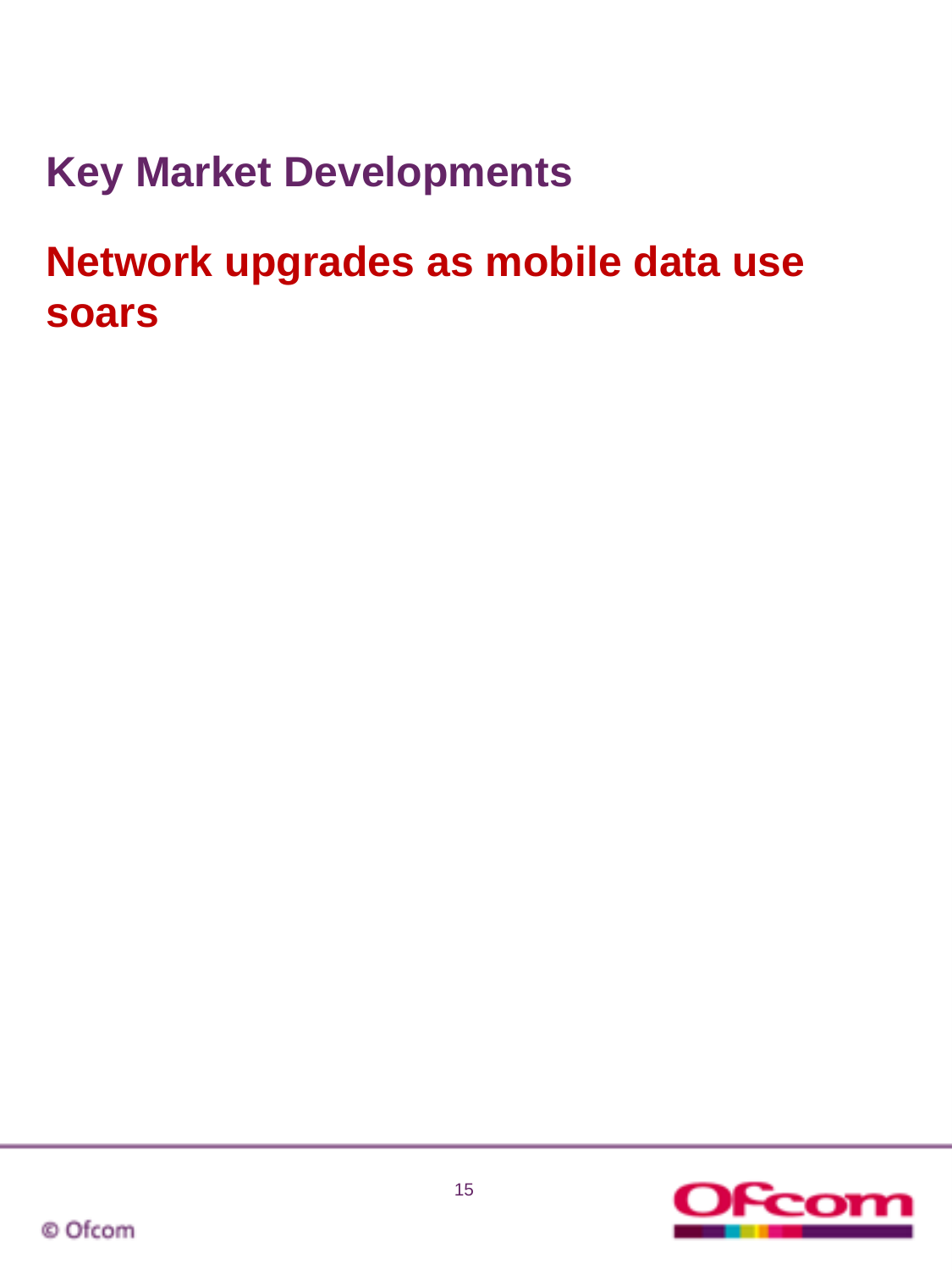# Key Market Developments

## Network upgrades as mobile data use soars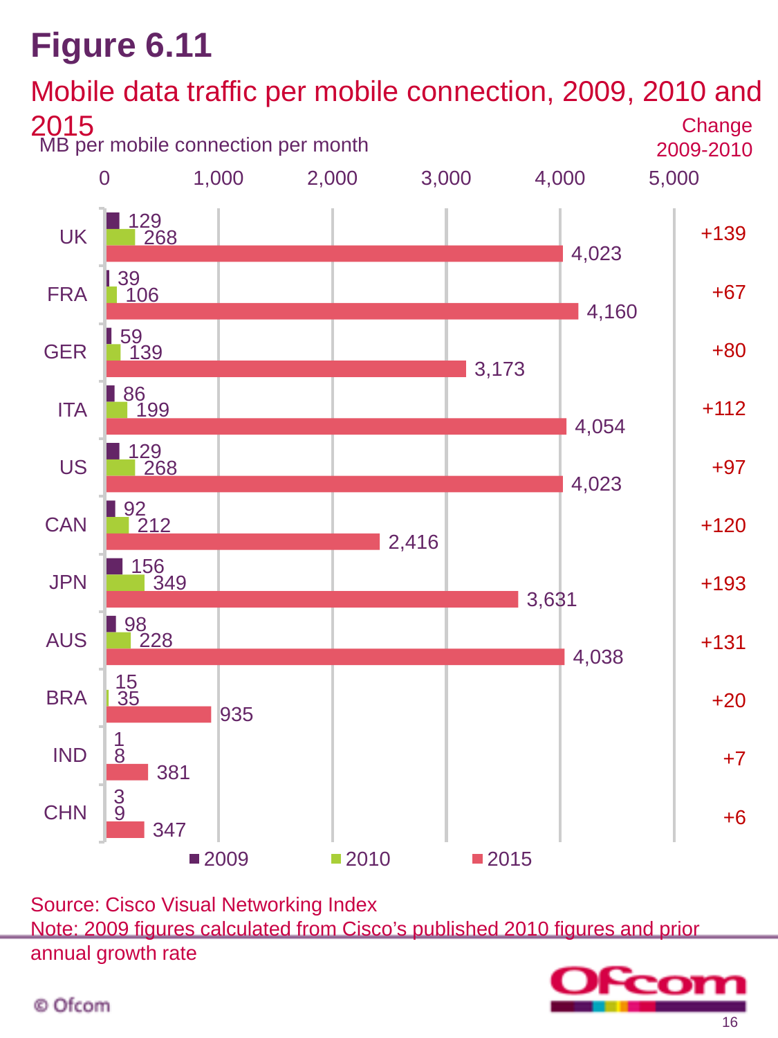# Figure 6.11

## Mobile data traffic per mobile connection, 2009, 2010 and 2015

MB per mobile connection per month

| Country | 2009 | 2010 | 2015 | Change 2009-2010 |
|---|---|---|---|---|
| UK | 129 | 268 | 4,023 | +139 |
| FRA | 39 | 106 | 4,160 | +67 |
| GER | 59 | 139 | 3,173 | +80 |
| ITA | 86 | 199 | 4,054 | +112 |
| US | 129 | 268 | 4,023 | +97 |
| CAN | 92 | 212 | 2,416 | +120 |
| JPN | 156 | 349 | 3,631 | +193 |
| AUS | 98 | 228 | 4,038 | +131 |
| BRA | 15 | 35 | 935 | +20 |
| IND | 1 | 8 | 381 | +7 |
| CHN | 3 | 9 | 347 | +6 |

Source: Cisco Visual Networking Index

Note: 2009 figures calculated from Cisco's published 2010 figures and prior annual growth rate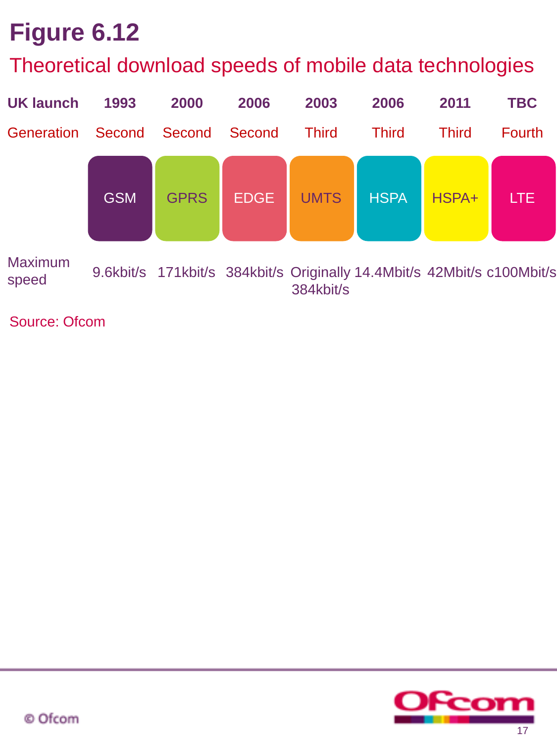# Figure 6.12

## Theoretical download speeds of mobile data technologies

| UK launch | 1993 | 2000 | 2006 | 2003 | 2006 | 2011 | TBC |
|---|---|---|---|---|---|---|---|
| Generation | Second | Second | Second | Third | Third | Third | Fourth |
| | GSM | GPRS | EDGE | UMTS | HSPA | HSPA+ | LTE |
| Maximum speed | 9.6kbit/s | 171kbit/s | 384kbit/s | Originally 384kbit/s | 14.4Mbit/s | 42Mbit/s | c100Mbit/s |

Source: Ofcom

© Ofcom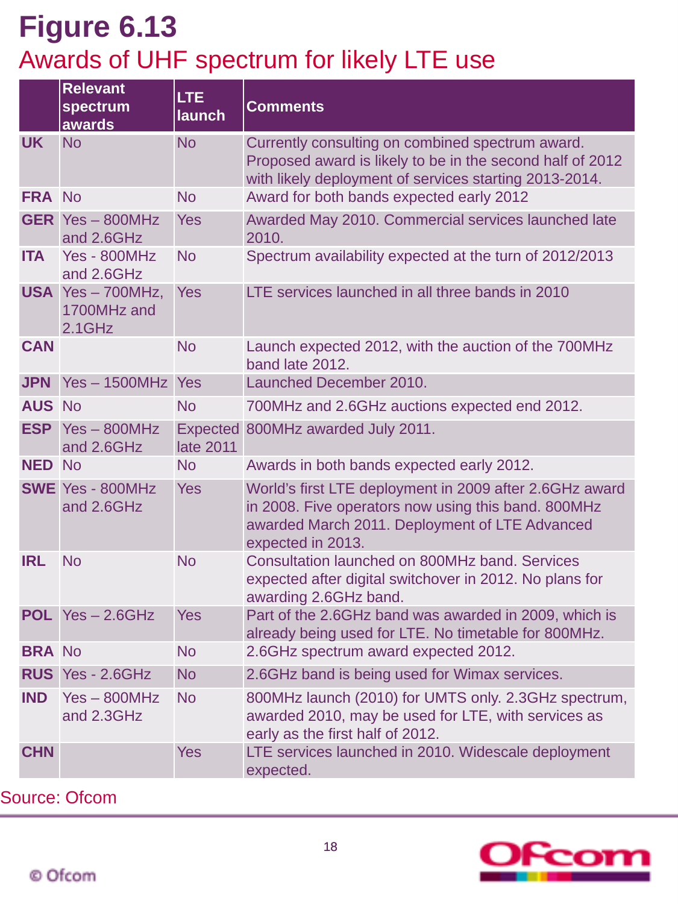# Figure 6.13

## Awards of UHF spectrum for likely LTE use

| | Relevant spectrum awards | LTE launch | Comments |
|---|---|---|---|
| **UK** | No | No | Currently consulting on combined spectrum award. Proposed award is likely to be in the second half of 2012 with likely deployment of services starting 2013-2014. |
| **FRA** | No | No | Award for both bands expected early 2012 |
| **GER** | Yes – 800MHz and 2.6GHz | Yes | Awarded May 2010. Commercial services launched late 2010. |
| **ITA** | Yes - 800MHz and 2.6GHz | No | Spectrum availability expected at the turn of 2012/2013 |
| **USA** | Yes – 700MHz, 1700MHz and 2.1GHz | Yes | LTE services launched in all three bands in 2010 |
| **CAN** | | No | Launch expected 2012, with the auction of the 700MHz band late 2012. |
| **JPN** | Yes – 1500MHz | Yes | Launched December 2010. |
| **AUS** | No | No | 700MHz and 2.6GHz auctions expected end 2012. |
| **ESP** | Yes – 800MHz and 2.6GHz | Expected late 2011 | 800MHz awarded July 2011. |
| **NED** | No | No | Awards in both bands expected early 2012. |
| **SWE** | Yes - 800MHz and 2.6GHz | Yes | World's first LTE deployment in 2009 after 2.6GHz award in 2008. Five operators now using this band. 800MHz awarded March 2011. Deployment of LTE Advanced expected in 2013. |
| **IRL** | No | No | Consultation launched on 800MHz band. Services expected after digital switchover in 2012. No plans for awarding 2.6GHz band. |
| **POL** | Yes – 2.6GHz | Yes | Part of the 2.6GHz band was awarded in 2009, which is already being used for LTE. No timetable for 800MHz. |
| **BRA** | No | No | 2.6GHz spectrum award expected 2012. |
| **RUS** | Yes - 2.6GHz | No | 2.6GHz band is being used for Wimax services. |
| **IND** | Yes – 800MHz and 2.3GHz | No | 800MHz launch (2010) for UMTS only. 2.3GHz spectrum, awarded 2010, may be used for LTE, with services as early as the first half of 2012. |
| **CHN** | | Yes | LTE services launched in 2010. Widescale deployment expected. |

Source: Ofcom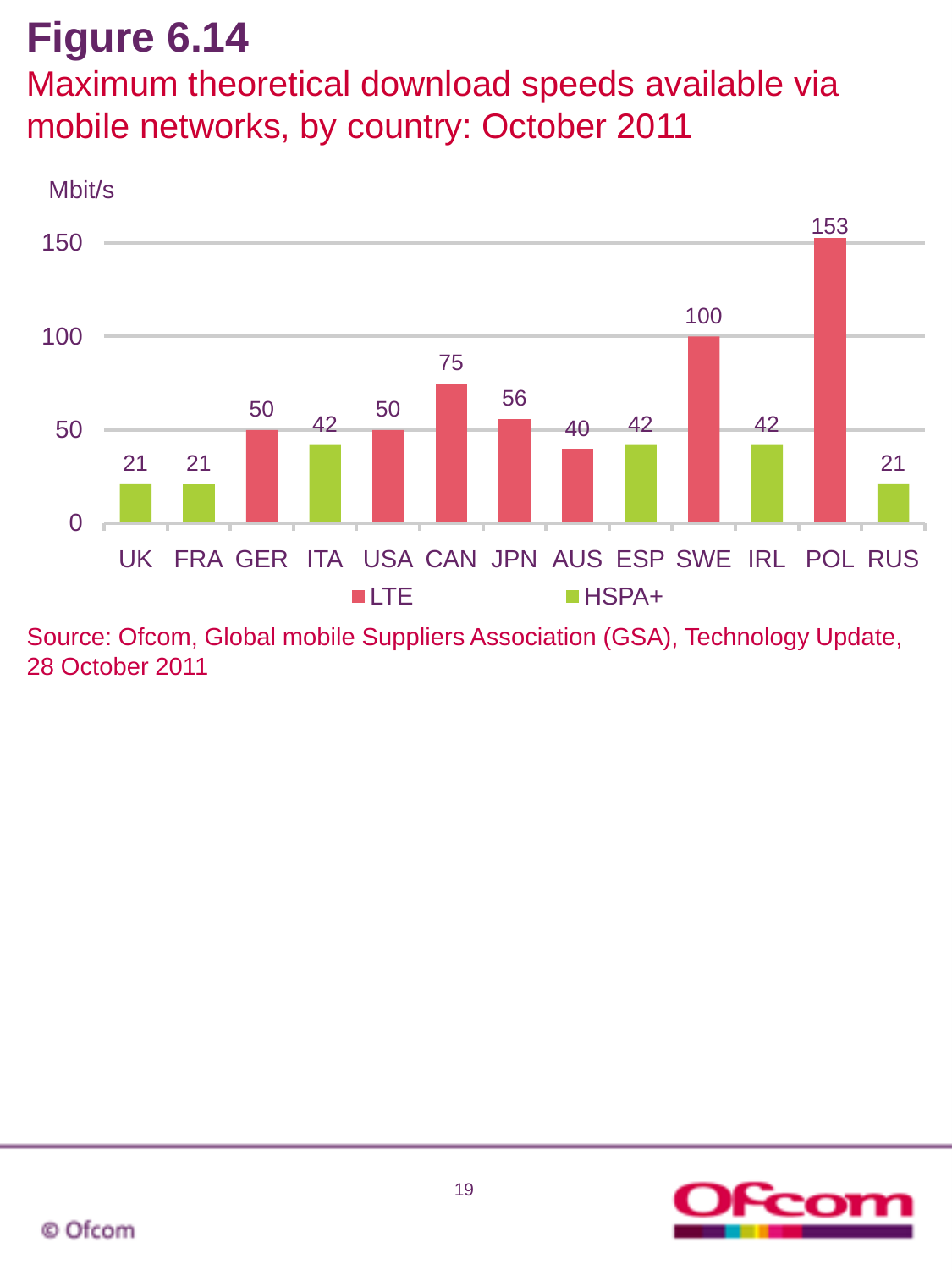# Figure 6.14

## Maximum theoretical download speeds available via mobile networks, by country: October 2011

Mbit/s

| Country | Technology | Speed (Mbit/s) |
|---|---|---|
| UK | HSPA+ | 21 |
| FRA | HSPA+ | 21 |
| GER | LTE | 50 |
| ITA | HSPA+ | 42 |
| USA | LTE | 50 |
| CAN | LTE | 75 |
| JPN | LTE | 56 |
| AUS | LTE | 40 |
| ESP | HSPA+ | 42 |
| SWE | LTE | 100 |
| IRL | HSPA+ | 42 |
| POL | LTE | 153 |
| RUS | HSPA+ | 21 |

Source: Ofcom, Global mobile Suppliers Association (GSA), Technology Update, 28 October 2011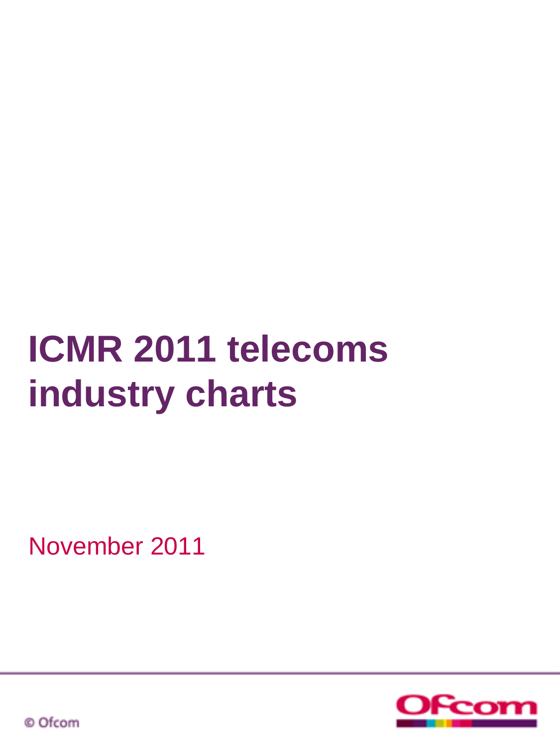# ICMR 2011 telecoms industry charts

November 2011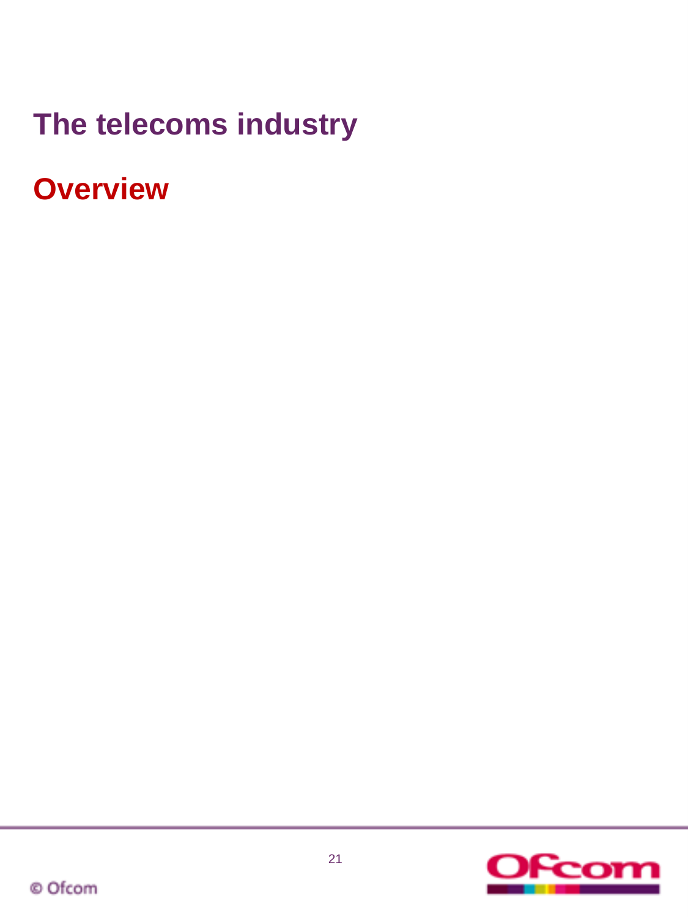# The telecoms industry

## Overview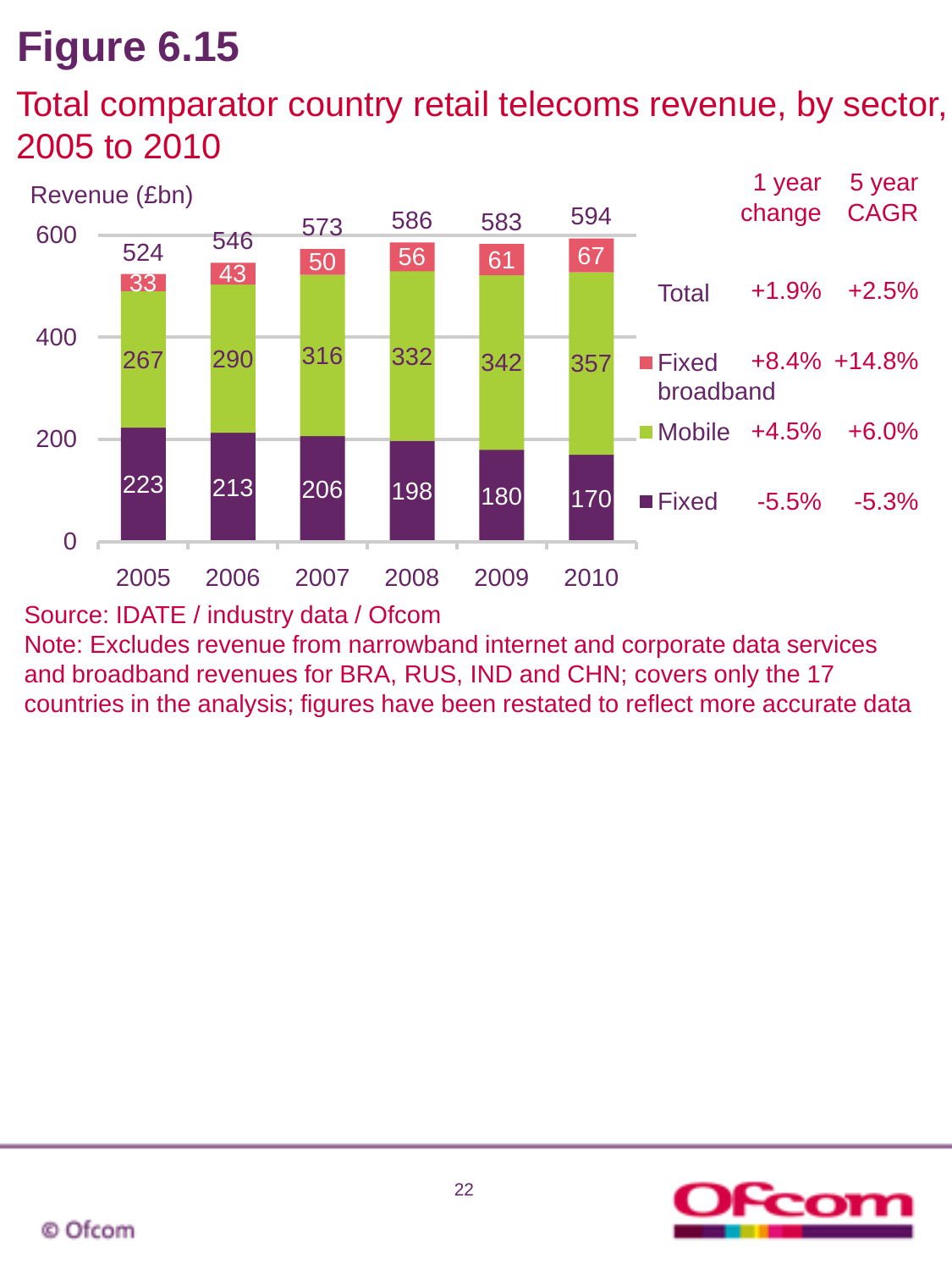# Figure 6.15

## Total comparator country retail telecoms revenue, by sector, 2005 to 2010

Revenue (£bn)

| Year | Fixed | Mobile | Fixed broadband | Total |
|---|---|---|---|---|
| 2005 | 223 | 267 | 33 | 524 |
| 2006 | 213 | 290 | 43 | 546 |
| 2007 | 206 | 316 | 50 | 573 |
| 2008 | 198 | 332 | 56 | 586 |
| 2009 | 180 | 342 | 61 | 583 |
| 2010 | 170 | 357 | 67 | 594 |

| | 1 year change | 5 year CAGR |
|---|---|---|
| Total | +1.9% | +2.5% |
| Fixed broadband | +8.4% | +14.8% |
| Mobile | +4.5% | +6.0% |
| Fixed | -5.5% | -5.3% |

Source: IDATE / industry data / Ofcom

Note: Excludes revenue from narrowband internet and corporate data services and broadband revenues for BRA, RUS, IND and CHN; covers only the 17 countries in the analysis; figures have been restated to reflect more accurate data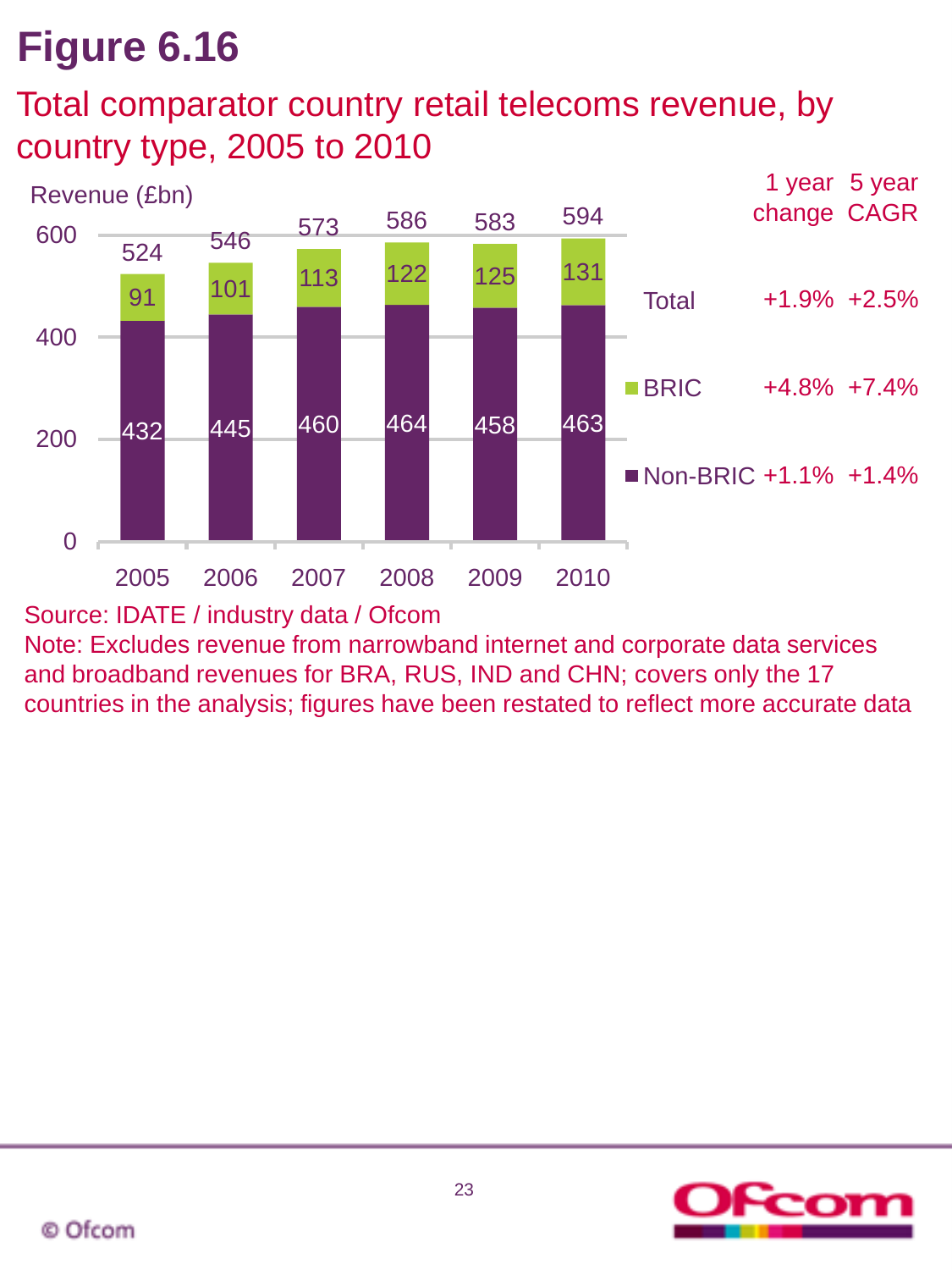# Figure 6.16

## Total comparator country retail telecoms revenue, by country type, 2005 to 2010

Revenue (£bn)

| | 2005 | 2006 | 2007 | 2008 | 2009 | 2010 | 1 year change | 5 year CAGR |
|---|---|---|---|---|---|---|---|---|
| Total | 524 | 546 | 573 | 586 | 583 | 594 | +1.9% | +2.5% |
| BRIC | 91 | 101 | 113 | 122 | 125 | 131 | +4.8% | +7.4% |
| Non-BRIC | 432 | 445 | 460 | 464 | 458 | 463 | +1.1% | +1.4% |

Source: IDATE / industry data / Ofcom

Note: Excludes revenue from narrowband internet and corporate data services and broadband revenues for BRA, RUS, IND and CHN; covers only the 17 countries in the analysis; figures have been restated to reflect more accurate data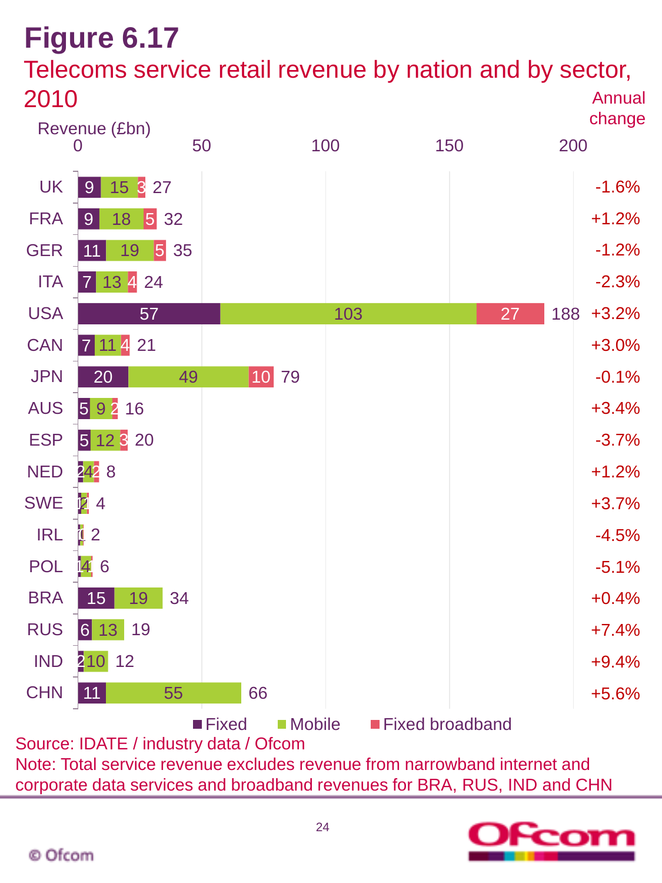# Figure 6.17

## Telecoms service retail revenue by nation and by sector, 2010

Revenue (£bn)

| Nation | Fixed | Mobile | Fixed broadband | Total | Annual change |
|---|---|---|---|---|---|
| UK | 9 | 15 | 3 | 27 | -1.6% |
| FRA | 9 | 18 | 5 | 32 | +1.2% |
| GER | 11 | 19 | 5 | 35 | -1.2% |
| ITA | 7 | 13 | 4 | 24 | -2.3% |
| USA | 57 | 103 | 27 | 188 | +3.2% |
| CAN | 7 | 11 | 4 | 21 | +3.0% |
| JPN | 20 | 49 | 10 | 79 | -0.1% |
| AUS | 5 | 9 | 2 | 16 | +3.4% |
| ESP | 5 | 12 | 3 | 20 | -3.7% |
| NED | 2 | 4 | 2 | 8 | +1.2% |
| SWE | 1 | 2 | | 4 | +3.7% |
| IRL | 1 | | | 2 | -4.5% |
| POL | 1 | 4 | 1 | 6 | -5.1% |
| BRA | 15 | 19 | | 34 | +0.4% |
| RUS | 6 | 13 | | 19 | +7.4% |
| IND | 2 | 10 | | 12 | +9.4% |
| CHN | 11 | 55 | | 66 | +5.6% |

Source: IDATE / industry data / Ofcom

Note: Total service revenue excludes revenue from narrowband internet and corporate data services and broadband revenues for BRA, RUS, IND and CHN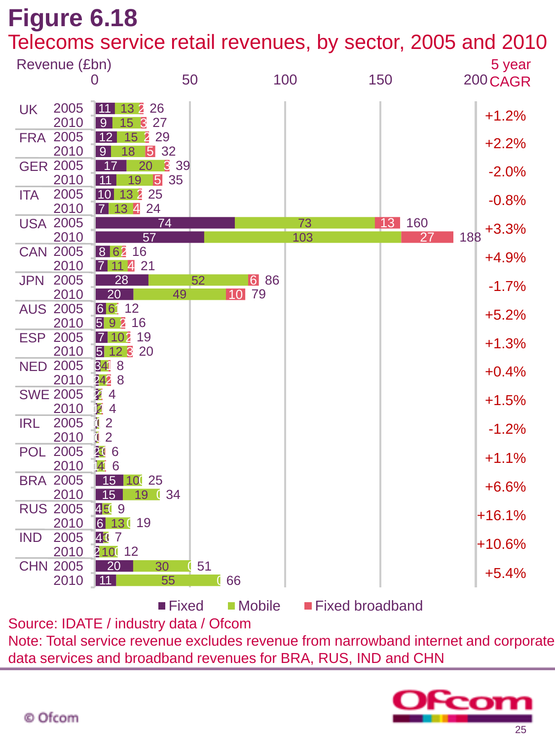# Figure 6.18

## Telecoms service retail revenues, by sector, 2005 and 2010

Revenue (£bn)

| Country | Year | Fixed | Mobile | Fixed broadband | Total | 5 year CAGR |
|---|---|---|---|---|---|---|
| UK | 2005 | 11 | 13 | 2 | 26 | +1.2% |
| | 2010 | 9 | 15 | 3 | 27 | |
| FRA | 2005 | 12 | 15 | 2 | 29 | +2.2% |
| | 2010 | 9 | 18 | 5 | 32 | |
| GER | 2005 | 17 | 20 | 3 | 39 | -2.0% |
| | 2010 | 11 | 19 | 5 | 35 | |
| ITA | 2005 | 10 | 13 | 2 | 25 | -0.8% |
| | 2010 | 7 | 13 | 4 | 24 | |
| USA | 2005 | 74 | 73 | 13 | 160 | +3.3% |
| | 2010 | 57 | 103 | 27 | 188 | |
| CAN | 2005 | 8 | 6 | 2 | 16 | +4.9% |
| | 2010 | 7 | 11 | 4 | 21 | |
| JPN | 2005 | 28 | 52 | 6 | 86 | -1.7% |
| | 2010 | 20 | 49 | 10 | 79 | |
| AUS | 2005 | 6 | 6 | 1 | 12 | +5.2% |
| | 2010 | 5 | 9 | 2 | 16 | |
| ESP | 2005 | 7 | 10 | 2 | 19 | +1.3% |
| | 2010 | 5 | 12 | 3 | 20 | |
| NED | 2005 | 3 | 4 | 1 | 8 | +0.4% |
| | 2010 | 2 | 4 | 2 | 8 | |
| SWE | 2005 | | 2 | | 4 | +1.5% |
| | 2010 | 1 | 2 | | 4 | |
| IRL | 2005 | | | | 2 | -1.2% |
| | 2010 | | | | 2 | |
| POL | 2005 | 2 | 3 | | 6 | +1.1% |
| | 2010 | 1 | 4 | | 6 | |
| BRA | 2005 | 15 | 10 | | 25 | +6.6% |
| | 2010 | 15 | 19 | | 34 | |
| RUS | 2005 | 4 | 5 | | 9 | +16.1% |
| | 2010 | 6 | 13 | | 19 | |
| IND | 2005 | 4 | 3 | | 7 | +10.6% |
| | 2010 | 2 | 10 | | 12 | |
| CHN | 2005 | 20 | 30 | | 51 | +5.4% |
| | 2010 | 11 | 55 | | 66 | |

Fixed | Mobile | Fixed broadband

Source: IDATE / industry data / Ofcom

Note: Total service revenue excludes revenue from narrowband internet and corporate data services and broadband revenues for BRA, RUS, IND and CHN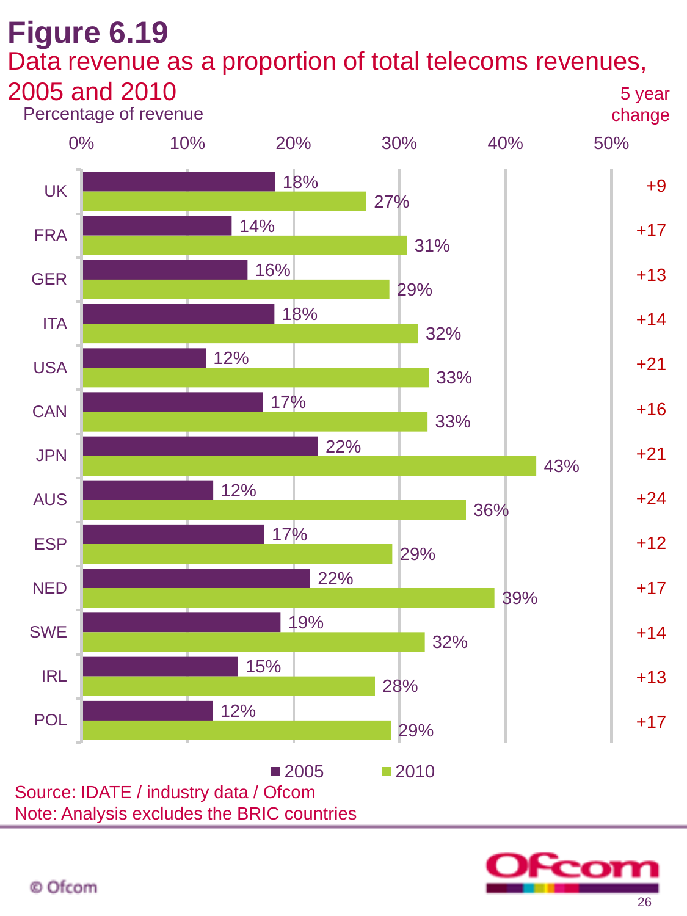# Figure 6.19

## Data revenue as a proportion of total telecoms revenues, 2005 and 2010

Percentage of revenue

| Country | 2005 | 2010 | 5 year change |
|---|---|---|---|
| UK | 18% | 27% | +9 |
| FRA | 14% | 31% | +17 |
| GER | 16% | 29% | +13 |
| ITA | 18% | 32% | +14 |
| USA | 12% | 33% | +21 |
| CAN | 17% | 33% | +16 |
| JPN | 22% | 43% | +21 |
| AUS | 12% | 36% | +24 |
| ESP | 17% | 29% | +12 |
| NED | 22% | 39% | +17 |
| SWE | 19% | 32% | +14 |
| IRL | 15% | 28% | +13 |
| POL | 12% | 29% | +17 |

Source: IDATE / industry data / Ofcom

Note: Analysis excludes the BRIC countries

© Ofcom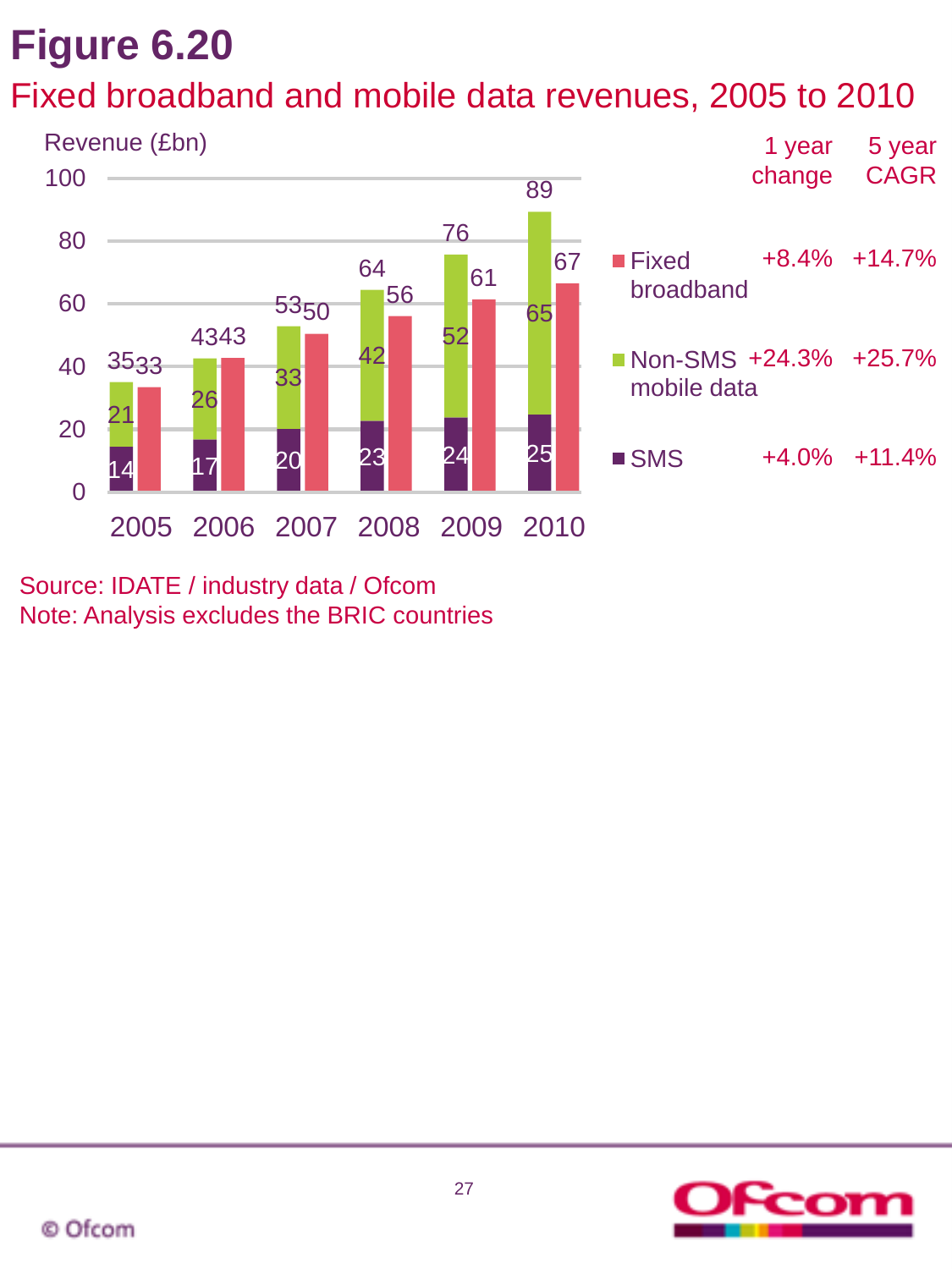# Figure 6.20

## Fixed broadband and mobile data revenues, 2005 to 2010

Revenue (£bn)

| Year | SMS | Non-SMS mobile data (cumulative label) | Mobile total | Fixed broadband |
|---|---|---|---|---|
| 2005 | 14 | 21 | 35 | 33 |
| 2006 | 17 | 26 | 43 | 43 |
| 2007 | 20 | 33 | 53 | 50 |
| 2008 | 23 | 42 | 64 | 56 |
| 2009 | 24 | 52 | 76 | 61 |
| 2010 | 25 | 65 | 89 | 67 |

| | 1 year change | 5 year CAGR |
|---|---|---|
| Fixed broadband | +8.4% | +14.7% |
| Non-SMS mobile data | +24.3% | +25.7% |
| SMS | +4.0% | +11.4% |

Source: IDATE / industry data / Ofcom
Note: Analysis excludes the BRIC countries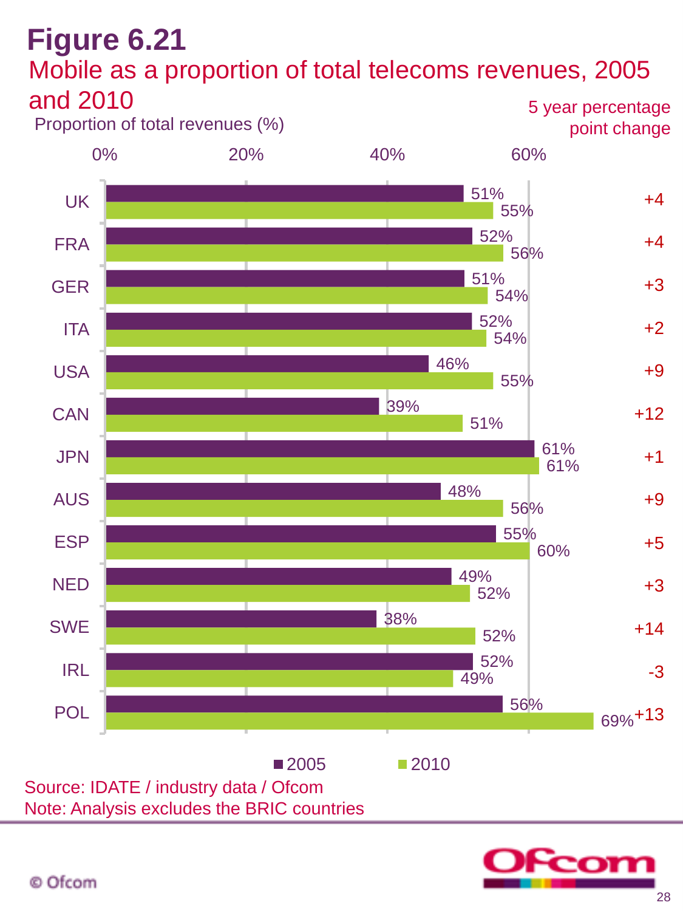# Figure 6.21

## Mobile as a proportion of total telecoms revenues, 2005 and 2010

Proportion of total revenues (%)

| Country | 2005 | 2010 | 5 year percentage point change |
| --- | --- | --- | --- |
| UK | 51% | 55% | +4 |
| FRA | 52% | 56% | +4 |
| GER | 51% | 54% | +3 |
| ITA | 52% | 54% | +2 |
| USA | 46% | 55% | +9 |
| CAN | 39% | 51% | +12 |
| JPN | 61% | 61% | +1 |
| AUS | 48% | 56% | +9 |
| ESP | 55% | 60% | +5 |
| NED | 49% | 52% | +3 |
| SWE | 38% | 52% | +14 |
| IRL | 52% | 49% | -3 |
| POL | 56% | 69% | +13 |

Source: IDATE / industry data / Ofcom

Note: Analysis excludes the BRIC countries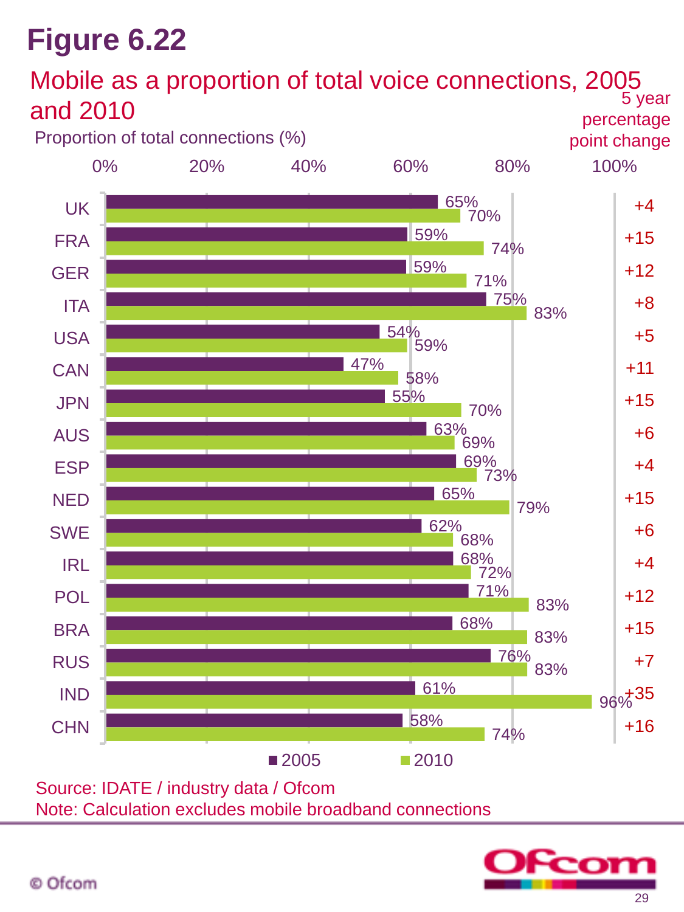# Figure 6.22

## Mobile as a proportion of total voice connections, 2005 and 2010

Proportion of total connections (%)

| Country | 2005 | 2010 | 5 year percentage point change |
|---|---|---|---|
| UK | 65% | 70% | +4 |
| FRA | 59% | 74% | +15 |
| GER | 59% | 71% | +12 |
| ITA | 75% | 83% | +8 |
| USA | 54% | 59% | +5 |
| CAN | 47% | 58% | +11 |
| JPN | 55% | 70% | +15 |
| AUS | 63% | 69% | +6 |
| ESP | 69% | 73% | +4 |
| NED | 65% | 79% | +15 |
| SWE | 62% | 68% | +6 |
| IRL | 68% | 72% | +4 |
| POL | 71% | 83% | +12 |
| BRA | 68% | 83% | +15 |
| RUS | 76% | 83% | +7 |
| IND | 61% | 96% | +35 |
| CHN | 58% | 74% | +16 |

Source: IDATE / industry data / Ofcom

Note: Calculation excludes mobile broadband connections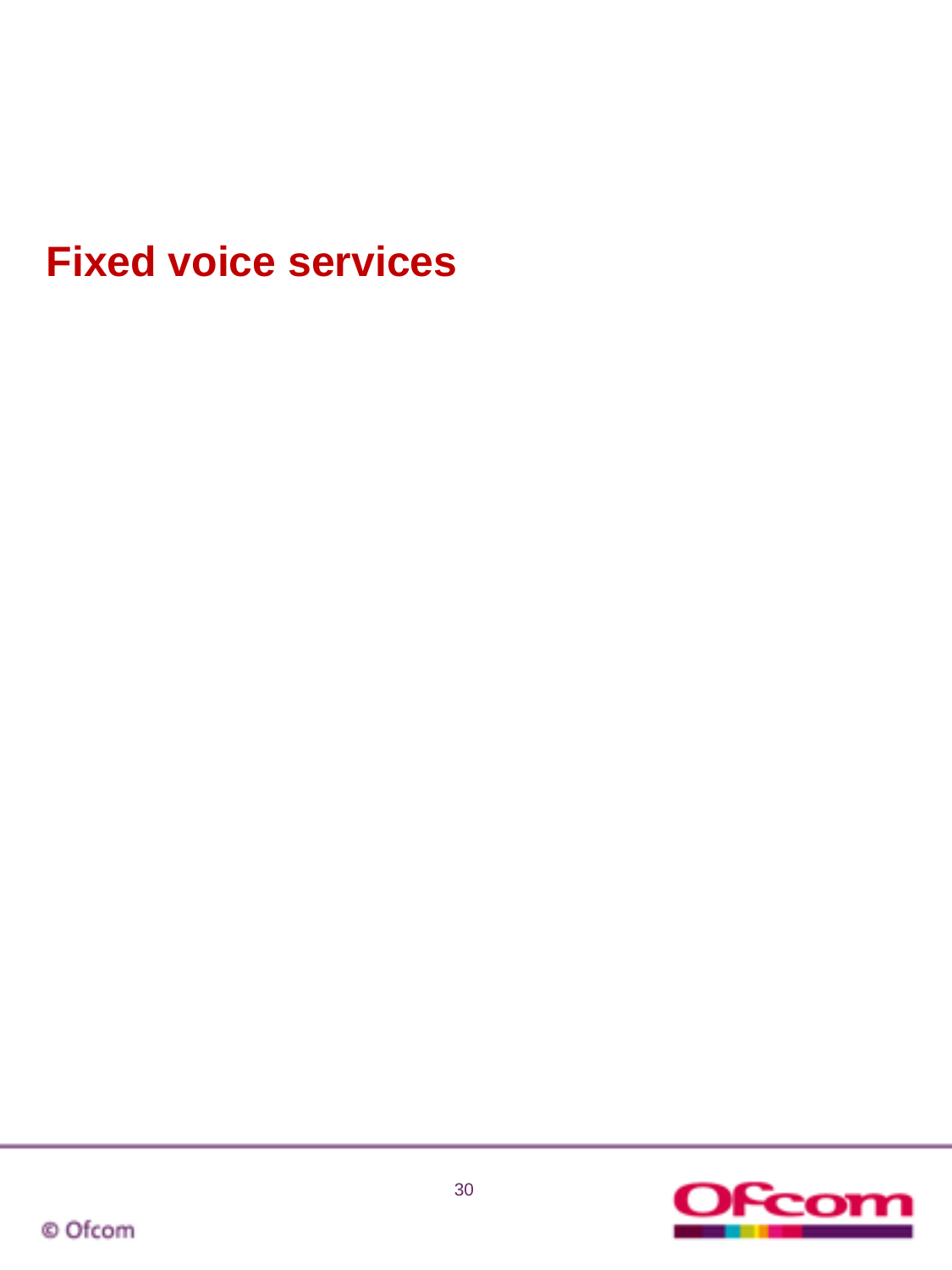# Fixed voice services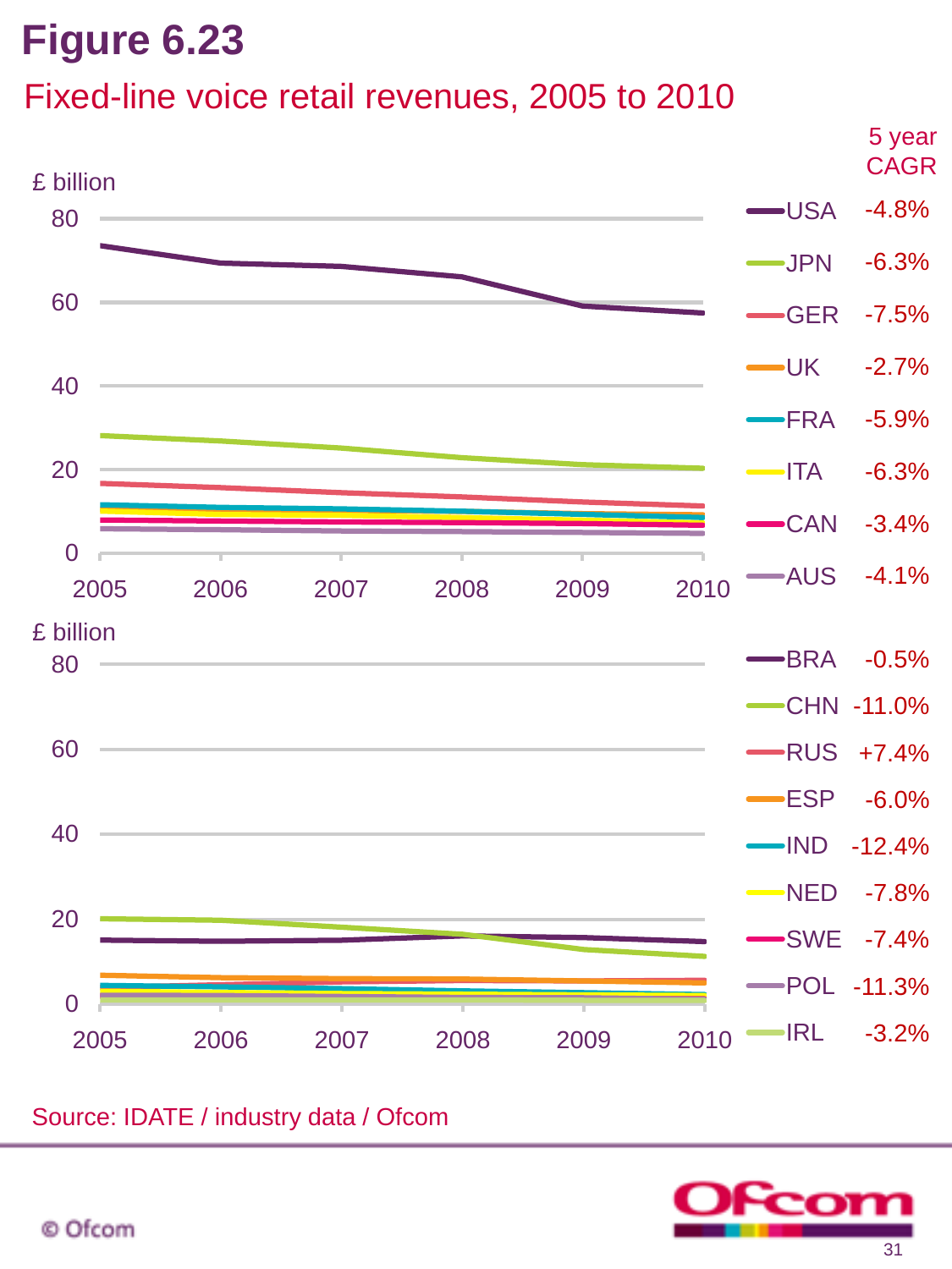# Figure 6.23

## Fixed-line voice retail revenues, 2005 to 2010

| Country | 5 year CAGR |
|---|---|
| USA | -4.8% |
| JPN | -6.3% |
| GER | -7.5% |
| UK | -2.7% |
| FRA | -5.9% |
| ITA | -6.3% |
| CAN | -3.4% |
| AUS | -4.1% |

| Country | 5 year CAGR |
|---|---|
| BRA | -0.5% |
| CHN | -11.0% |
| RUS | +7.4% |
| ESP | -6.0% |
| IND | -12.4% |
| NED | -7.8% |
| SWE | -7.4% |
| POL | -11.3% |
| IRL | -3.2% |

£ billion

Source: IDATE / industry data / Ofcom

© Ofcom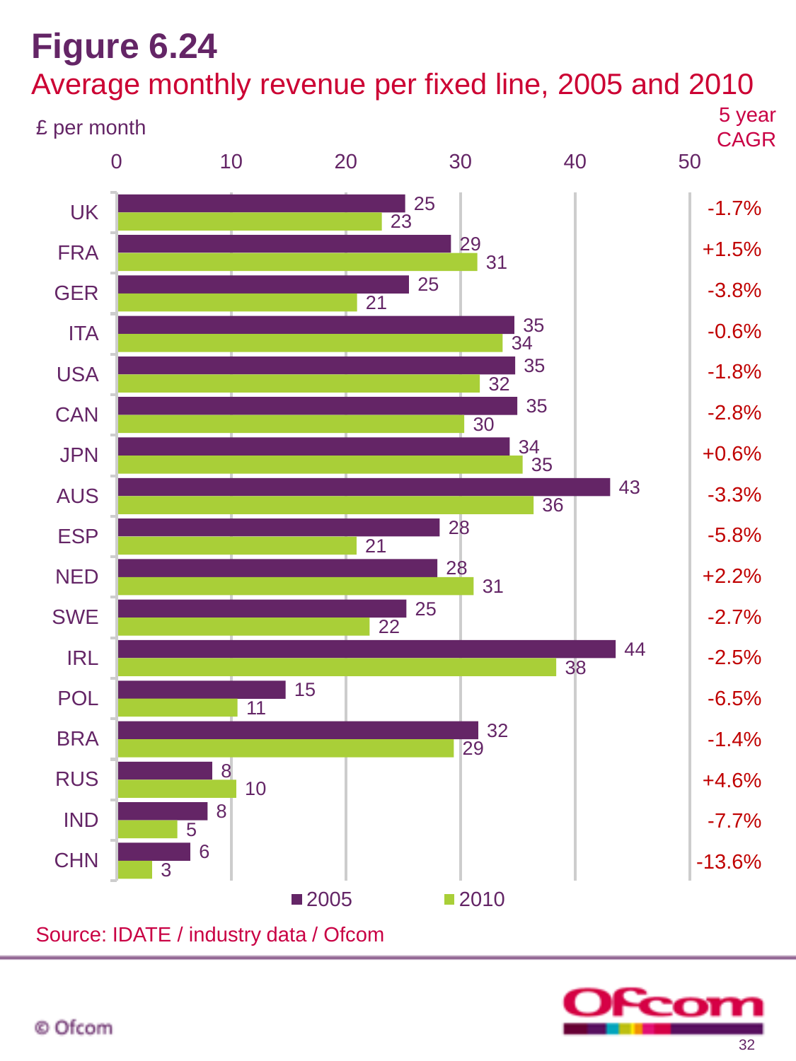# Figure 6.24

## Average monthly revenue per fixed line, 2005 and 2010

£ per month

| Country | 2005 | 2010 | 5 year CAGR |
|---|---|---|---|
| UK | 25 | 23 | -1.7% |
| FRA | 29 | 31 | +1.5% |
| GER | 25 | 21 | -3.8% |
| ITA | 35 | 34 | -0.6% |
| USA | 35 | 32 | -1.8% |
| CAN | 35 | 30 | -2.8% |
| JPN | 34 | 35 | +0.6% |
| AUS | 43 | 36 | -3.3% |
| ESP | 28 | 21 | -5.8% |
| NED | 28 | 31 | +2.2% |
| SWE | 25 | 22 | -2.7% |
| IRL | 44 | 38 | -2.5% |
| POL | 15 | 11 | -6.5% |
| BRA | 32 | 29 | -1.4% |
| RUS | 8 | 10 | +4.6% |
| IND | 8 | 5 | -7.7% |
| CHN | 6 | 3 | -13.6% |

Source: IDATE / industry data / Ofcom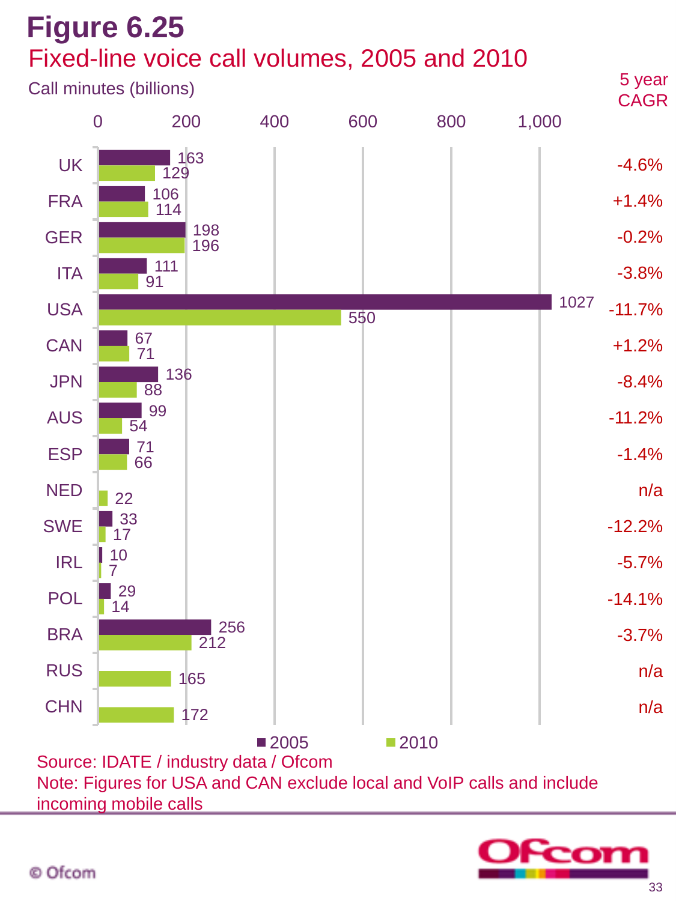# Figure 6.25

## Fixed-line voice call volumes, 2005 and 2010

Call minutes (billions)

| Country | 2005 | 2010 | 5 year CAGR |
|---|---|---|---|
| UK | 163 | 129 | -4.6% |
| FRA | 106 | 114 | +1.4% |
| GER | 198 | 196 | -0.2% |
| ITA | 111 | 91 | -3.8% |
| USA | 1027 | 550 | -11.7% |
| CAN | 67 | 71 | +1.2% |
| JPN | 136 | 88 | -8.4% |
| AUS | 99 | 54 | -11.2% |
| ESP | 71 | 66 | -1.4% |
| NED | | 22 | n/a |
| SWE | 33 | 17 | -12.2% |
| IRL | 10 | 7 | -5.7% |
| POL | 29 | 14 | -14.1% |
| BRA | 256 | 212 | -3.7% |
| RUS | | 165 | n/a |
| CHN | | 172 | n/a |

Source: IDATE / industry data / Ofcom

Note: Figures for USA and CAN exclude local and VoIP calls and include incoming mobile calls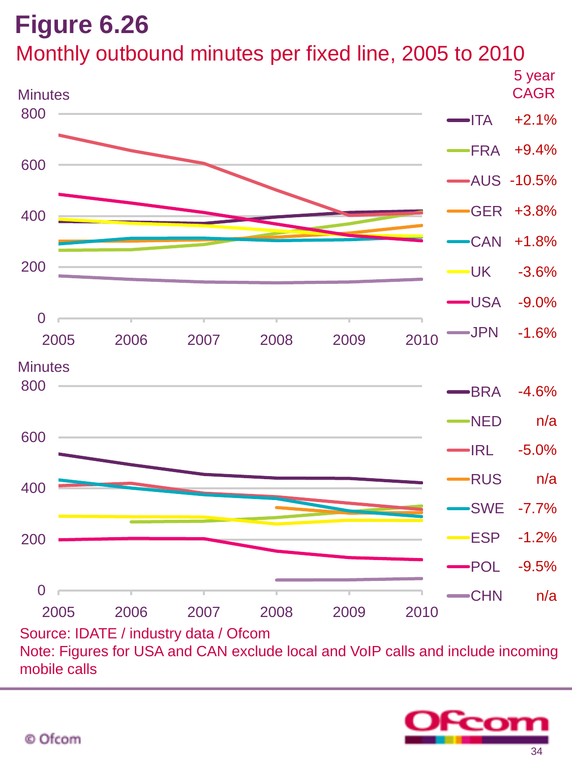# Figure 6.26

## Monthly outbound minutes per fixed line, 2005 to 2010

| Country | 5 year CAGR |
|---|---|
| ITA | +2.1% |
| FRA | +9.4% |
| AUS | -10.5% |
| GER | +3.8% |
| CAN | +1.8% |
| UK | -3.6% |
| USA | -9.0% |
| JPN | -1.6% |

| Country | 5 year CAGR |
|---|---|
| BRA | -4.6% |
| NED | n/a |
| IRL | -5.0% |
| RUS | n/a |
| SWE | -7.7% |
| ESP | -1.2% |
| POL | -9.5% |
| CHN | n/a |

Source: IDATE / industry data / Ofcom

Note: Figures for USA and CAN exclude local and VoIP calls and include incoming mobile calls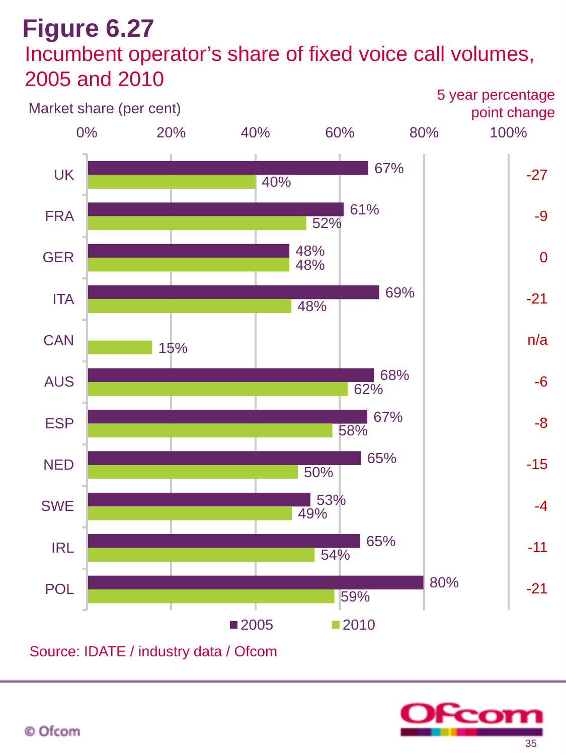# Figure 6.27

## Incumbent operator's share of fixed voice call volumes, 2005 and 2010

Market share (per cent)

| Country | 2005 | 2010 | 5 year percentage point change |
|---|---|---|---|
| UK | 67% | 40% | -27 |
| FRA | 61% | 52% | -9 |
| GER | 48% | 48% | 0 |
| ITA | 69% | 48% | -21 |
| CAN | | 15% | n/a |
| AUS | 68% | 62% | -6 |
| ESP | 67% | 58% | -8 |
| NED | 65% | 50% | -15 |
| SWE | 53% | 49% | -4 |
| IRL | 65% | 54% | -11 |
| POL | 80% | 59% | -21 |

Source: IDATE / industry data / Ofcom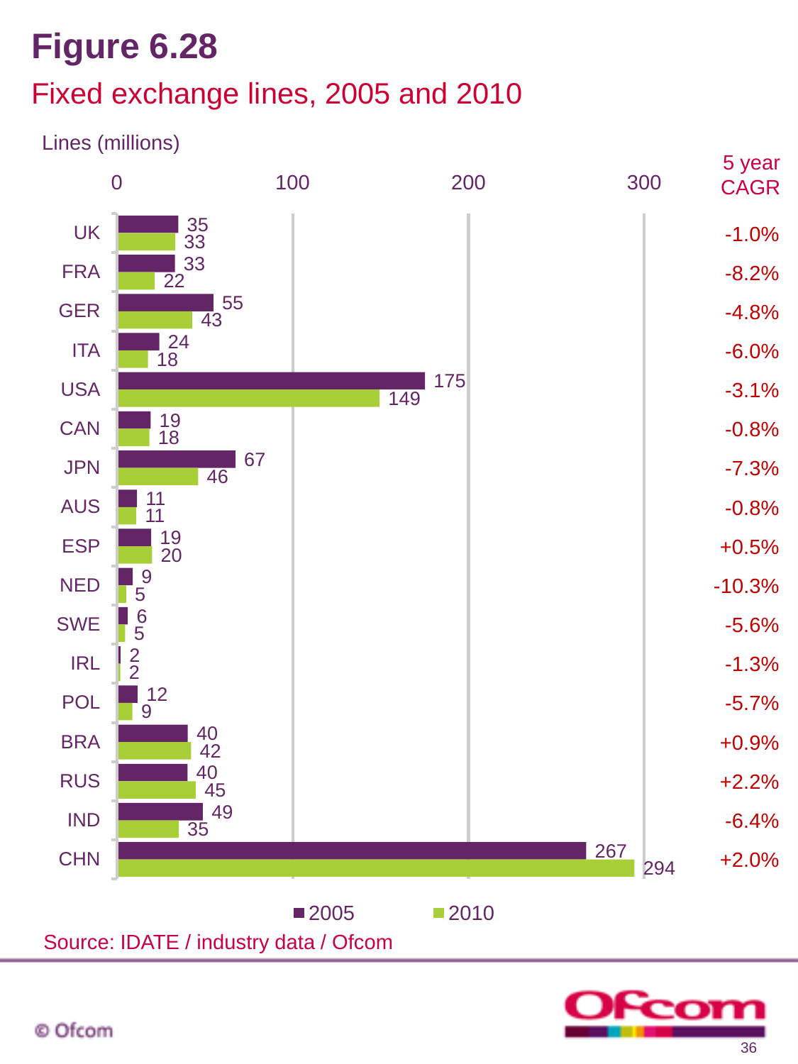# Figure 6.28

## Fixed exchange lines, 2005 and 2010

Lines (millions)

| Country | 2005 | 2010 | 5 year CAGR |
|---|---|---|---|
| UK | 35 | 33 | -1.0% |
| FRA | 33 | 22 | -8.2% |
| GER | 55 | 43 | -4.8% |
| ITA | 24 | 18 | -6.0% |
| USA | 175 | 149 | -3.1% |
| CAN | 19 | 18 | -0.8% |
| JPN | 67 | 46 | -7.3% |
| AUS | 11 | 11 | -0.8% |
| ESP | 19 | 20 | +0.5% |
| NED | 9 | 5 | -10.3% |
| SWE | 6 | 5 | -5.6% |
| IRL | 2 | 2 | -1.3% |
| POL | 12 | 9 | -5.7% |
| BRA | 40 | 42 | +0.9% |
| RUS | 40 | 45 | +2.2% |
| IND | 49 | 35 | -6.4% |
| CHN | 267 | 294 | +2.0% |

Source: IDATE / industry data / Ofcom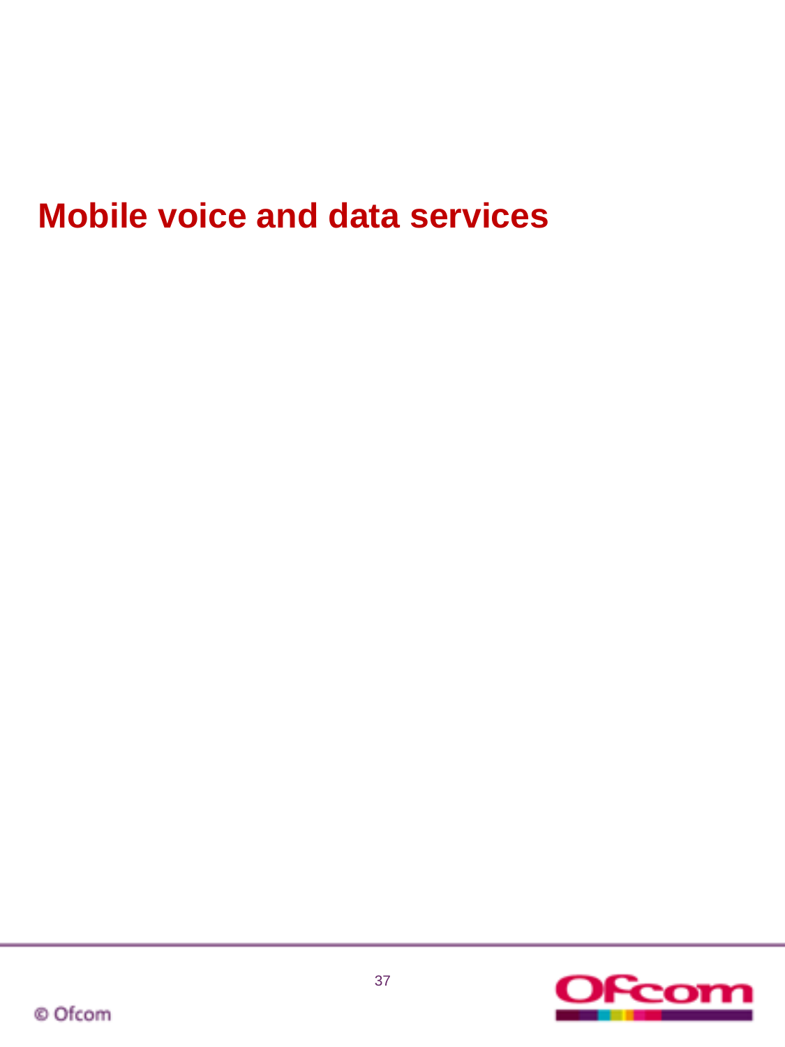# Mobile voice and data services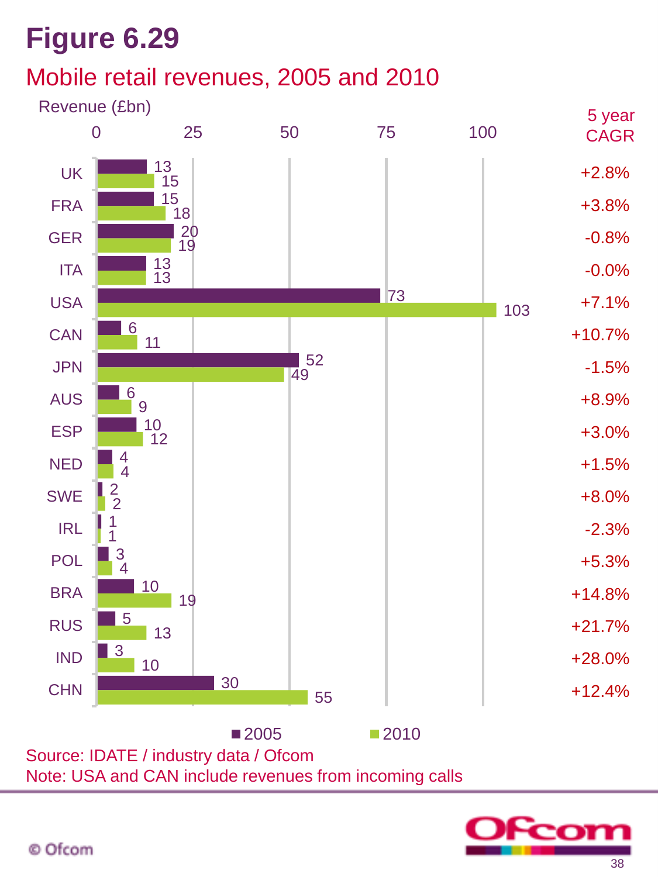# Figure 6.29

## Mobile retail revenues, 2005 and 2010

Revenue (£bn)

| Country | 2005 | 2010 | 5 year CAGR |
|---|---|---|---|
| UK | 13 | 15 | +2.8% |
| FRA | 15 | 18 | +3.8% |
| GER | 20 | 19 | -0.8% |
| ITA | 13 | 13 | -0.0% |
| USA | 73 | 103 | +7.1% |
| CAN | 6 | 11 | +10.7% |
| JPN | 52 | 49 | -1.5% |
| AUS | 6 | 9 | +8.9% |
| ESP | 10 | 12 | +3.0% |
| NED | 4 | 4 | +1.5% |
| SWE | 2 | 2 | +8.0% |
| IRL | 1 | 1 | -2.3% |
| POL | 3 | 4 | +5.3% |
| BRA | 10 | 19 | +14.8% |
| RUS | 5 | 13 | +21.7% |
| IND | 3 | 10 | +28.0% |
| CHN | 30 | 55 | +12.4% |

Source: IDATE / industry data / Ofcom

Note: USA and CAN include revenues from incoming calls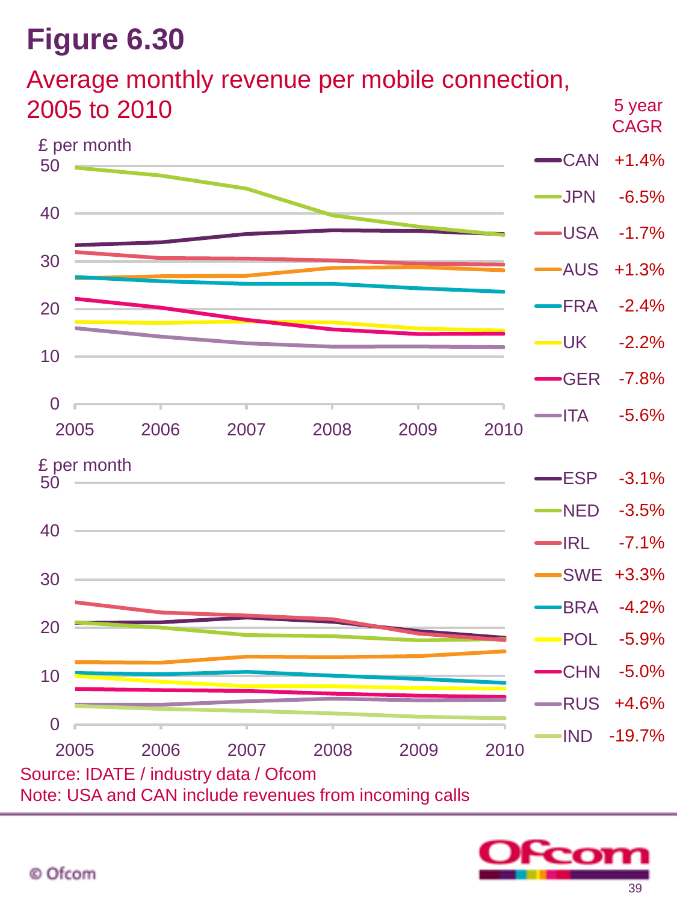# Figure 6.30

## Average monthly revenue per mobile connection, 2005 to 2010

£ per month

| Country | 5 year CAGR |
|---|---|
| CAN | +1.4% |
| JPN | -6.5% |
| USA | -1.7% |
| AUS | +1.3% |
| FRA | -2.4% |
| UK | -2.2% |
| GER | -7.8% |
| ITA | -5.6% |

£ per month

| Country | 5 year CAGR |
|---|---|
| ESP | -3.1% |
| NED | -3.5% |
| IRL | -7.1% |
| SWE | +3.3% |
| BRA | -4.2% |
| POL | -5.9% |
| CHN | -5.0% |
| RUS | +4.6% |
| IND | -19.7% |

Source: IDATE / industry data / Ofcom

Note: USA and CAN include revenues from incoming calls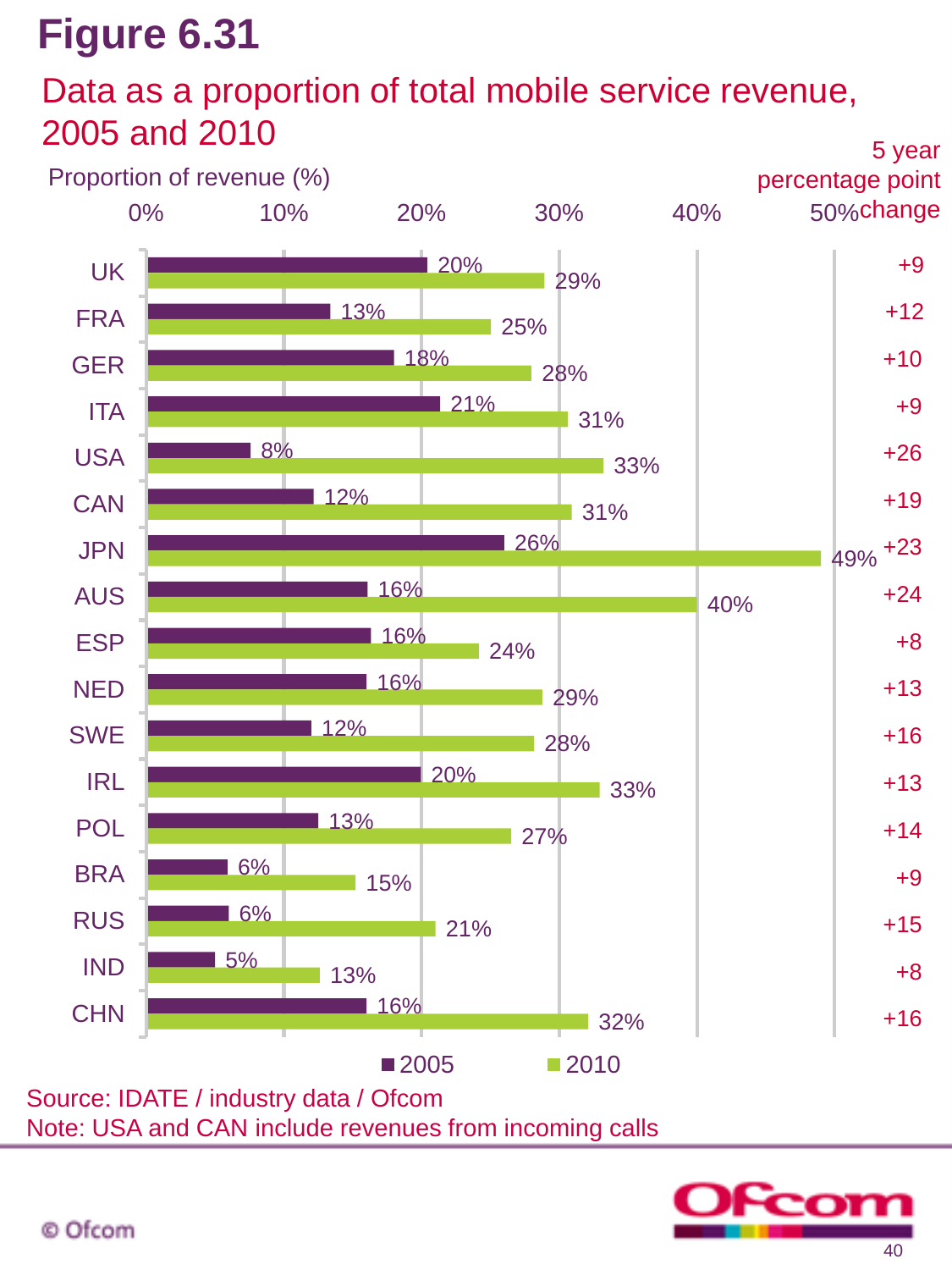# Figure 6.31

## Data as a proportion of total mobile service revenue, 2005 and 2010

Proportion of revenue (%)

| Country | 2005 | 2010 | 5 year percentage point change |
|---|---|---|---|
| UK | 20% | 29% | +9 |
| FRA | 13% | 25% | +12 |
| GER | 18% | 28% | +10 |
| ITA | 21% | 31% | +9 |
| USA | 8% | 33% | +26 |
| CAN | 12% | 31% | +19 |
| JPN | 26% | 49% | +23 |
| AUS | 16% | 40% | +24 |
| ESP | 16% | 24% | +8 |
| NED | 16% | 29% | +13 |
| SWE | 12% | 28% | +16 |
| IRL | 20% | 33% | +13 |
| POL | 13% | 27% | +14 |
| BRA | 6% | 15% | +9 |
| RUS | 6% | 21% | +15 |
| IND | 5% | 13% | +8 |
| CHN | 16% | 32% | +16 |

Source: IDATE / industry data / Ofcom

Note: USA and CAN include revenues from incoming calls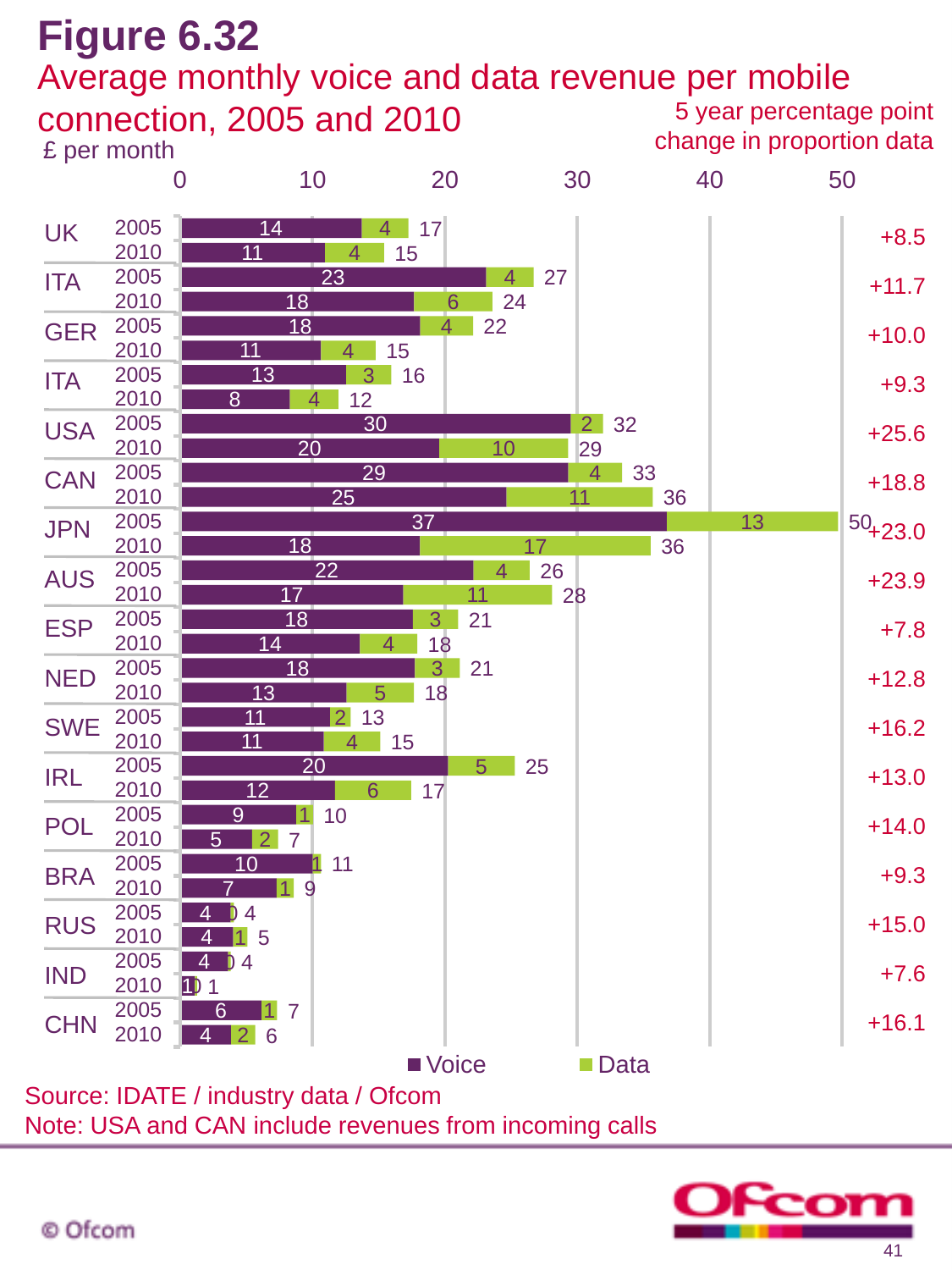# Figure 6.32

## Average monthly voice and data revenue per mobile connection, 2005 and 2010

£ per month

| Country | Year | Voice | Data | Total | 5 year percentage point change in proportion data |
|---|---|---|---|---|---|
| UK | 2005 | 14 | 4 | 17 | +8.5 |
| | 2010 | 11 | 4 | 15 | |
| ITA | 2005 | 23 | 4 | 27 | +11.7 |
| | 2010 | 18 | 6 | 24 | |
| GER | 2005 | 18 | 4 | 22 | +10.0 |
| | 2010 | 11 | 4 | 15 | |
| ITA | 2005 | 13 | 3 | 16 | +9.3 |
| | 2010 | 8 | 4 | 12 | |
| USA | 2005 | 30 | 2 | 32 | +25.6 |
| | 2010 | 20 | 10 | 29 | |
| CAN | 2005 | 29 | 4 | 33 | +18.8 |
| | 2010 | 25 | 11 | 36 | |
| JPN | 2005 | 37 | 13 | 50 | +23.0 |
| | 2010 | 18 | 17 | 36 | |
| AUS | 2005 | 22 | 4 | 26 | +23.9 |
| | 2010 | 17 | 11 | 28 | |
| ESP | 2005 | 18 | 3 | 21 | +7.8 |
| | 2010 | 14 | 4 | 18 | |
| NED | 2005 | 18 | 3 | 21 | +12.8 |
| | 2010 | 13 | 5 | 18 | |
| SWE | 2005 | 11 | 2 | 13 | +16.2 |
| | 2010 | 11 | 4 | 15 | |
| IRL | 2005 | 20 | 5 | 25 | +13.0 |
| | 2010 | 12 | 6 | 17 | |
| POL | 2005 | 9 | 1 | 10 | +14.0 |
| | 2010 | 5 | 2 | 7 | |
| BRA | 2005 | 10 | 1 | 11 | +9.3 |
| | 2010 | 7 | 1 | 9 | |
| RUS | 2005 | 4 | 0 | 4 | +15.0 |
| | 2010 | 4 | 1 | 5 | |
| IND | 2005 | 4 | 0 | 4 | +7.6 |
| | 2010 | 1 | 0 | 1 | |
| CHN | 2005 | 6 | 1 | 7 | +16.1 |
| | 2010 | 4 | 2 | 6 | |

Source: IDATE / industry data / Ofcom

Note: USA and CAN include revenues from incoming calls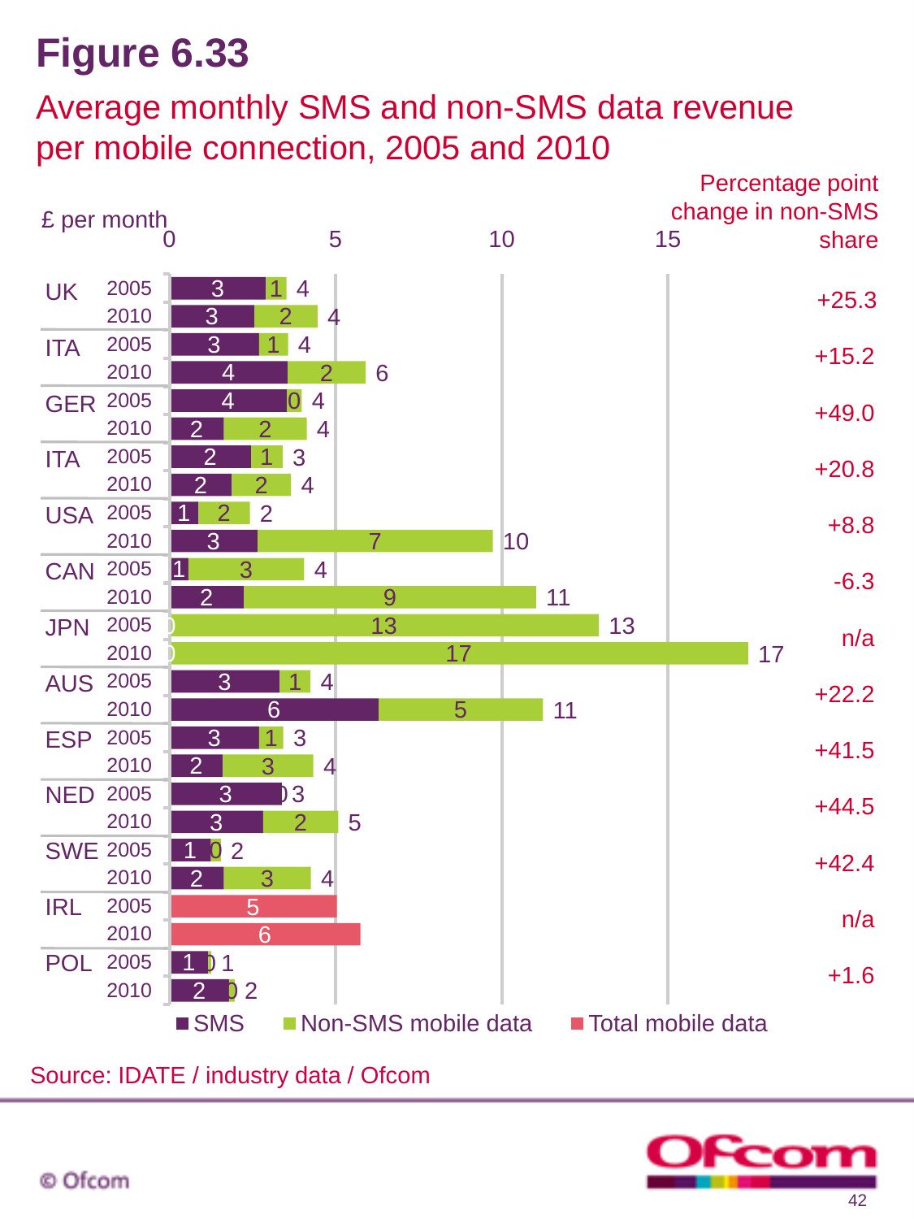# Figure 6.33

## Average monthly SMS and non-SMS data revenue per mobile connection, 2005 and 2010

£ per month

| Country | Year | SMS | Non-SMS mobile data | Total mobile data | Total | Percentage point change in non-SMS share |
|---|---|---|---|---|---|---|
| UK | 2005 | 3 | 1 | | 4 | +25.3 |
| | 2010 | 3 | 2 | | 4 | |
| ITA | 2005 | 3 | 1 | | 4 | +15.2 |
| | 2010 | 4 | 2 | | 6 | |
| GER | 2005 | 4 | 0 | | 4 | +49.0 |
| | 2010 | 2 | 2 | | 4 | |
| ITA | 2005 | 2 | 1 | | 3 | +20.8 |
| | 2010 | 2 | 2 | | 4 | |
| USA | 2005 | 1 | 2 | | 2 | +8.8 |
| | 2010 | 3 | 7 | | 10 | |
| CAN | 2005 | 1 | 3 | | 4 | -6.3 |
| | 2010 | 2 | 9 | | 11 | |
| JPN | 2005 | 0 | 13 | | 13 | n/a |
| | 2010 | 0 | 17 | | 17 | |
| AUS | 2005 | 3 | 1 | | 4 | +22.2 |
| | 2010 | 6 | 5 | | 11 | |
| ESP | 2005 | 3 | 1 | | 3 | +41.5 |
| | 2010 | 2 | 3 | | 4 | |
| NED | 2005 | 3 | 0 | | 3 | +44.5 |
| | 2010 | 3 | 2 | | 5 | |
| SWE | 2005 | 1 | 0 | | 2 | +42.4 |
| | 2010 | 2 | 3 | | 4 | |
| IRL | 2005 | | | 5 | | n/a |
| | 2010 | | | 6 | | |
| POL | 2005 | 1 | 0 | | 1 | +1.6 |
| | 2010 | 2 | 0 | | 2 | |

Source: IDATE / industry data / Ofcom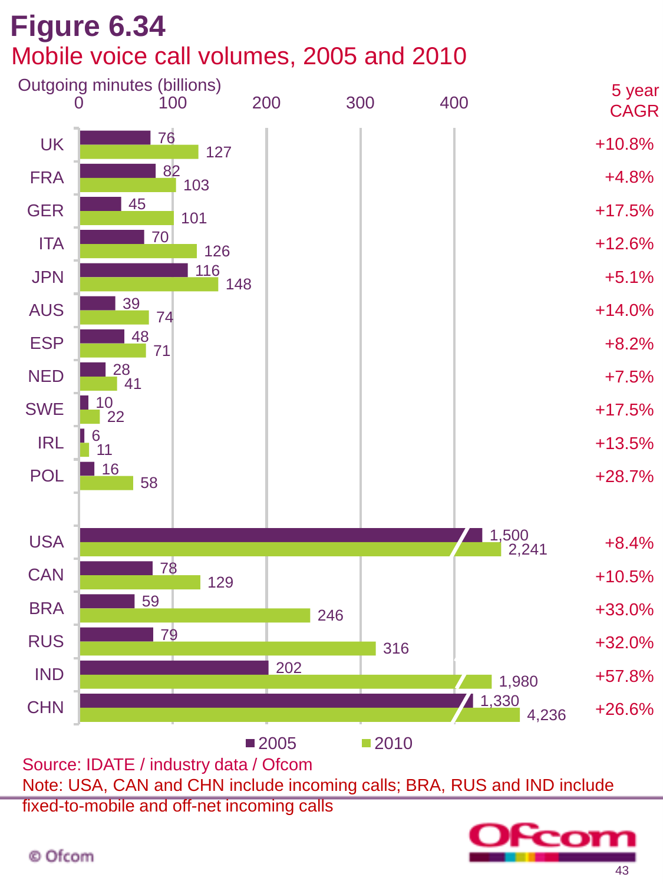# Figure 6.34

## Mobile voice call volumes, 2005 and 2010

Outgoing minutes (billions)

| Country | 2005 | 2010 | 5 year CAGR |
|---|---|---|---|
| UK | 76 | 127 | +10.8% |
| FRA | 82 | 103 | +4.8% |
| GER | 45 | 101 | +17.5% |
| ITA | 70 | 126 | +12.6% |
| JPN | 116 | 148 | +5.1% |
| AUS | 39 | 74 | +14.0% |
| ESP | 48 | 71 | +8.2% |
| NED | 28 | 41 | +7.5% |
| SWE | 10 | 22 | +17.5% |
| IRL | 6 | 11 | +13.5% |
| POL | 16 | 58 | +28.7% |
| USA | 1,500 | 2,241 | +8.4% |
| CAN | 78 | 129 | +10.5% |
| BRA | 59 | 246 | +33.0% |
| RUS | 79 | 316 | +32.0% |
| IND | 202 | 1,980 | +57.8% |
| CHN | 1,330 | 4,236 | +26.6% |

Source: IDATE / industry data / Ofcom

Note: USA, CAN and CHN include incoming calls; BRA, RUS and IND include fixed-to-mobile and off-net incoming calls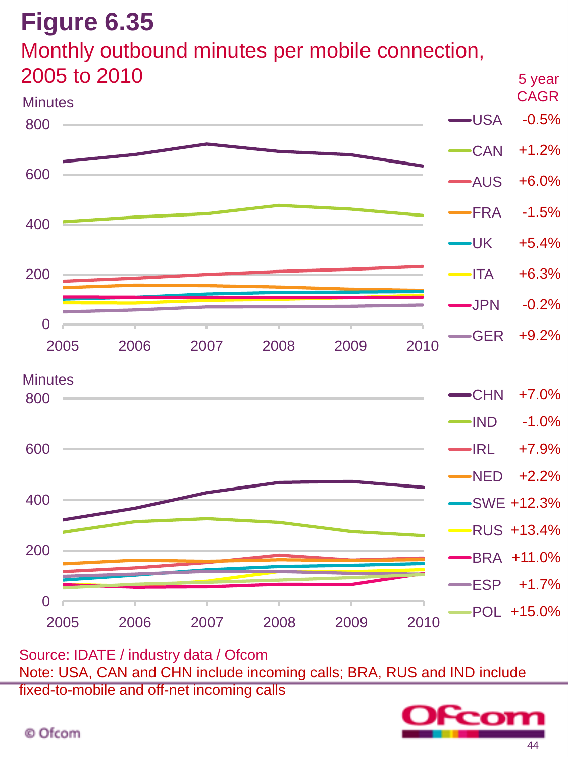# Figure 6.35

## Monthly outbound minutes per mobile connection, 2005 to 2010

| Country | 5 year CAGR |
|---|---|
| USA | -0.5% |
| CAN | +1.2% |
| AUS | +6.0% |
| FRA | -1.5% |
| UK | +5.4% |
| ITA | +6.3% |
| JPN | -0.2% |
| GER | +9.2% |

| Country | 5 year CAGR |
|---|---|
| CHN | +7.0% |
| IND | -1.0% |
| IRL | +7.9% |
| NED | +2.2% |
| SWE | +12.3% |
| RUS | +13.4% |
| BRA | +11.0% |
| ESP | +1.7% |
| POL | +15.0% |

Source: IDATE / industry data / Ofcom

Note: USA, CAN and CHN include incoming calls; BRA, RUS and IND include fixed-to-mobile and off-net incoming calls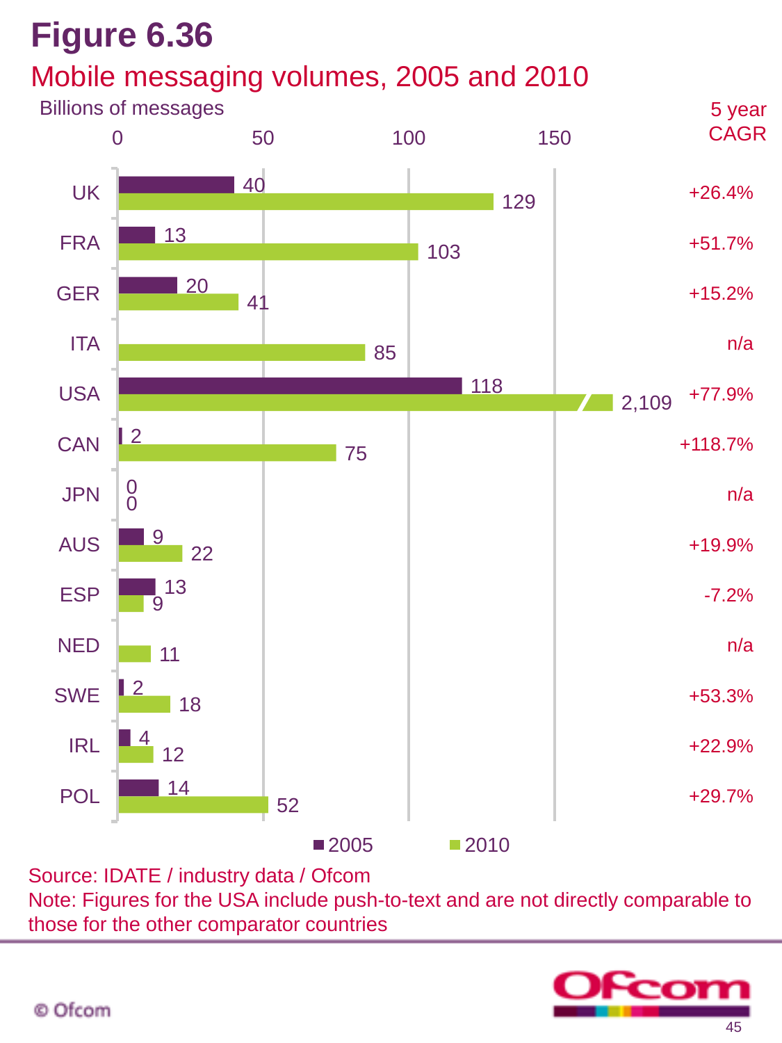# Figure 6.36

## Mobile messaging volumes, 2005 and 2010

Billions of messages

| Country | 2005 | 2010 | 5 year CAGR |
|---|---|---|---|
| UK | 40 | 129 | +26.4% |
| FRA | 13 | 103 | +51.7% |
| GER | 20 | 41 | +15.2% |
| ITA | | 85 | n/a |
| USA | 118 | 2,109 | +77.9% |
| CAN | 2 | 75 | +118.7% |
| JPN | 0 | 0 | n/a |
| AUS | 9 | 22 | +19.9% |
| ESP | 13 | 9 | -7.2% |
| NED | | 11 | n/a |
| SWE | 2 | 18 | +53.3% |
| IRL | 4 | 12 | +22.9% |
| POL | 14 | 52 | +29.7% |

Source: IDATE / industry data / Ofcom

Note: Figures for the USA include push-to-text and are not directly comparable to those for the other comparator countries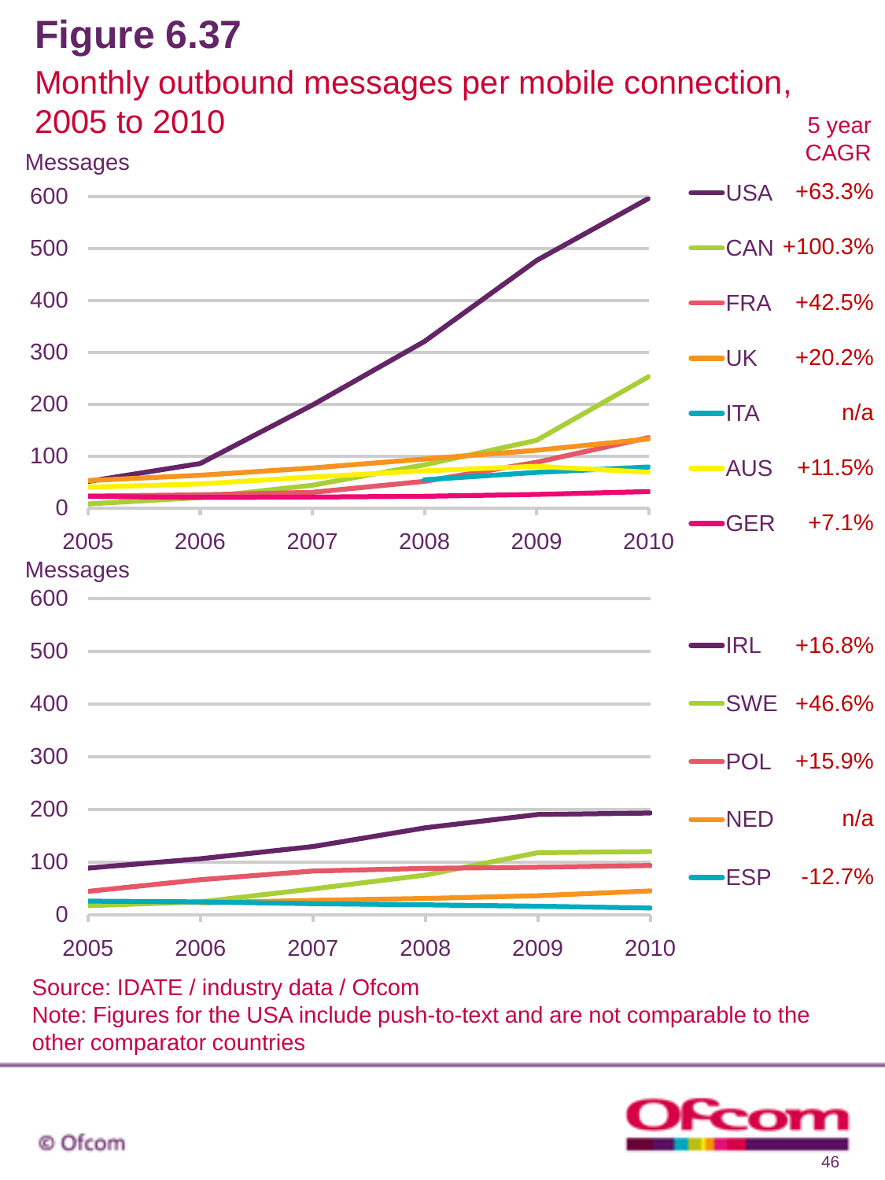# Figure 6.37

## Monthly outbound messages per mobile connection, 2005 to 2010

| Country | 5 year CAGR |
| --- | --- |
| USA | +63.3% |
| CAN | +100.3% |
| FRA | +42.5% |
| UK | +20.2% |
| ITA | n/a |
| AUS | +11.5% |
| GER | +7.1% |
| IRL | +16.8% |
| SWE | +46.6% |
| POL | +15.9% |
| NED | n/a |
| ESP | -12.7% |

Source: IDATE / industry data / Ofcom

Note: Figures for the USA include push-to-text and are not comparable to the other comparator countries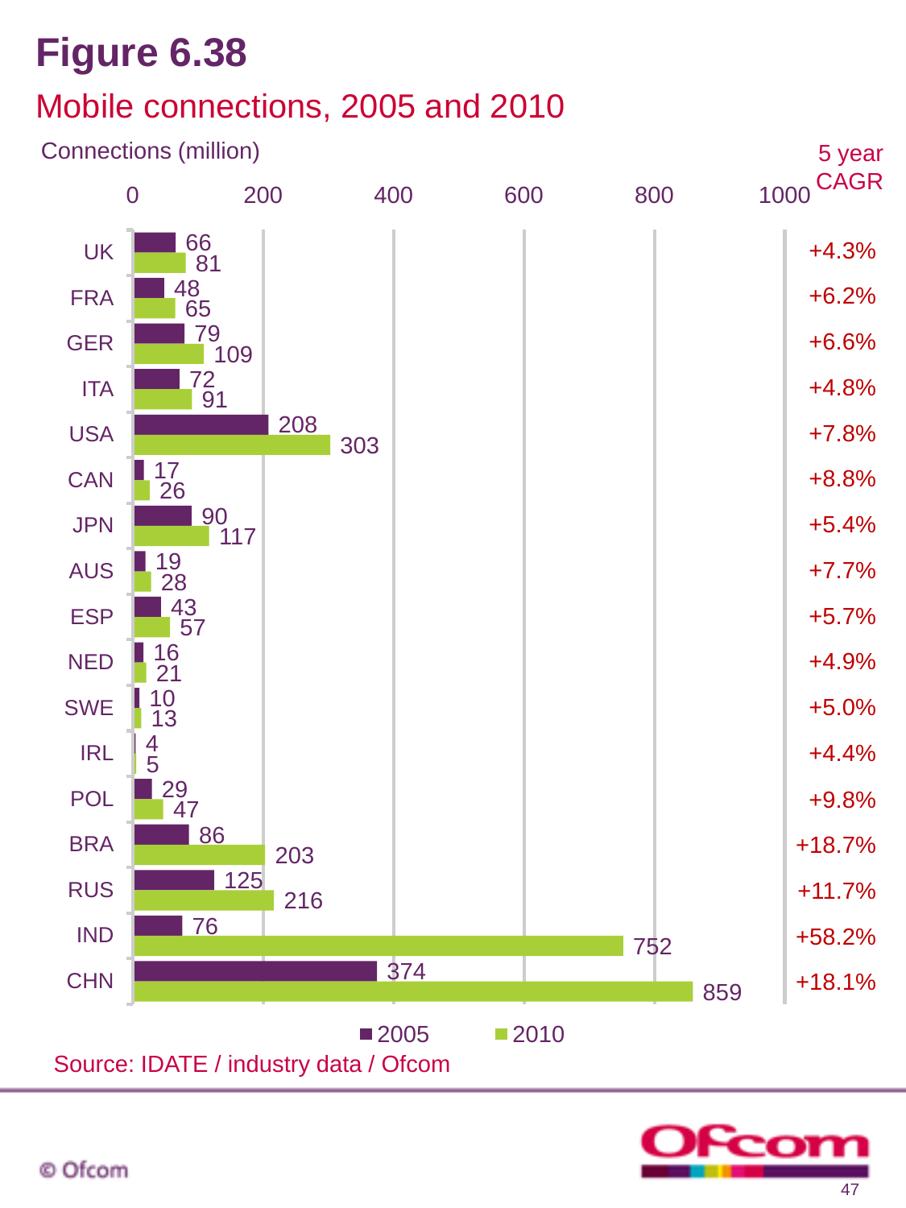# Figure 6.38

## Mobile connections, 2005 and 2010

Connections (million)

| Country | 2005 | 2010 | 5 year CAGR |
|---|---|---|---|
| UK | 66 | 81 | +4.3% |
| FRA | 48 | 65 | +6.2% |
| GER | 79 | 109 | +6.6% |
| ITA | 72 | 91 | +4.8% |
| USA | 208 | 303 | +7.8% |
| CAN | 17 | 26 | +8.8% |
| JPN | 90 | 117 | +5.4% |
| AUS | 19 | 28 | +7.7% |
| ESP | 43 | 57 | +5.7% |
| NED | 16 | 21 | +4.9% |
| SWE | 10 | 13 | +5.0% |
| IRL | 4 | 5 | +4.4% |
| POL | 29 | 47 | +9.8% |
| BRA | 86 | 203 | +18.7% |
| RUS | 125 | 216 | +11.7% |
| IND | 76 | 752 | +58.2% |
| CHN | 374 | 859 | +18.1% |

Source: IDATE / industry data / Ofcom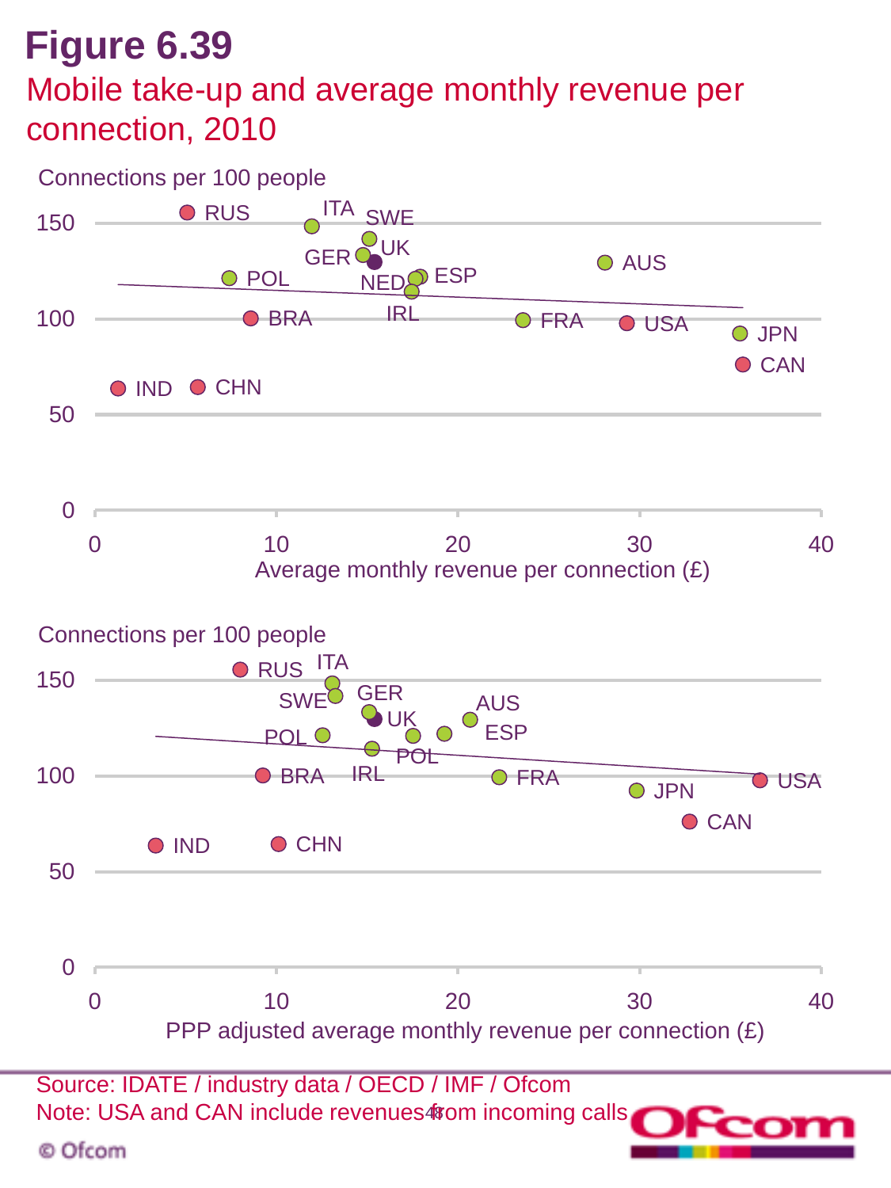# Figure 6.39

## Mobile take-up and average monthly revenue per connection, 2010

Connections per 100 people

Average monthly revenue per connection (£)

Connections per 100 people

PPP adjusted average monthly revenue per connection (£)

Source: IDATE / industry data / OECD / IMF / Ofcom
Note: USA and CAN include revenues from incoming calls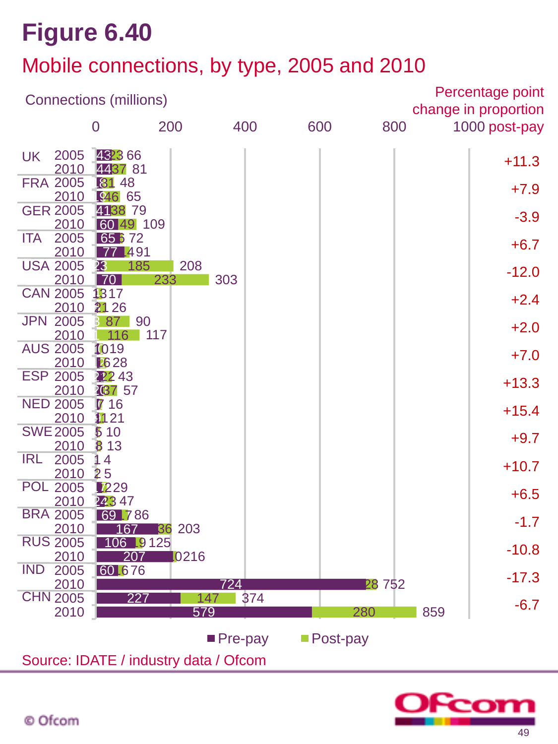# Figure 6.40

## Mobile connections, by type, 2005 and 2010

Connections (millions)

| Country | Year | Pre-pay | Post-pay | Total | Percentage point change in proportion post-pay |
|---|---|---|---|---|---|
| UK | 2005 | 43 | 23 | 66 | +11.3 |
| | 2010 | 44 | 37 | 81 | |
| FRA | 2005 | 18 | 31 | 48 | +7.9 |
| | 2010 | 19 | 46 | 65 | |
| GER | 2005 | 41 | 38 | 79 | -3.9 |
| | 2010 | 60 | 49 | 109 | |
| ITA | 2005 | 65 | 6 | 72 | +6.7 |
| | 2010 | 77 | 14 | 91 | |
| USA | 2005 | 23 | 185 | 208 | -12.0 |
| | 2010 | 70 | 233 | 303 | |
| CAN | 2005 | | 13 | 17 | +2.4 |
| | 2010 | | 21 | 26 | |
| JPN | 2005 | 3 | 87 | 90 | +2.0 |
| | 2010 | 1 | 116 | 117 | |
| AUS | 2005 | | 10 | 19 | +7.0 |
| | 2010 | | 16 | 28 | |
| ESP | 2005 | 21 | 22 | 43 | +13.3 |
| | 2010 | 20 | 37 | 57 | |
| NED | 2005 | | 7 | 16 | +15.4 |
| | 2010 | | 11 | 21 | |
| SWE | 2005 | | 5 | 10 | +9.7 |
| | 2010 | | 8 | 13 | |
| IRL | 2005 | | 1 | 4 | +10.7 |
| | 2010 | | 2 | 5 | |
| POL | 2005 | 17 | 12 | 29 | +6.5 |
| | 2010 | 24 | 23 | 47 | |
| BRA | 2005 | 69 | 17 | 86 | -1.7 |
| | 2010 | 167 | 36 | 203 | |
| RUS | 2005 | 106 | 19 | 125 | -10.8 |
| | 2010 | 207 | 10 | 216 | |
| IND | 2005 | 60 | 16 | 76 | -17.3 |
| | 2010 | 724 | 28 | 752 | |
| CHN | 2005 | 227 | 147 | 374 | -6.7 |
| | 2010 | 579 | 280 | 859 | |

Source: IDATE / industry data / Ofcom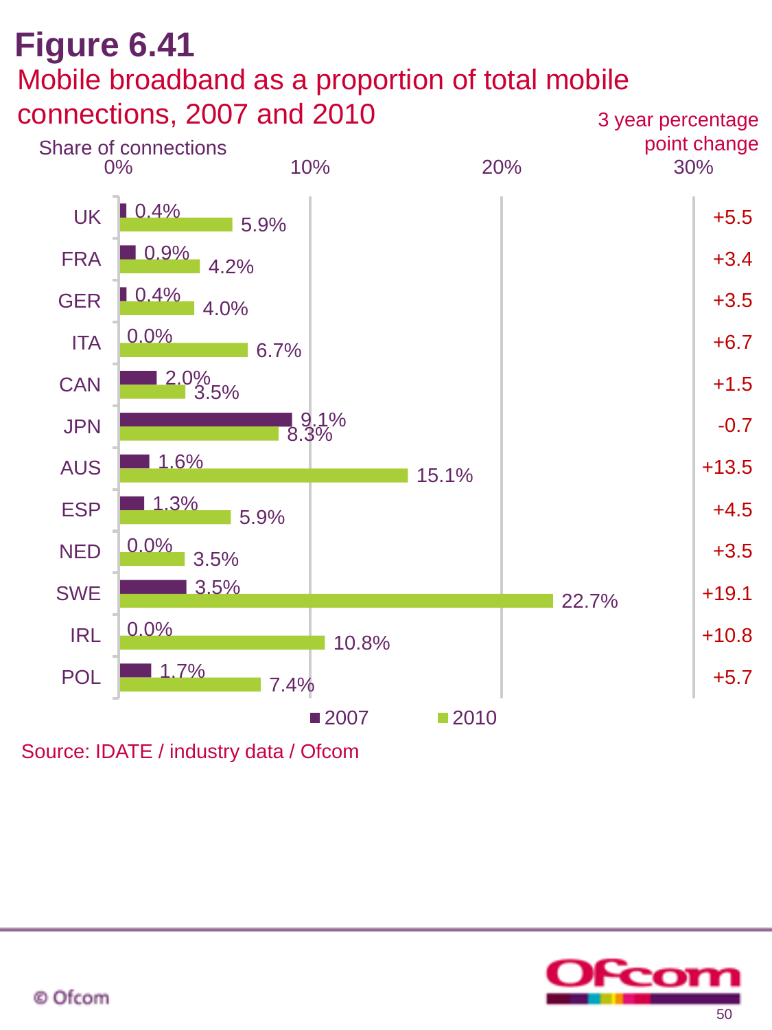# Figure 6.41

## Mobile broadband as a proportion of total mobile connections, 2007 and 2010

| Country | 2007 | 2010 | 3 year percentage point change |
| --- | --- | --- | --- |
| UK | 0.4% | 5.9% | +5.5 |
| FRA | 0.9% | 4.2% | +3.4 |
| GER | 0.4% | 4.0% | +3.5 |
| ITA | 0.0% | 6.7% | +6.7 |
| CAN | 2.0% | 3.5% | +1.5 |
| JPN | 9.1% | 8.3% | -0.7 |
| AUS | 1.6% | 15.1% | +13.5 |
| ESP | 1.3% | 5.9% | +4.5 |
| NED | 0.0% | 3.5% | +3.5 |
| SWE | 3.5% | 22.7% | +19.1 |
| IRL | 0.0% | 10.8% | +10.8 |
| POL | 1.7% | 7.4% | +5.7 |

Source: IDATE / industry data / Ofcom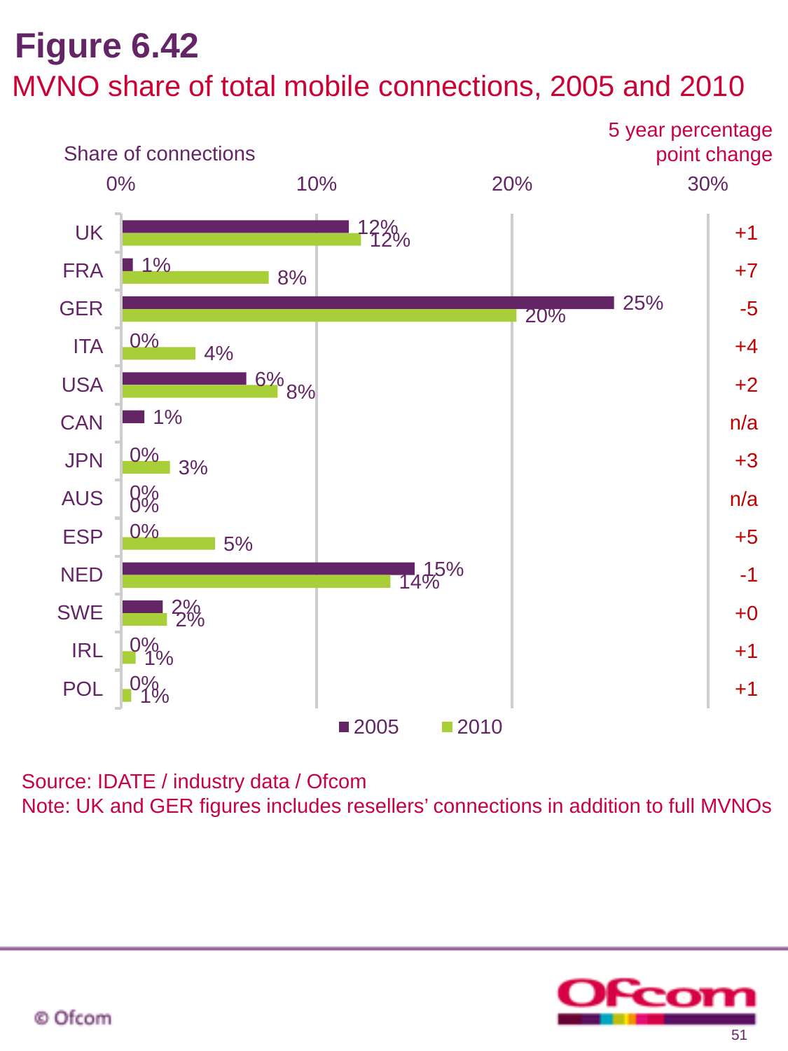# Figure 6.42

## MVNO share of total mobile connections, 2005 and 2010

Share of connections

| Country | 2005 | 2010 | 5 year percentage point change |
|---|---|---|---|
| UK | 12% | 12% | +1 |
| FRA | 1% | 8% | +7 |
| GER | 25% | 20% | -5 |
| ITA | 0% | 4% | +4 |
| USA | 6% | 8% | +2 |
| CAN | 1% | | n/a |
| JPN | 0% | 3% | +3 |
| AUS | 0% | 0% | n/a |
| ESP | 0% | 5% | +5 |
| NED | 15% | 14% | -1 |
| SWE | 2% | 2% | +0 |
| IRL | 0% | 1% | +1 |
| POL | 0% | 1% | +1 |

Source: IDATE / industry data / Ofcom

Note: UK and GER figures includes resellers' connections in addition to full MVNOs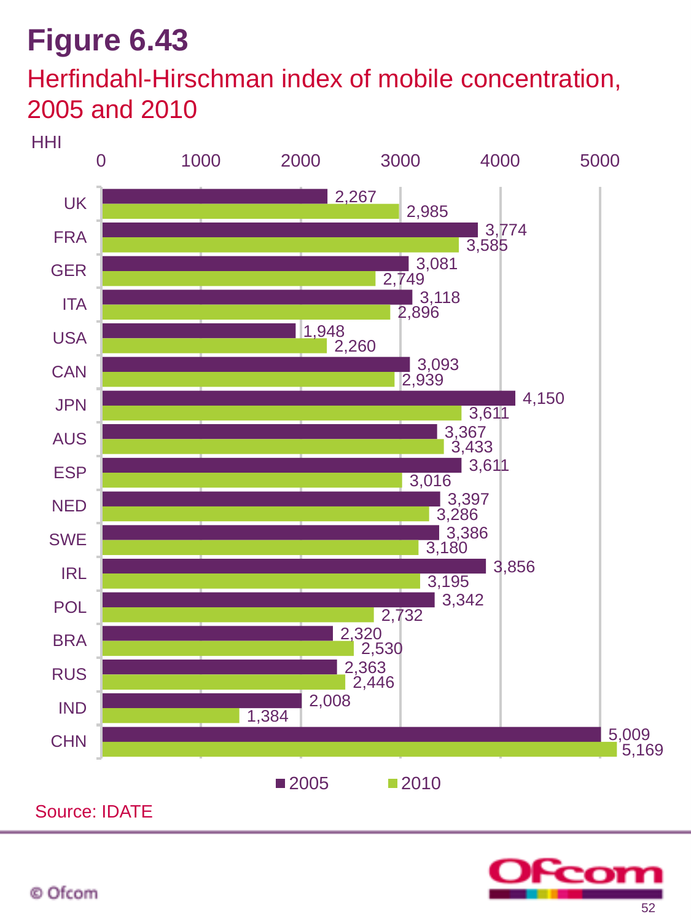# Figure 6.43

## Herfindahl-Hirschman index of mobile concentration, 2005 and 2010

| HHI | 2005 | 2010 |
|---|---|---|
| UK | 2,267 | 2,985 |
| FRA | 3,774 | 3,585 |
| GER | 3,081 | 2,749 |
| ITA | 3,118 | 2,896 |
| USA | 1,948 | 2,260 |
| CAN | 3,093 | 2,939 |
| JPN | 4,150 | 3,611 |
| AUS | 3,367 | 3,433 |
| ESP | 3,611 | 3,016 |
| NED | 3,397 | 3,286 |
| SWE | 3,386 | 3,180 |
| IRL | 3,856 | 3,195 |
| POL | 3,342 | 2,732 |
| BRA | 2,320 | 2,530 |
| RUS | 2,363 | 2,446 |
| IND | 2,008 | 1,384 |
| CHN | 5,009 | 5,169 |

Source: IDATE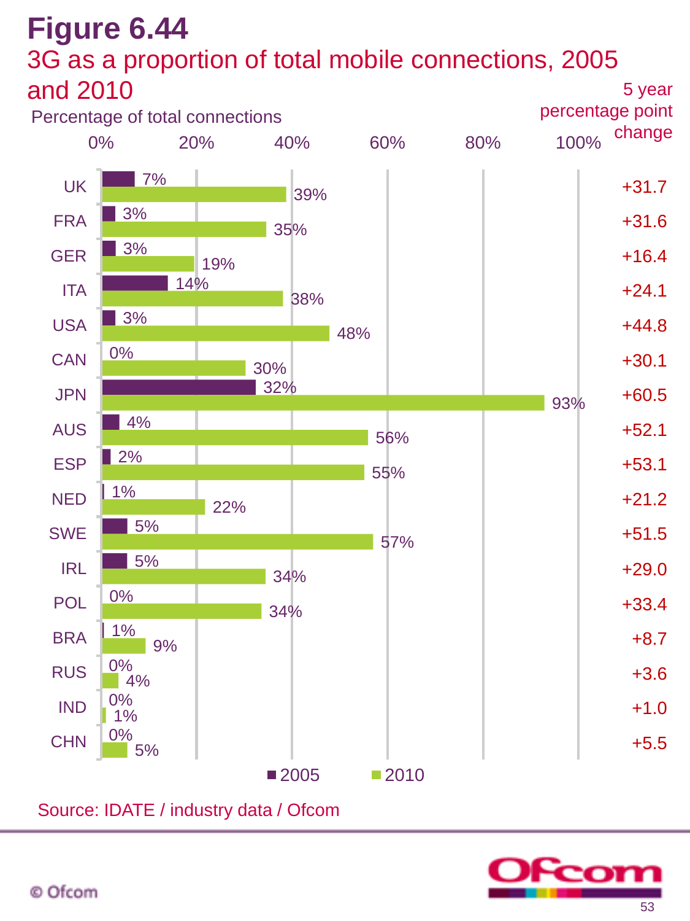# Figure 6.44

## 3G as a proportion of total mobile connections, 2005 and 2010

Percentage of total connections

| Country | 2005 | 2010 | 5 year percentage point change |
|---|---|---|---|
| UK | 7% | 39% | +31.7 |
| FRA | 3% | 35% | +31.6 |
| GER | 3% | 19% | +16.4 |
| ITA | 14% | 38% | +24.1 |
| USA | 3% | 48% | +44.8 |
| CAN | 0% | 30% | +30.1 |
| JPN | 32% | 93% | +60.5 |
| AUS | 4% | 56% | +52.1 |
| ESP | 2% | 55% | +53.1 |
| NED | 1% | 22% | +21.2 |
| SWE | 5% | 57% | +51.5 |
| IRL | 5% | 34% | +29.0 |
| POL | 0% | 34% | +33.4 |
| BRA | 1% | 9% | +8.7 |
| RUS | 0% | 4% | +3.6 |
| IND | 0% | 1% | +1.0 |
| CHN | 0% | 5% | +5.5 |

Source: IDATE / industry data / Ofcom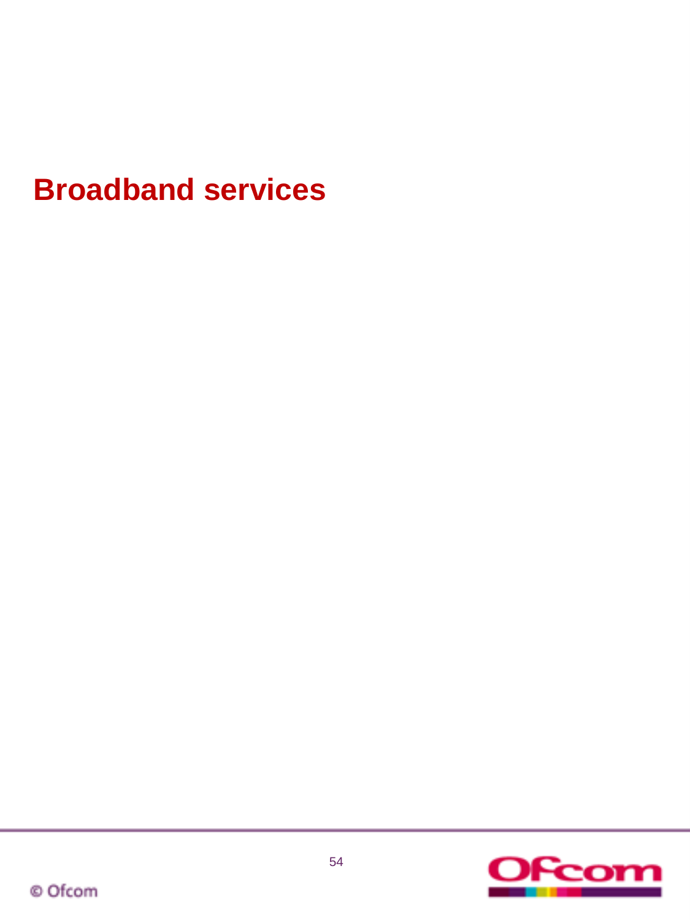# Broadband services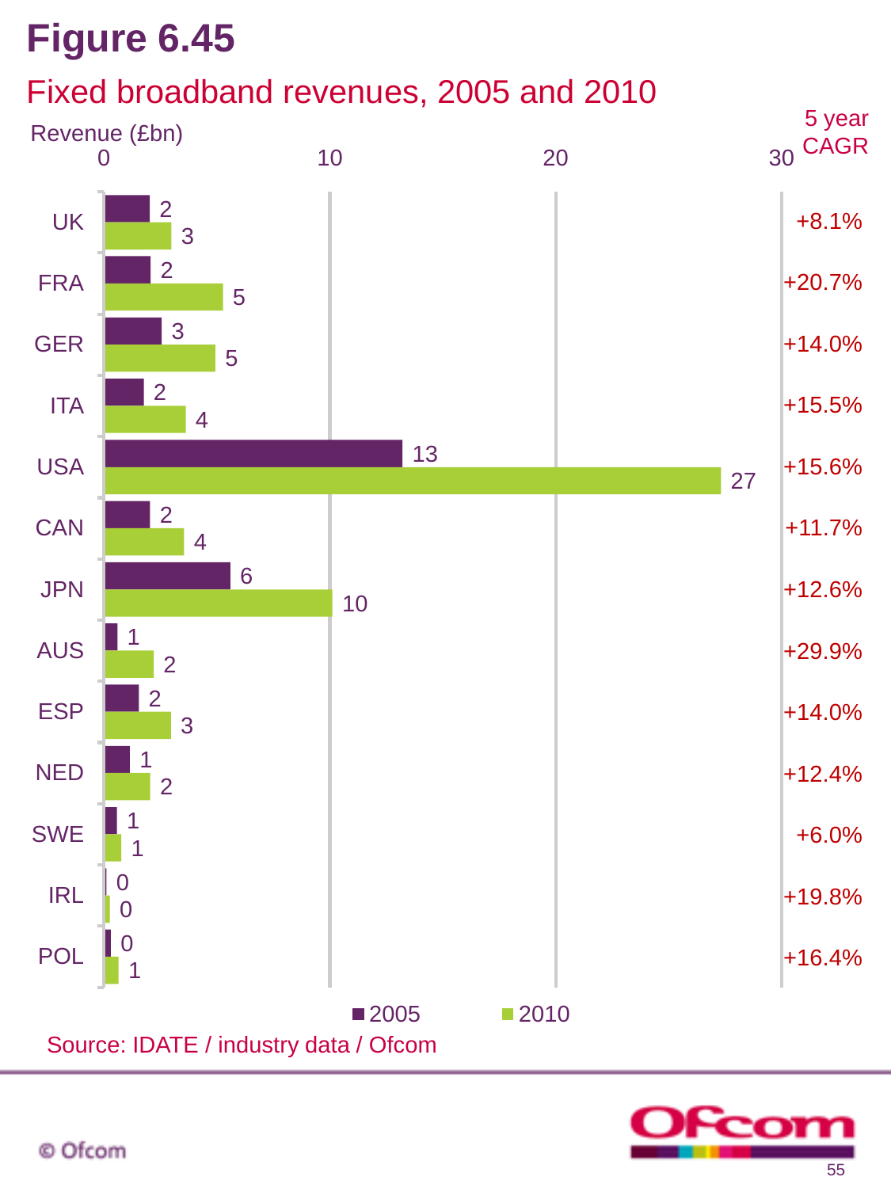# Figure 6.45

## Fixed broadband revenues, 2005 and 2010

| Country | 2005 Revenue (£bn) | 2010 Revenue (£bn) | 5 year CAGR |
|---|---|---|---|
| UK | 2 | 3 | +8.1% |
| FRA | 2 | 5 | +20.7% |
| GER | 3 | 5 | +14.0% |
| ITA | 2 | 4 | +15.5% |
| USA | 13 | 27 | +15.6% |
| CAN | 2 | 4 | +11.7% |
| JPN | 6 | 10 | +12.6% |
| AUS | 1 | 2 | +29.9% |
| ESP | 2 | 3 | +14.0% |
| NED | 1 | 2 | +12.4% |
| SWE | 1 | 1 | +6.0% |
| IRL | 0 | 0 | +19.8% |
| POL | 0 | 1 | +16.4% |

Source: IDATE / industry data / Ofcom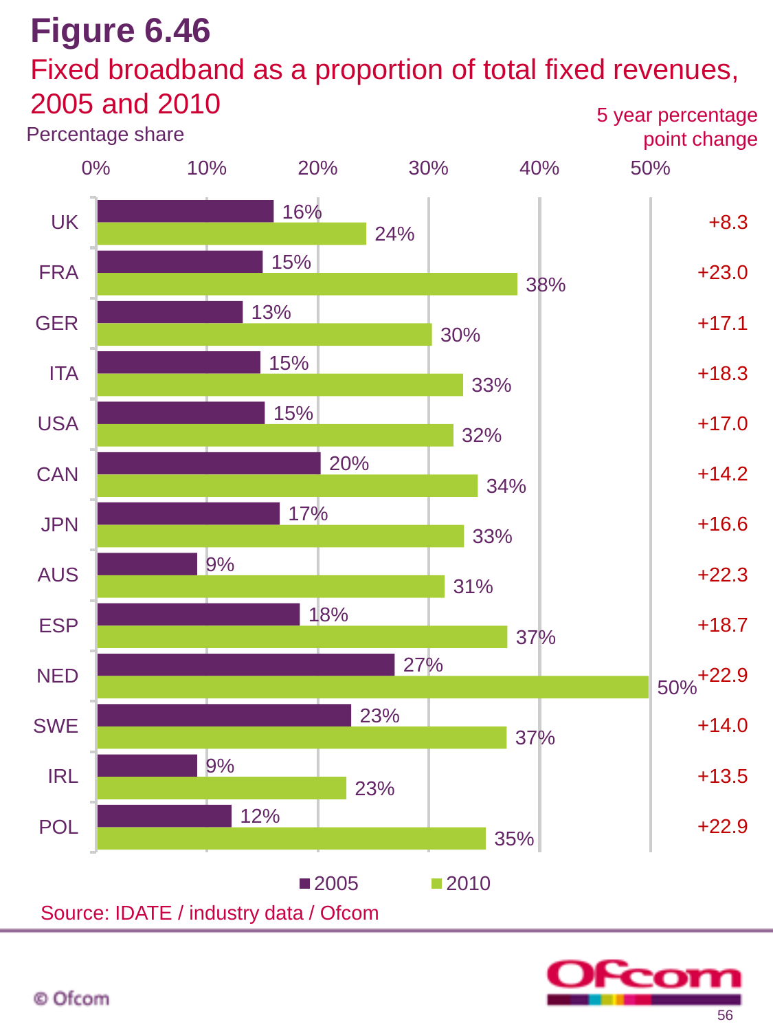# Figure 6.46

## Fixed broadband as a proportion of total fixed revenues, 2005 and 2010

Percentage share

| Country | 2005 | 2010 | 5 year percentage point change |
|---|---|---|---|
| UK | 16% | 24% | +8.3 |
| FRA | 15% | 38% | +23.0 |
| GER | 13% | 30% | +17.1 |
| ITA | 15% | 33% | +18.3 |
| USA | 15% | 32% | +17.0 |
| CAN | 20% | 34% | +14.2 |
| JPN | 17% | 33% | +16.6 |
| AUS | 9% | 31% | +22.3 |
| ESP | 18% | 37% | +18.7 |
| NED | 27% | 50% | +22.9 |
| SWE | 23% | 37% | +14.0 |
| IRL | 9% | 23% | +13.5 |
| POL | 12% | 35% | +22.9 |

Source: IDATE / industry data / Ofcom

© Ofcom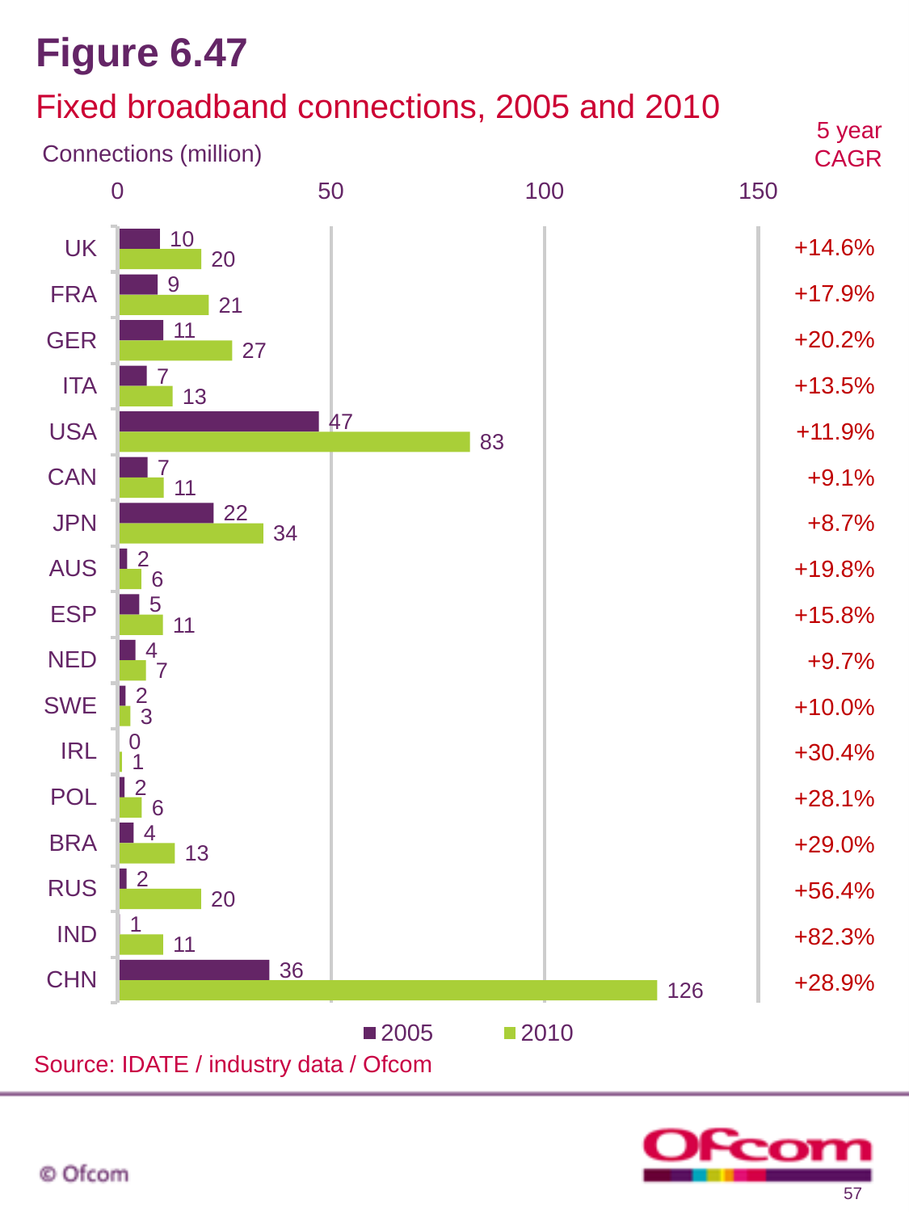# Figure 6.47

## Fixed broadband connections, 2005 and 2010

| Country | 2005 (million) | 2010 (million) | 5 year CAGR |
|---|---|---|---|
| UK | 10 | 20 | +14.6% |
| FRA | 9 | 21 | +17.9% |
| GER | 11 | 27 | +20.2% |
| ITA | 7 | 13 | +13.5% |
| USA | 47 | 83 | +11.9% |
| CAN | 7 | 11 | +9.1% |
| JPN | 22 | 34 | +8.7% |
| AUS | 2 | 6 | +19.8% |
| ESP | 5 | 11 | +15.8% |
| NED | 4 | 7 | +9.7% |
| SWE | 2 | 3 | +10.0% |
| IRL | 0 | 1 | +30.4% |
| POL | 2 | 6 | +28.1% |
| BRA | 4 | 13 | +29.0% |
| RUS | 2 | 20 | +56.4% |
| IND | 1 | 11 | +82.3% |
| CHN | 36 | 126 | +28.9% |

Source: IDATE / industry data / Ofcom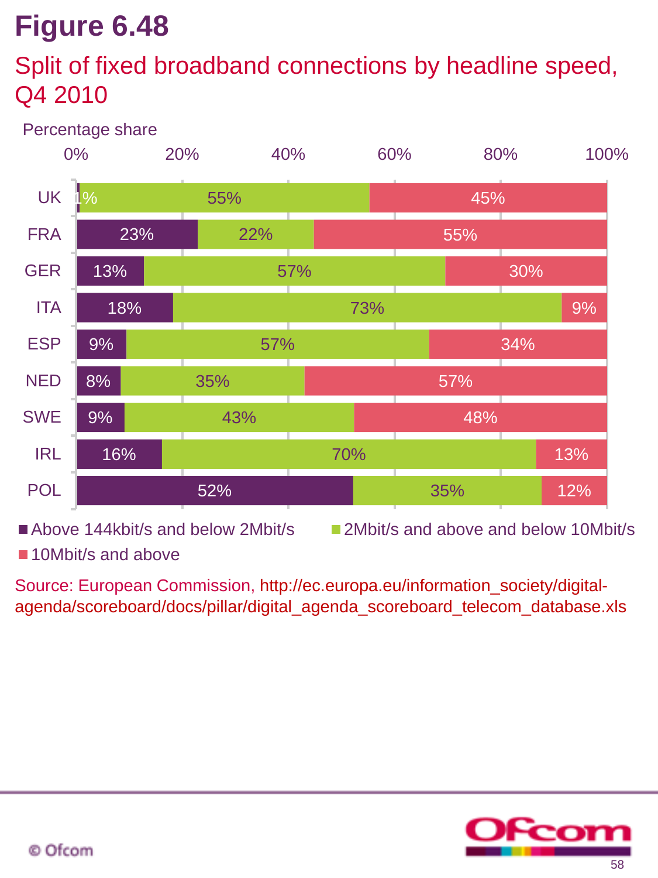# Figure 6.48

## Split of fixed broadband connections by headline speed, Q4 2010

Percentage share

| Country | Above 144kbit/s and below 2Mbit/s | 2Mbit/s and above and below 10Mbit/s | 10Mbit/s and above |
|---|---|---|---|
| UK | 1% | 55% | 45% |
| FRA | 23% | 22% | 55% |
| GER | 13% | 57% | 30% |
| ITA | 18% | 73% | 9% |
| ESP | 9% | 57% | 34% |
| NED | 8% | 35% | 57% |
| SWE | 9% | 43% | 48% |
| IRL | 16% | 70% | 13% |
| POL | 52% | 35% | 12% |

Source: European Commission, http://ec.europa.eu/information_society/digital-agenda/scoreboard/docs/pillar/digital_agenda_scoreboard_telecom_database.xls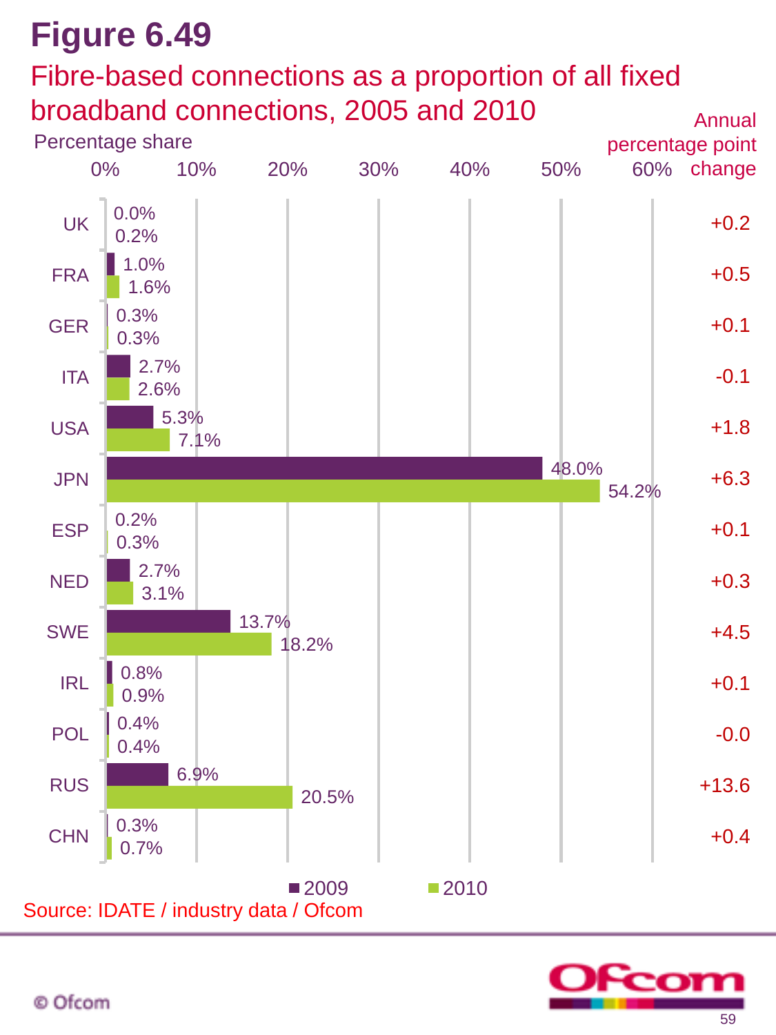# Figure 6.49

## Fibre-based connections as a proportion of all fixed broadband connections, 2005 and 2010

Percentage share

| Country | 2009 | 2010 | Annual percentage point change |
|---|---|---|---|
| UK | 0.0% | 0.2% | +0.2 |
| FRA | 1.0% | 1.6% | +0.5 |
| GER | 0.3% | 0.3% | +0.1 |
| ITA | 2.7% | 2.6% | -0.1 |
| USA | 5.3% | 7.1% | +1.8 |
| JPN | 48.0% | 54.2% | +6.3 |
| ESP | 0.2% | 0.3% | +0.1 |
| NED | 2.7% | 3.1% | +0.3 |
| SWE | 13.7% | 18.2% | +4.5 |
| IRL | 0.8% | 0.9% | +0.1 |
| POL | 0.4% | 0.4% | -0.0 |
| RUS | 6.9% | 20.5% | +13.6 |
| CHN | 0.3% | 0.7% | +0.4 |

Source: IDATE / industry data / Ofcom

© Ofcom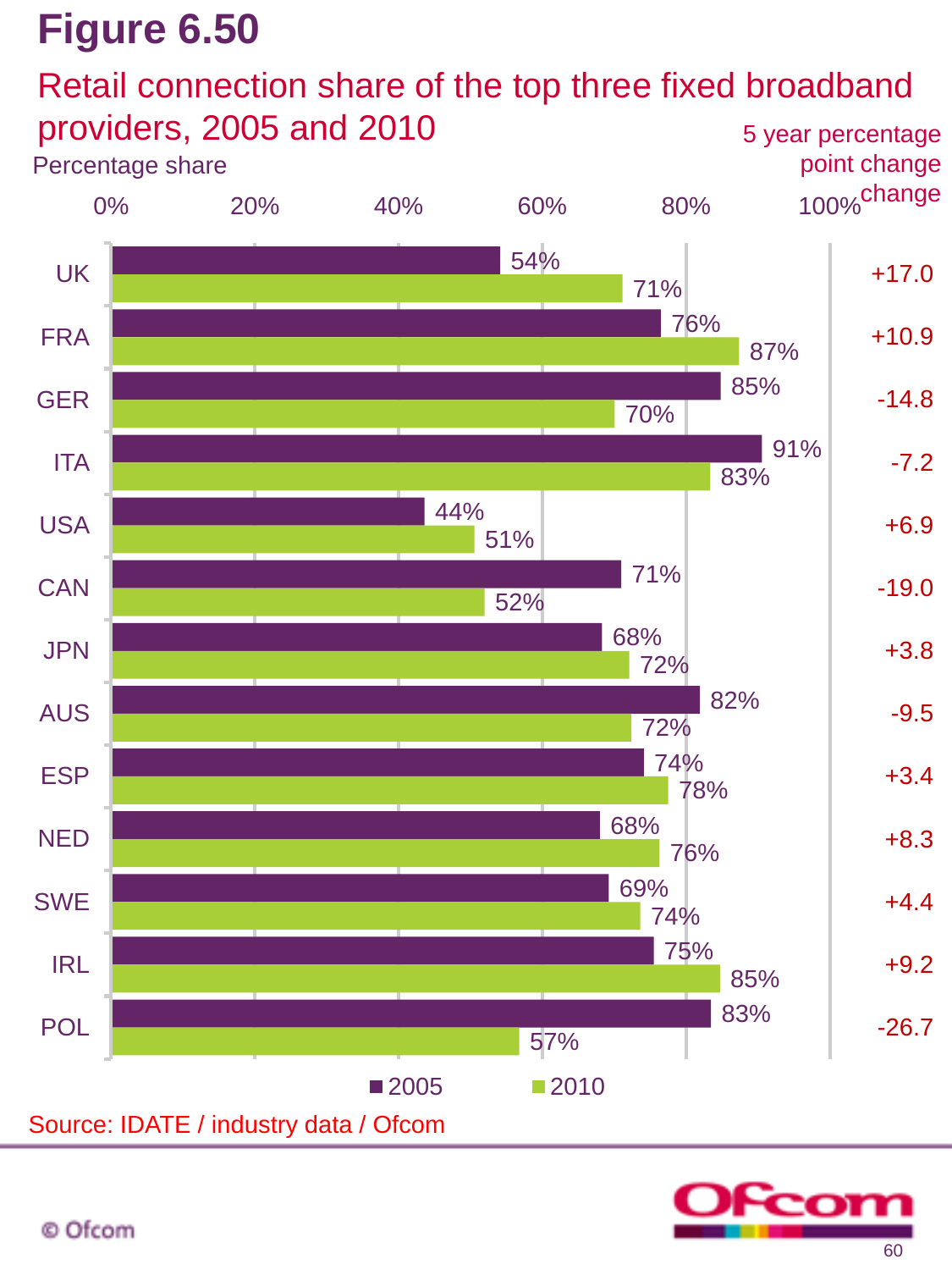# Figure 6.50

## Retail connection share of the top three fixed broadband providers, 2005 and 2010

Percentage share

| Country | 2005 | 2010 | 5 year percentage point change |
|---|---|---|---|
| UK | 54% | 71% | +17.0 |
| FRA | 76% | 87% | +10.9 |
| GER | 85% | 70% | -14.8 |
| ITA | 91% | 83% | -7.2 |
| USA | 44% | 51% | +6.9 |
| CAN | 71% | 52% | -19.0 |
| JPN | 68% | 72% | +3.8 |
| AUS | 82% | 72% | -9.5 |
| ESP | 74% | 78% | +3.4 |
| NED | 68% | 76% | +8.3 |
| SWE | 69% | 74% | +4.4 |
| IRL | 75% | 85% | +9.2 |
| POL | 83% | 57% | -26.7 |

Source: IDATE / industry data / Ofcom

© Ofcom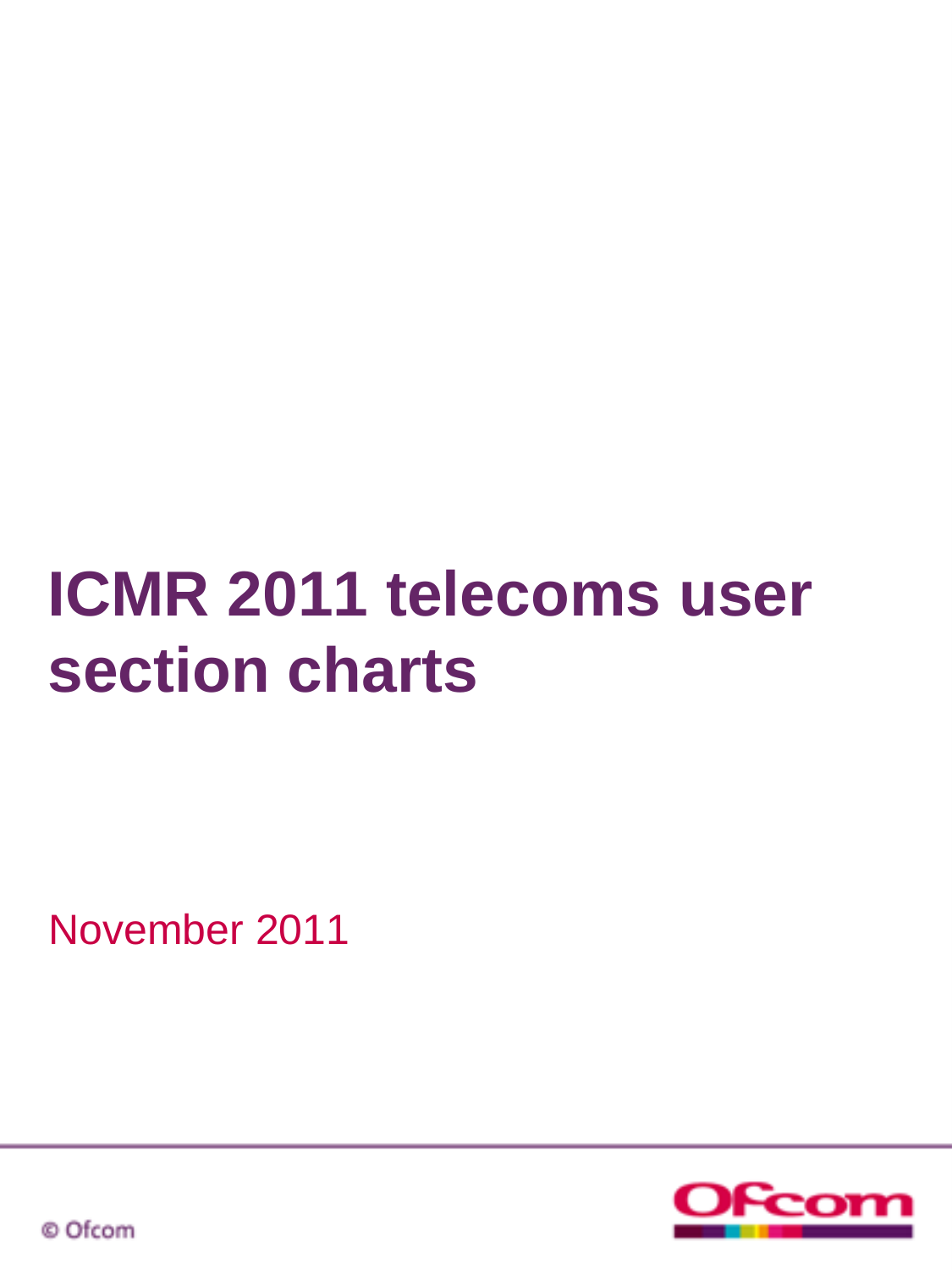# ICMR 2011 telecoms user section charts

November 2011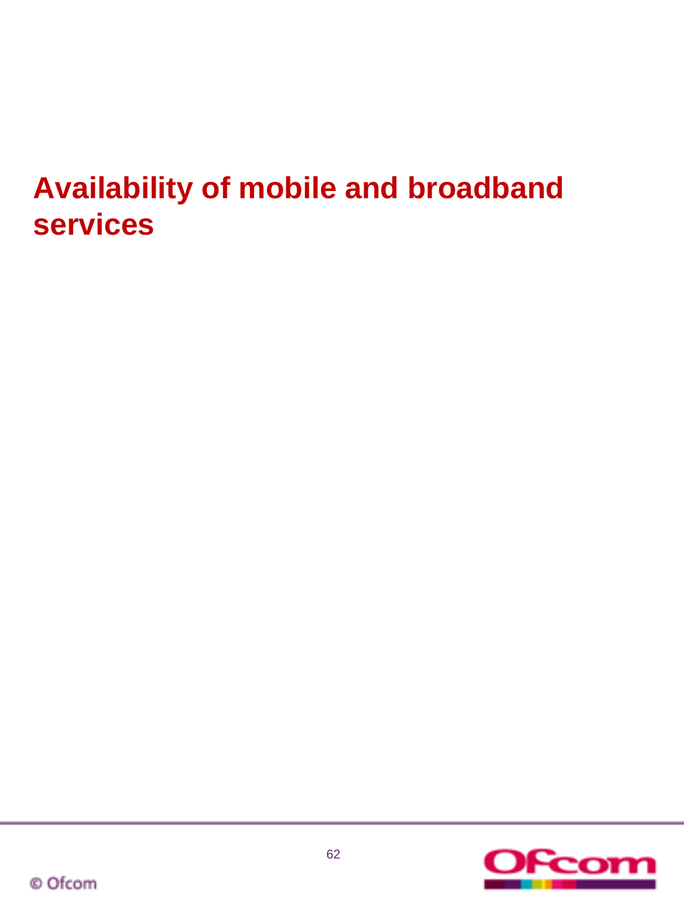# Availability of mobile and broadband services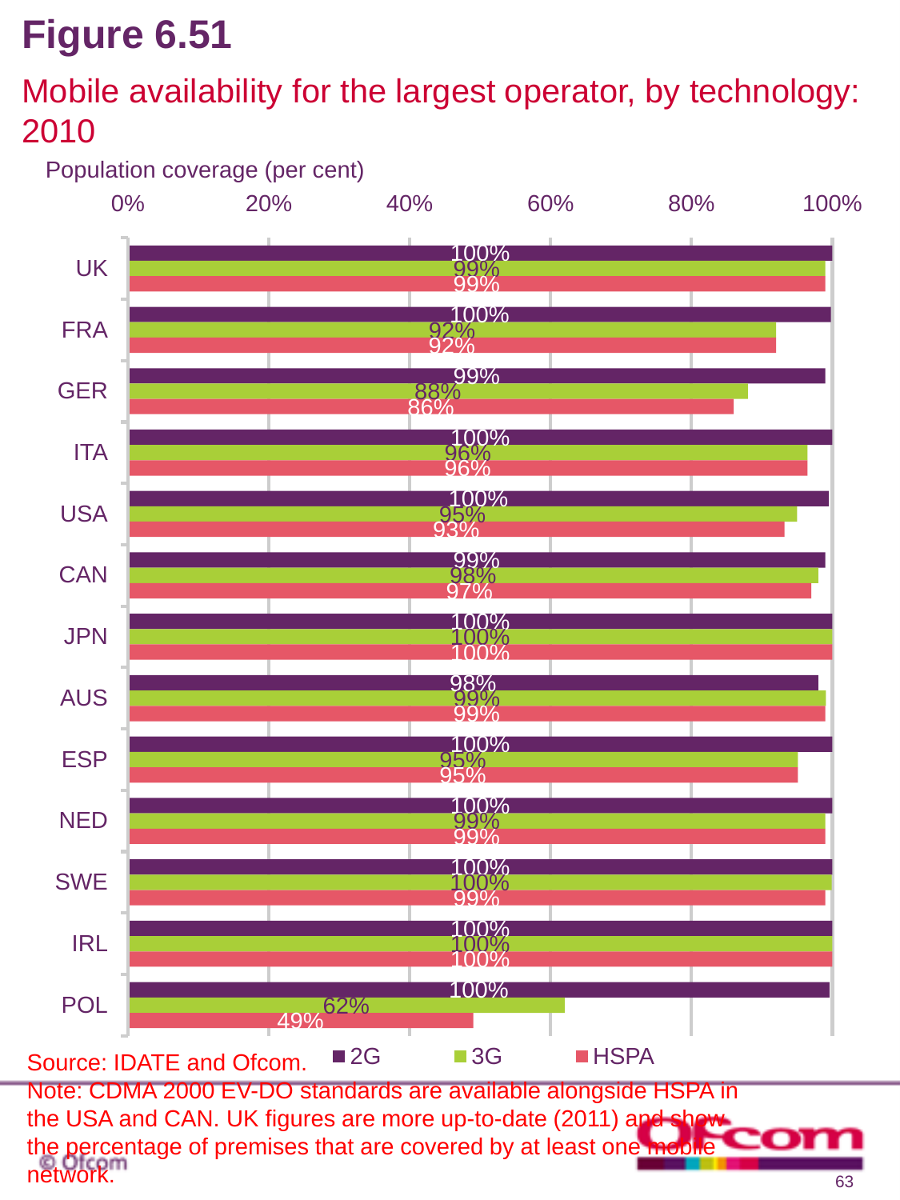# Figure 6.51

## Mobile availability for the largest operator, by technology: 2010

Population coverage (per cent)

| Country | 2G | 3G | HSPA |
|---|---|---|---|
| UK | 100% | 99% | 99% |
| FRA | 100% | 92% | 92% |
| GER | 99% | 88% | 86% |
| ITA | 100% | 96% | 96% |
| USA | 100% | 95% | 93% |
| CAN | 99% | 98% | 97% |
| JPN | 100% | 100% | 100% |
| AUS | 98% | 99% | 99% |
| ESP | 100% | 95% | 95% |
| NED | 100% | 99% | 99% |
| SWE | 100% | 100% | 99% |
| IRL | 100% | 100% | 100% |
| POL | 100% | 62% | 49% |

Source: IDATE and Ofcom.

Note: CDMA 2000 EV-DO standards are available alongside HSPA in the USA and CAN. UK figures are more up-to-date (2011) and show the percentage of premises that are covered by at least one mobile network.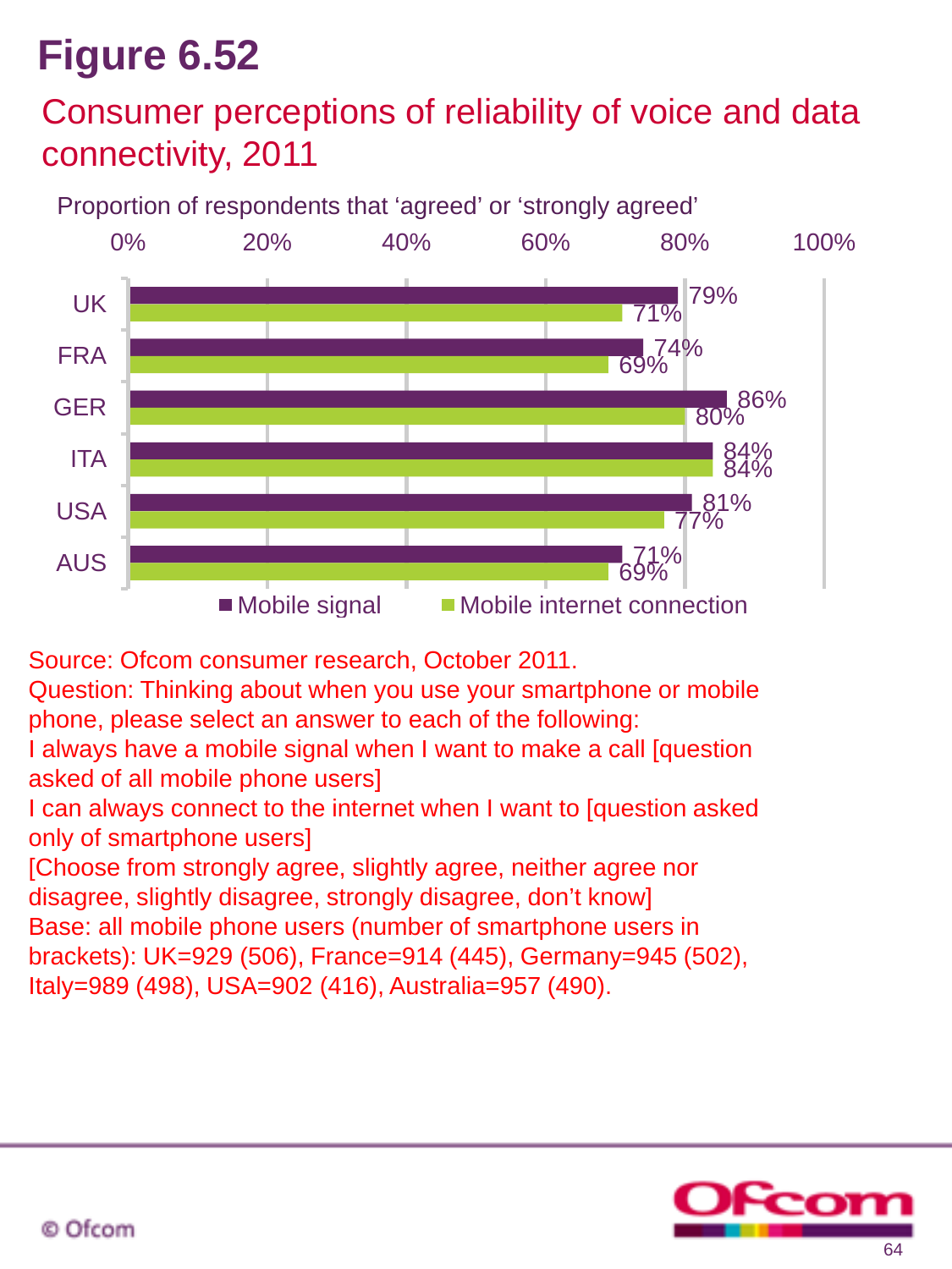# Figure 6.52

## Consumer perceptions of reliability of voice and data connectivity, 2011

Proportion of respondents that 'agreed' or 'strongly agreed'

| | Mobile signal | Mobile internet connection |
|---|---|---|
| UK | 79% | 71% |
| FRA | 74% | 69% |
| GER | 86% | 80% |
| ITA | 84% | 84% |
| USA | 81% | 77% |
| AUS | 71% | 69% |

Source: Ofcom consumer research, October 2011.
Question: Thinking about when you use your smartphone or mobile phone, please select an answer to each of the following:
I always have a mobile signal when I want to make a call [question asked of all mobile phone users]
I can always connect to the internet when I want to [question asked only of smartphone users]
[Choose from strongly agree, slightly agree, neither agree nor disagree, slightly disagree, strongly disagree, don't know]
Base: all mobile phone users (number of smartphone users in brackets): UK=929 (506), France=914 (445), Germany=945 (502), Italy=989 (498), USA=902 (416), Australia=957 (490).

© Ofcom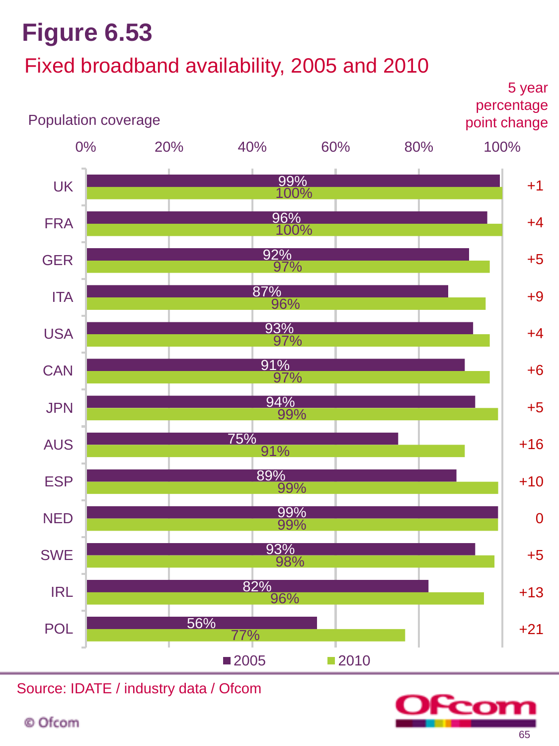# Figure 6.53

## Fixed broadband availability, 2005 and 2010

Population coverage

| Country | 2005 | 2010 | 5 year percentage point change |
|---|---|---|---|
| UK | 99% | 100% | +1 |
| FRA | 96% | 100% | +4 |
| GER | 92% | 97% | +5 |
| ITA | 87% | 96% | +9 |
| USA | 93% | 97% | +4 |
| CAN | 91% | 97% | +6 |
| JPN | 94% | 99% | +5 |
| AUS | 75% | 91% | +16 |
| ESP | 89% | 99% | +10 |
| NED | 99% | 99% | 0 |
| SWE | 93% | 98% | +5 |
| IRL | 82% | 96% | +13 |
| POL | 56% | 77% | +21 |

Source: IDATE / industry data / Ofcom

© Ofcom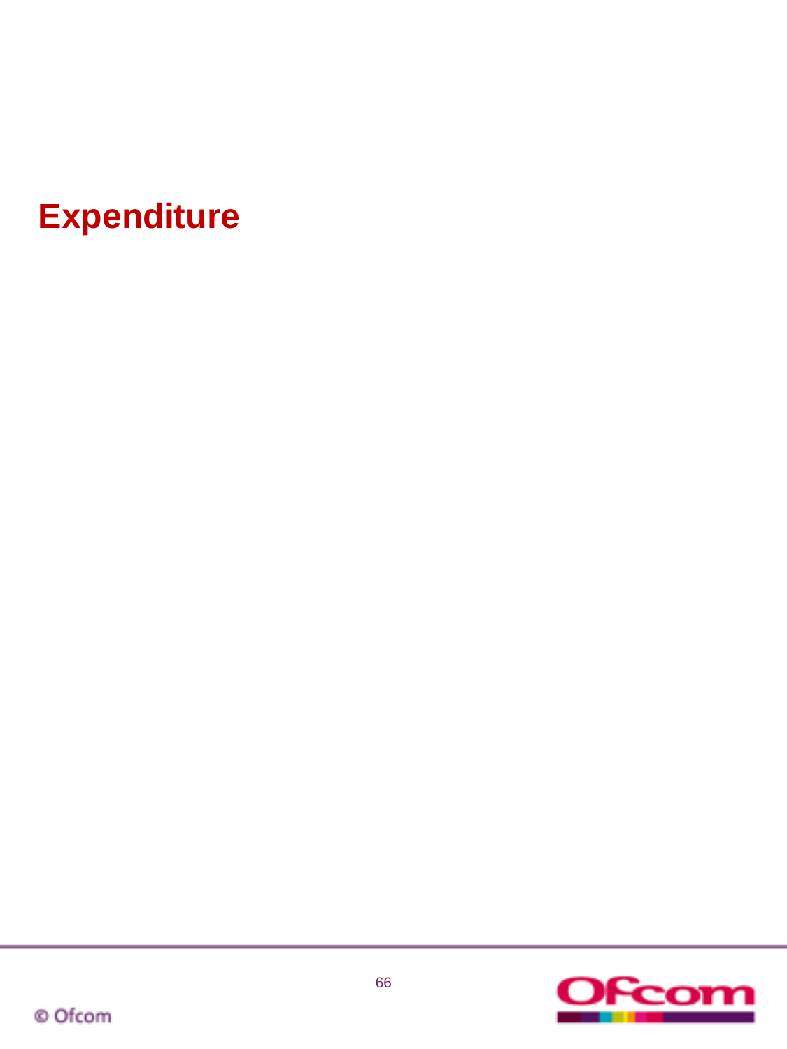# Expenditure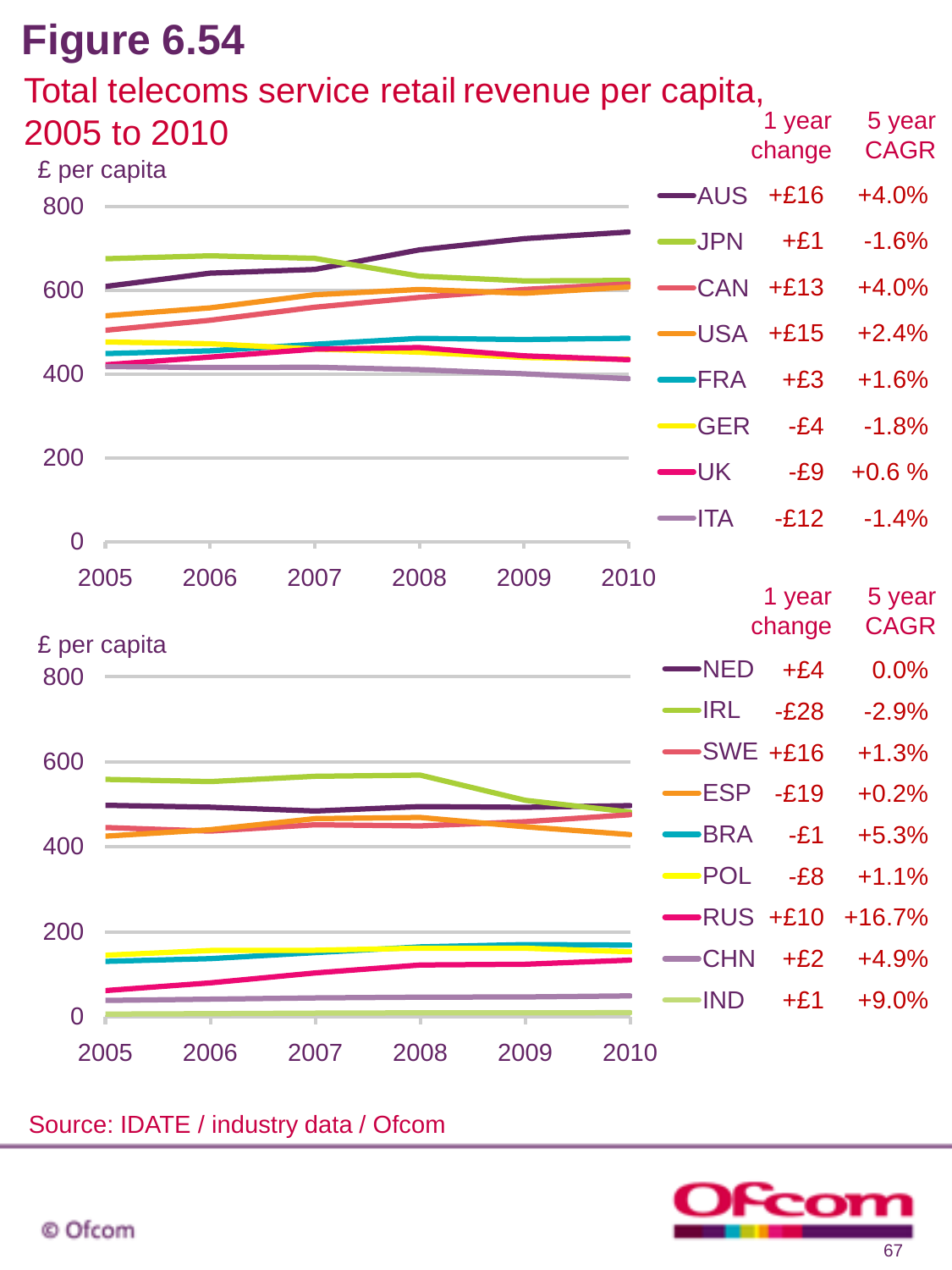# Figure 6.54

## Total telecoms service retail revenue per capita, 2005 to 2010

£ per capita

| | 1 year change | 5 year CAGR |
|---|---|---|
| AUS | +£16 | +4.0% |
| JPN | +£1 | -1.6% |
| CAN | +£13 | +4.0% |
| USA | +£15 | +2.4% |
| FRA | +£3 | +1.6% |
| GER | -£4 | -1.8% |
| UK | -£9 | +0.6 % |
| ITA | -£12 | -1.4% |

£ per capita

| | 1 year change | 5 year CAGR |
|---|---|---|
| NED | +£4 | 0.0% |
| IRL | -£28 | -2.9% |
| SWE | +£16 | +1.3% |
| ESP | -£19 | +0.2% |
| BRA | -£1 | +5.3% |
| POL | -£8 | +1.1% |
| RUS | +£10 | +16.7% |
| CHN | +£2 | +4.9% |
| IND | +£1 | +9.0% |

Source: IDATE / industry data / Ofcom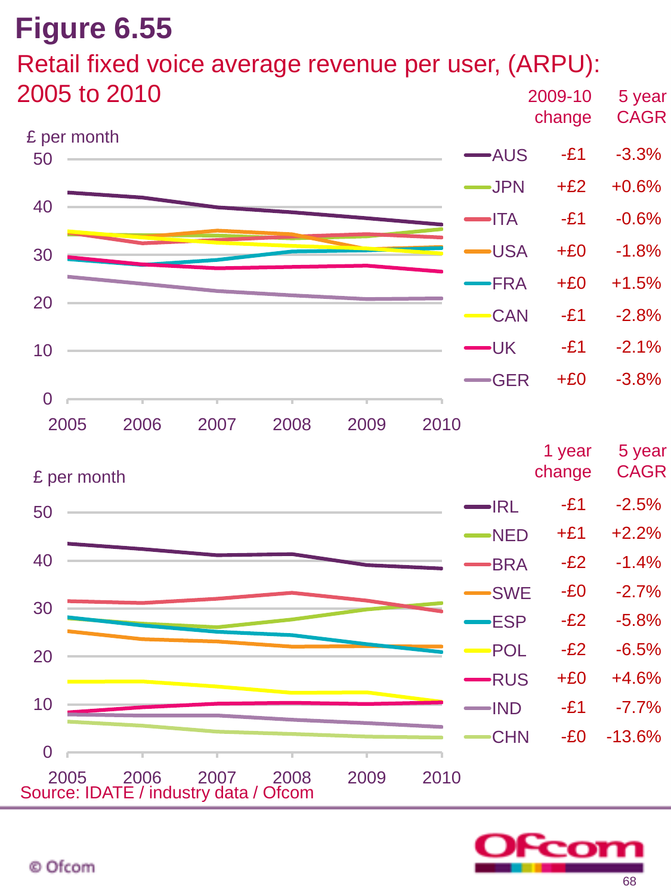# Figure 6.55

## Retail fixed voice average revenue per user, (ARPU): 2005 to 2010

£ per month

| Country | 2009-10 change | 5 year CAGR |
|---|---|---|
| AUS | -£1 | -3.3% |
| JPN | +£2 | +0.6% |
| ITA | -£1 | -0.6% |
| USA | +£0 | -1.8% |
| FRA | +£0 | +1.5% |
| CAN | -£1 | -2.8% |
| UK | -£1 | -2.1% |
| GER | +£0 | -3.8% |

£ per month

| Country | 1 year change | 5 year CAGR |
|---|---|---|
| IRL | -£1 | -2.5% |
| NED | +£1 | +2.2% |
| BRA | -£2 | -1.4% |
| SWE | -£0 | -2.7% |
| ESP | -£2 | -5.8% |
| POL | -£2 | -6.5% |
| RUS | +£0 | +4.6% |
| IND | -£1 | -7.7% |
| CHN | -£0 | -13.6% |

Source: IDATE / industry data / Ofcom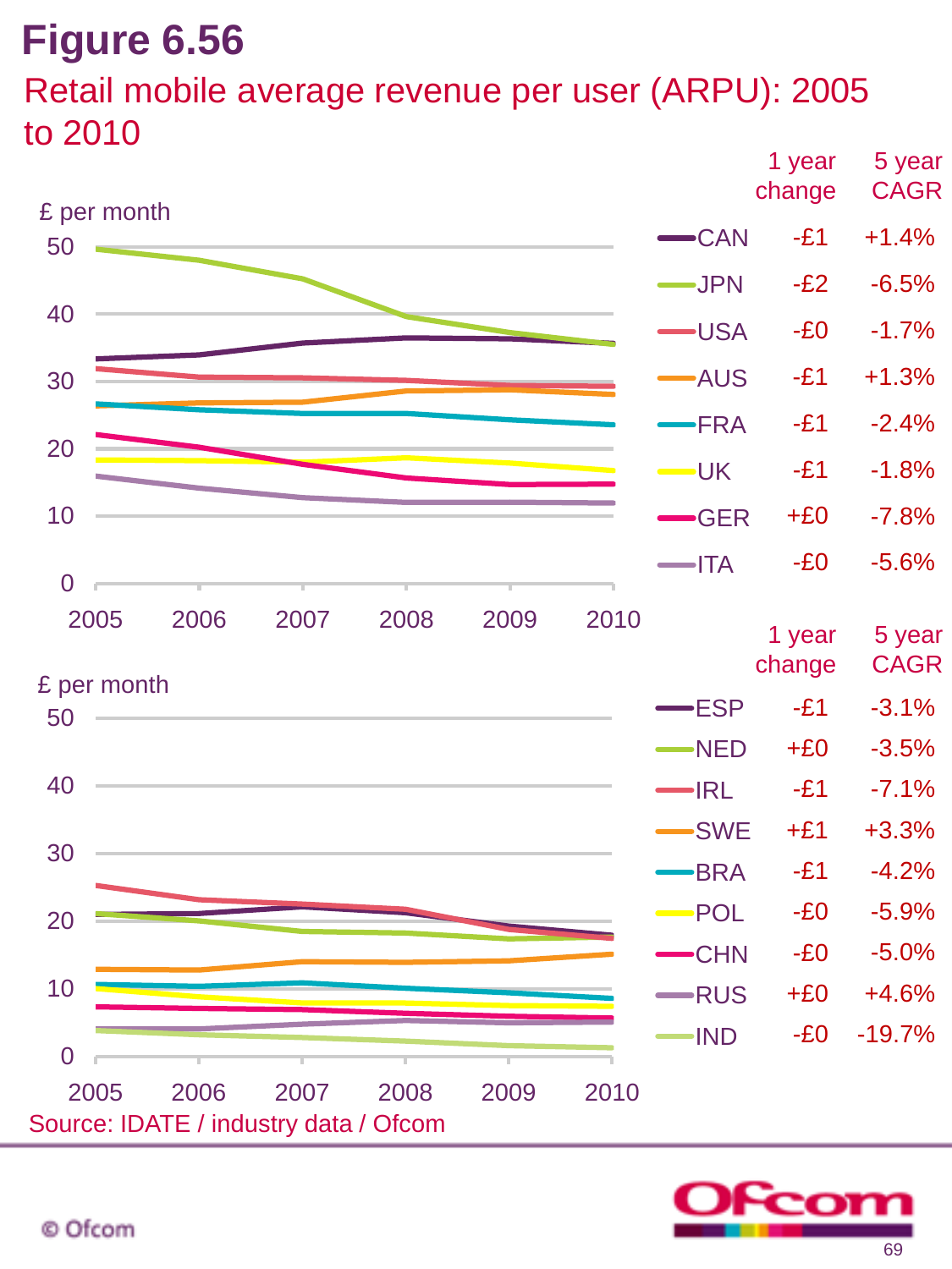# Figure 6.56

## Retail mobile average revenue per user (ARPU): 2005 to 2010

£ per month

| Country | 1 year change | 5 year CAGR |
|---|---|---|
| CAN | -£1 | +1.4% |
| JPN | -£2 | -6.5% |
| USA | -£0 | -1.7% |
| AUS | -£1 | +1.3% |
| FRA | -£1 | -2.4% |
| UK | -£1 | -1.8% |
| GER | +£0 | -7.8% |
| ITA | -£0 | -5.6% |

£ per month

| Country | 1 year change | 5 year CAGR |
|---|---|---|
| ESP | -£1 | -3.1% |
| NED | +£0 | -3.5% |
| IRL | -£1 | -7.1% |
| SWE | +£1 | +3.3% |
| BRA | -£1 | -4.2% |
| POL | -£0 | -5.9% |
| CHN | -£0 | -5.0% |
| RUS | +£0 | +4.6% |
| IND | -£0 | -19.7% |

Source: IDATE / industry data / Ofcom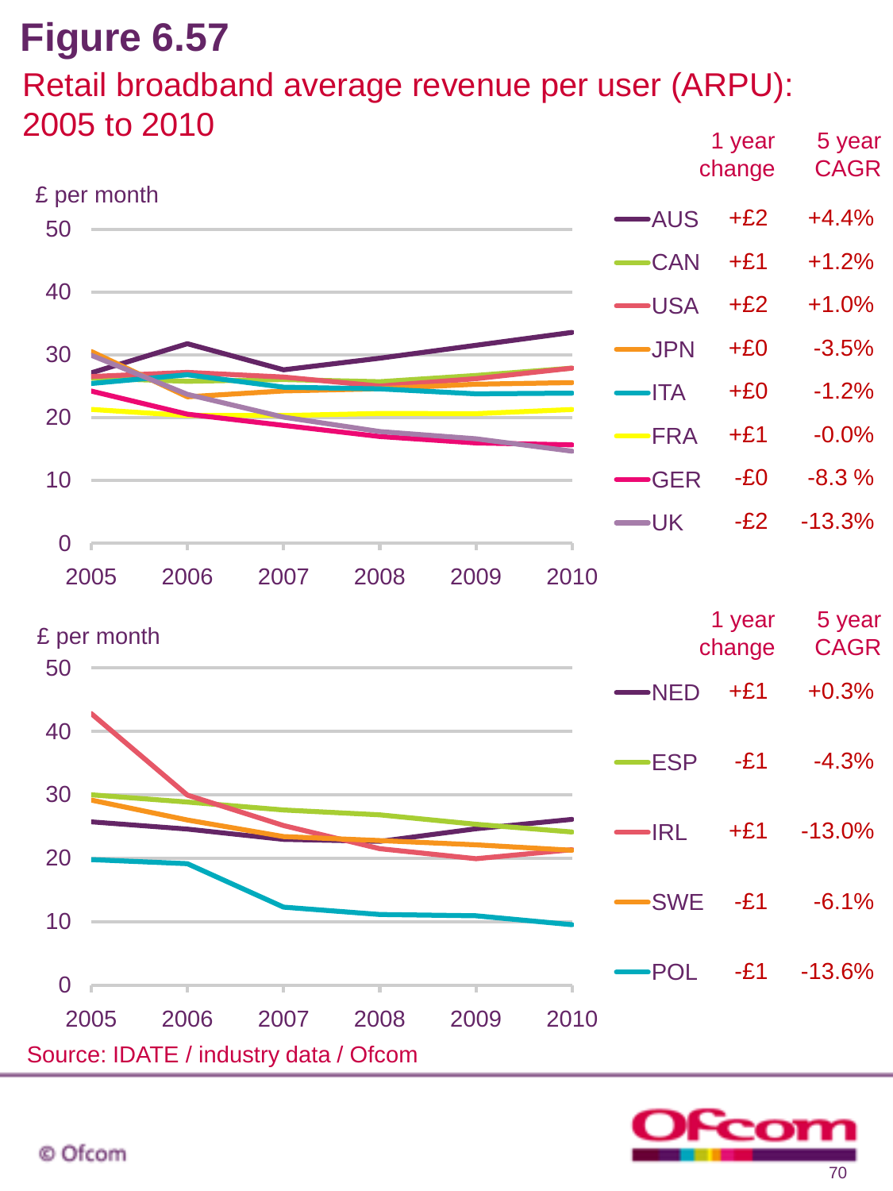# Figure 6.57

## Retail broadband average revenue per user (ARPU): 2005 to 2010

£ per month

| | 1 year change | 5 year CAGR |
|---|---|---|
| AUS | +£2 | +4.4% |
| CAN | +£1 | +1.2% |
| USA | +£2 | +1.0% |
| JPN | +£0 | -3.5% |
| ITA | +£0 | -1.2% |
| FRA | +£1 | -0.0% |
| GER | -£0 | -8.3 % |
| UK | -£2 | -13.3% |

£ per month

| | 1 year change | 5 year CAGR |
|---|---|---|
| NED | +£1 | +0.3% |
| ESP | -£1 | -4.3% |
| IRL | +£1 | -13.0% |
| SWE | -£1 | -6.1% |
| POL | -£1 | -13.6% |

Source: IDATE / industry data / Ofcom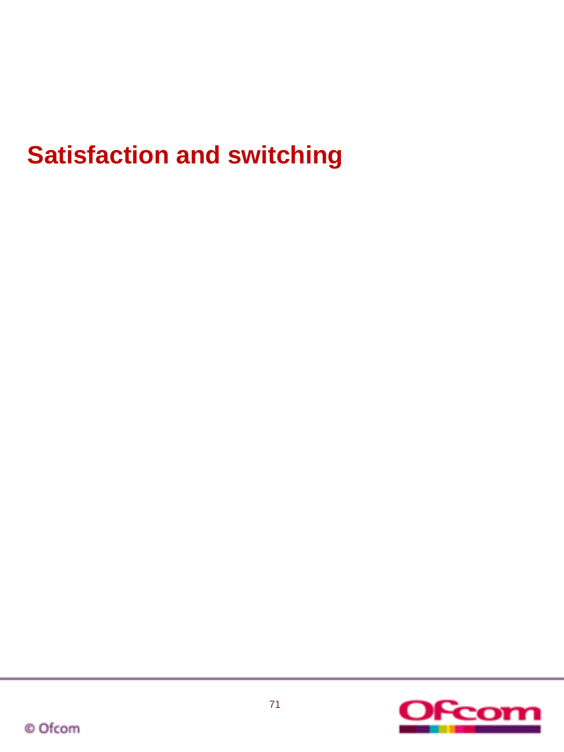# Satisfaction and switching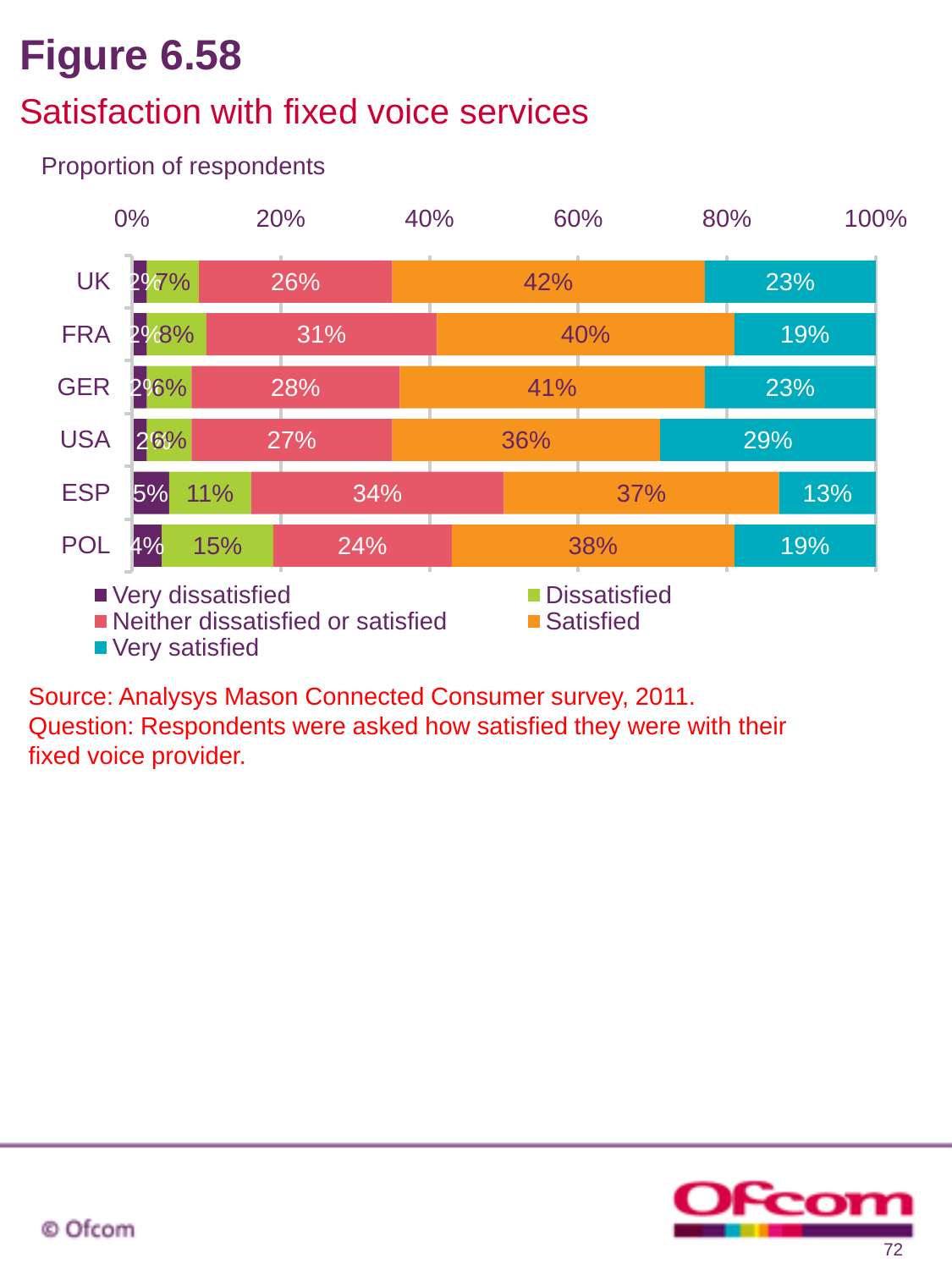# Figure 6.58

## Satisfaction with fixed voice services

Proportion of respondents

| | Very dissatisfied | Dissatisfied | Neither dissatisfied or satisfied | Satisfied | Very satisfied |
|---|---|---|---|---|---|
| UK | 2% | 7% | 26% | 42% | 23% |
| FRA | 2% | 8% | 31% | 40% | 19% |
| GER | 2% | 6% | 28% | 41% | 23% |
| USA | 2% | 6% | 27% | 36% | 29% |
| ESP | 5% | 11% | 34% | 37% | 13% |
| POL | 4% | 15% | 24% | 38% | 19% |

Source: Analysys Mason Connected Consumer survey, 2011.
Question: Respondents were asked how satisfied they were with their fixed voice provider.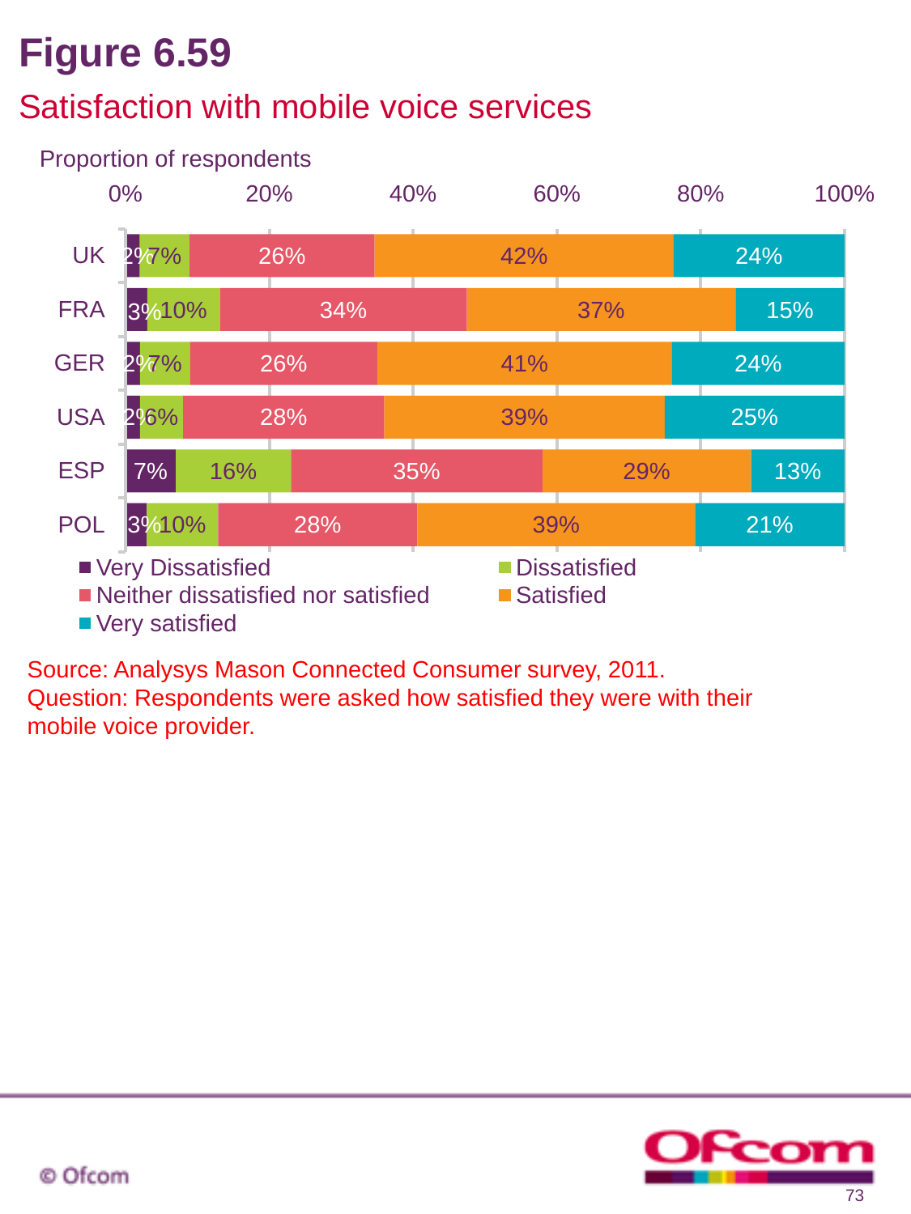# Figure 6.59

## Satisfaction with mobile voice services

Proportion of respondents

| | Very Dissatisfied | Dissatisfied | Neither dissatisfied nor satisfied | Satisfied | Very satisfied |
|---|---|---|---|---|---|
| UK | 2% | 7% | 26% | 42% | 24% |
| FRA | 3% | 10% | 34% | 37% | 15% |
| GER | 2% | 7% | 26% | 41% | 24% |
| USA | 2% | 6% | 28% | 39% | 25% |
| ESP | 7% | 16% | 35% | 29% | 13% |
| POL | 3% | 10% | 28% | 39% | 21% |

Source: Analysys Mason Connected Consumer survey, 2011.
Question: Respondents were asked how satisfied they were with their mobile voice provider.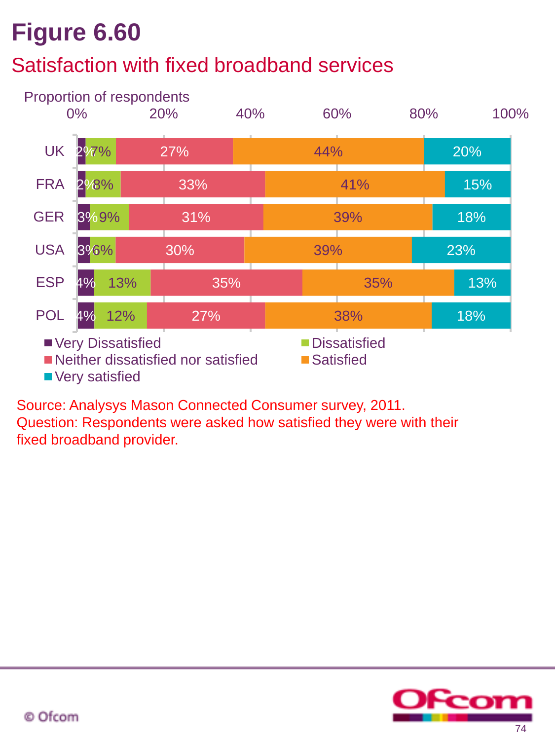# Figure 6.60

## Satisfaction with fixed broadband services

Proportion of respondents

| | Very Dissatisfied | Dissatisfied | Neither dissatisfied nor satisfied | Satisfied | Very satisfied |
|---|---|---|---|---|---|
| UK | 2% | 7% | 27% | 44% | 20% |
| FRA | 2% | 8% | 33% | 41% | 15% |
| GER | 3% | 9% | 31% | 39% | 18% |
| USA | 3% | 6% | 30% | 39% | 23% |
| ESP | 4% | 13% | 35% | 35% | 13% |
| POL | 4% | 12% | 27% | 38% | 18% |

Source: Analysys Mason Connected Consumer survey, 2011.
Question: Respondents were asked how satisfied they were with their fixed broadband provider.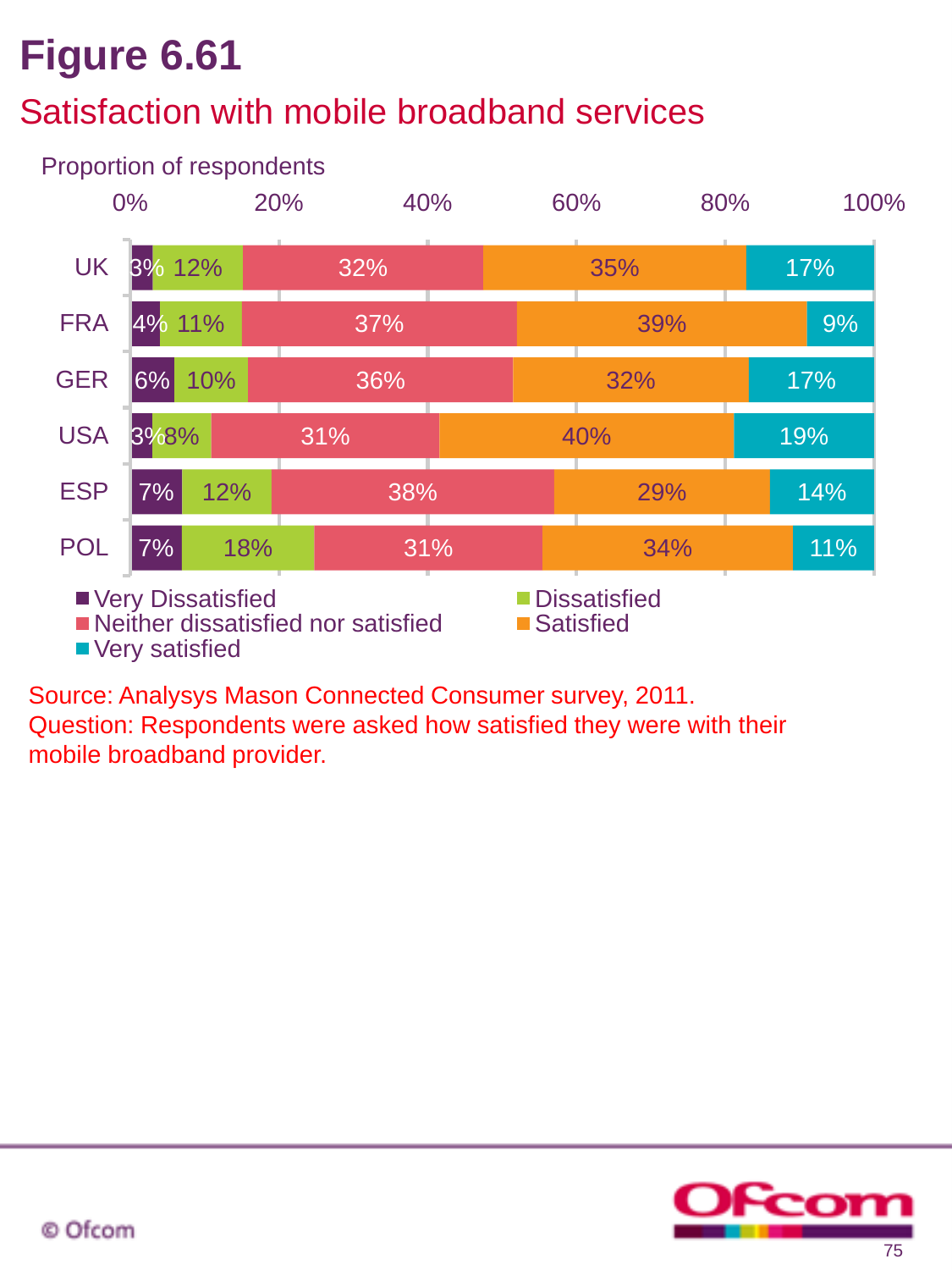# Figure 6.61

## Satisfaction with mobile broadband services

Proportion of respondents

| Country | Very Dissatisfied | Dissatisfied | Neither dissatisfied nor satisfied | Satisfied | Very satisfied |
|---|---|---|---|---|---|
| UK | 3% | 12% | 32% | 35% | 17% |
| FRA | 4% | 11% | 37% | 39% | 9% |
| GER | 6% | 10% | 36% | 32% | 17% |
| USA | 3% | 8% | 31% | 40% | 19% |
| ESP | 7% | 12% | 38% | 29% | 14% |
| POL | 7% | 18% | 31% | 34% | 11% |

Source: Analysys Mason Connected Consumer survey, 2011.
Question: Respondents were asked how satisfied they were with their mobile broadband provider.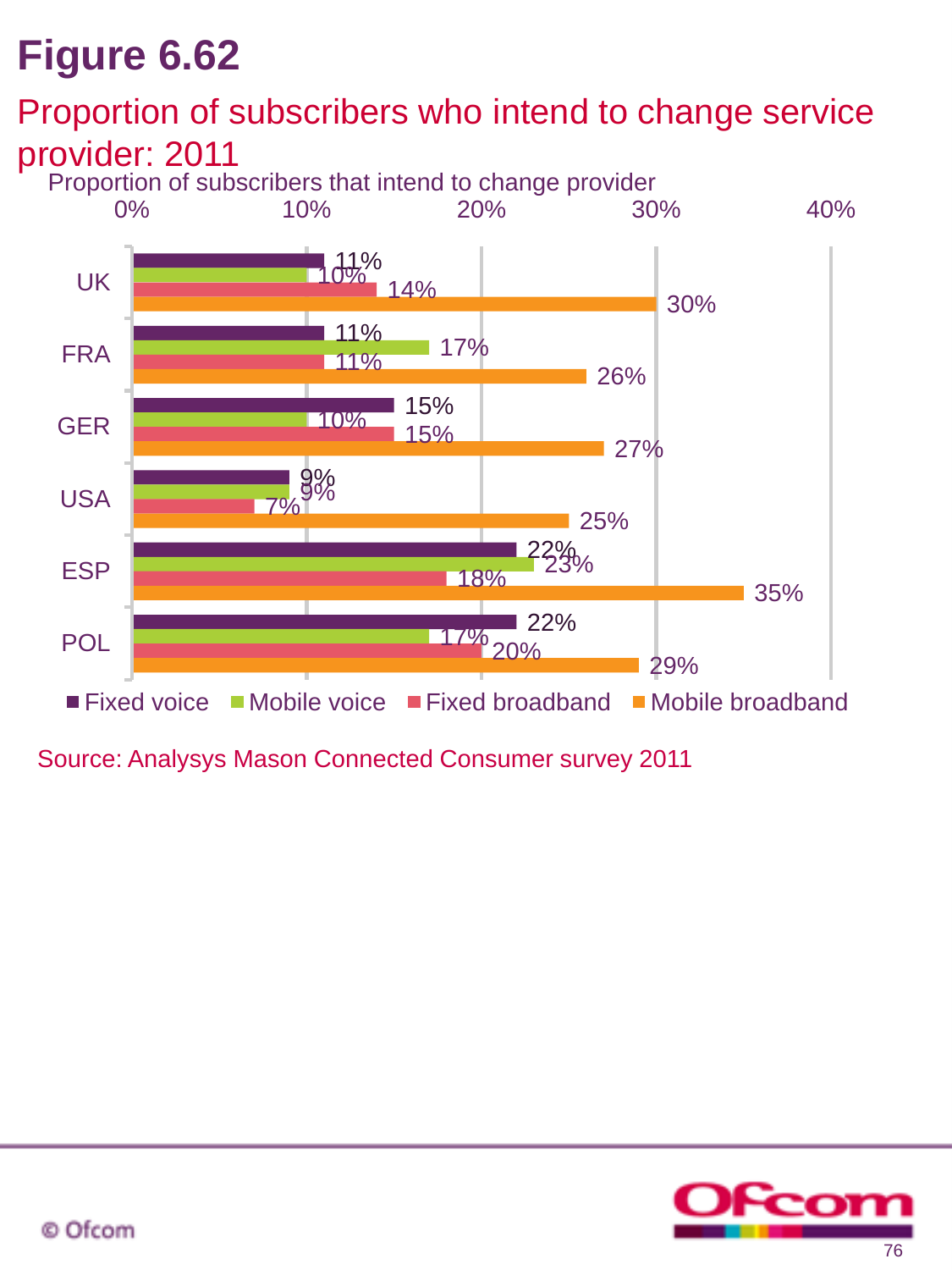# Figure 6.62

## Proportion of subscribers who intend to change service provider: 2011

Proportion of subscribers that intend to change provider

| | Fixed voice | Mobile voice | Fixed broadband | Mobile broadband |
|---|---|---|---|---|
| UK | 11% | 10% | 14% | 30% |
| FRA | 11% | 17% | 11% | 26% |
| GER | 15% | 10% | 15% | 27% |
| USA | 9% | 9% | 7% | 25% |
| ESP | 22% | 23% | 18% | 35% |
| POL | 22% | 17% | 20% | 29% |

Source: Analysys Mason Connected Consumer survey 2011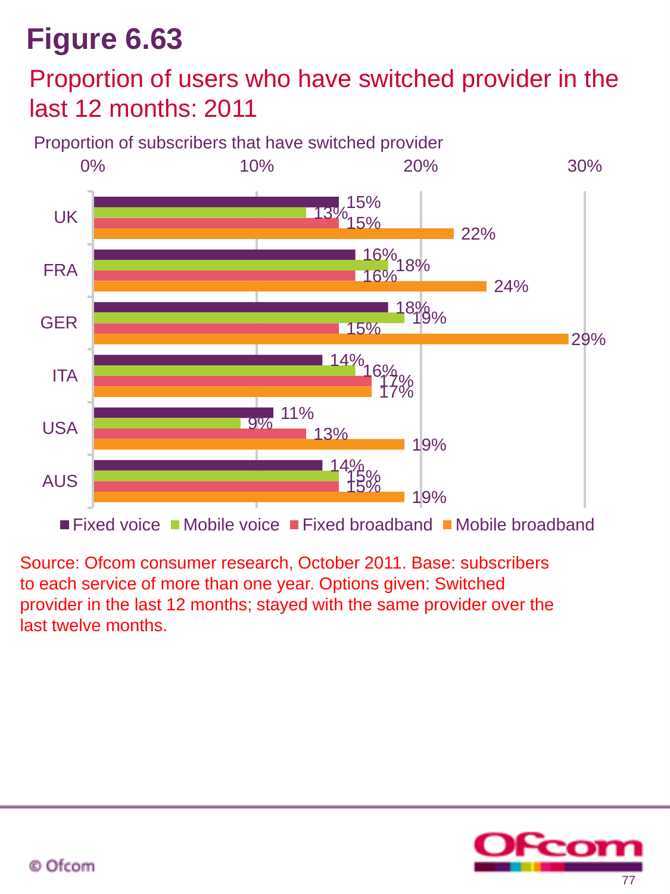# Figure 6.63

## Proportion of users who have switched provider in the last 12 months: 2011

Proportion of subscribers that have switched provider

| | Fixed voice | Mobile voice | Fixed broadband | Mobile broadband |
|---|---|---|---|---|
| UK | 15% | 13% | 15% | 22% |
| FRA | 16% | 18% | 16% | 24% |
| GER | 18% | 19% | 15% | 29% |
| ITA | 14% | 16% | 17% | 17% |
| USA | 11% | 9% | 13% | 19% |
| AUS | 14% | 15% | 15% | 19% |

Source: Ofcom consumer research, October 2011. Base: subscribers to each service of more than one year. Options given: Switched provider in the last 12 months; stayed with the same provider over the last twelve months.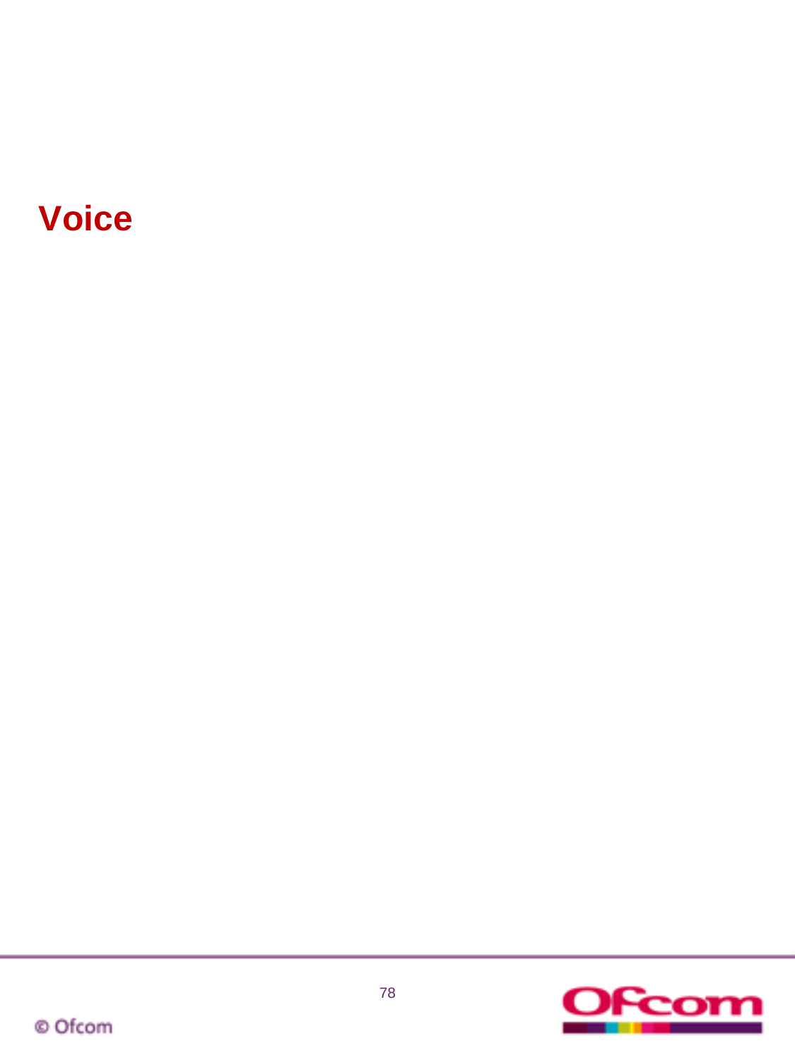# Voice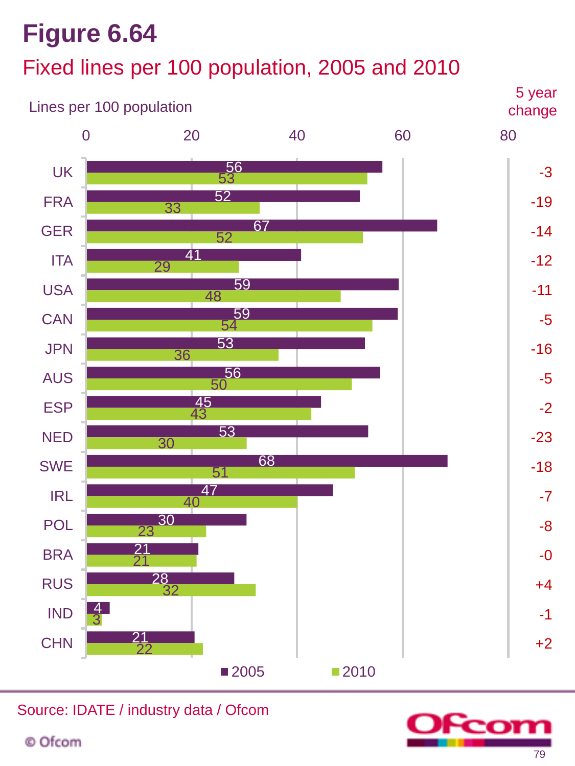# Figure 6.64

## Fixed lines per 100 population, 2005 and 2010

Lines per 100 population

| Country | 2005 | 2010 | 5 year change |
|---|---|---|---|
| UK | 56 | 53 | -3 |
| FRA | 52 | 33 | -19 |
| GER | 67 | 52 | -14 |
| ITA | 41 | 29 | -12 |
| USA | 59 | 48 | -11 |
| CAN | 59 | 54 | -5 |
| JPN | 53 | 36 | -16 |
| AUS | 56 | 50 | -5 |
| ESP | 45 | 43 | -2 |
| NED | 53 | 30 | -23 |
| SWE | 68 | 51 | -18 |
| IRL | 47 | 40 | -7 |
| POL | 30 | 23 | -8 |
| BRA | 21 | 21 | -0 |
| RUS | 28 | 32 | +4 |
| IND | 4 | 3 | -1 |
| CHN | 21 | 22 | +2 |

Source: IDATE / industry data / Ofcom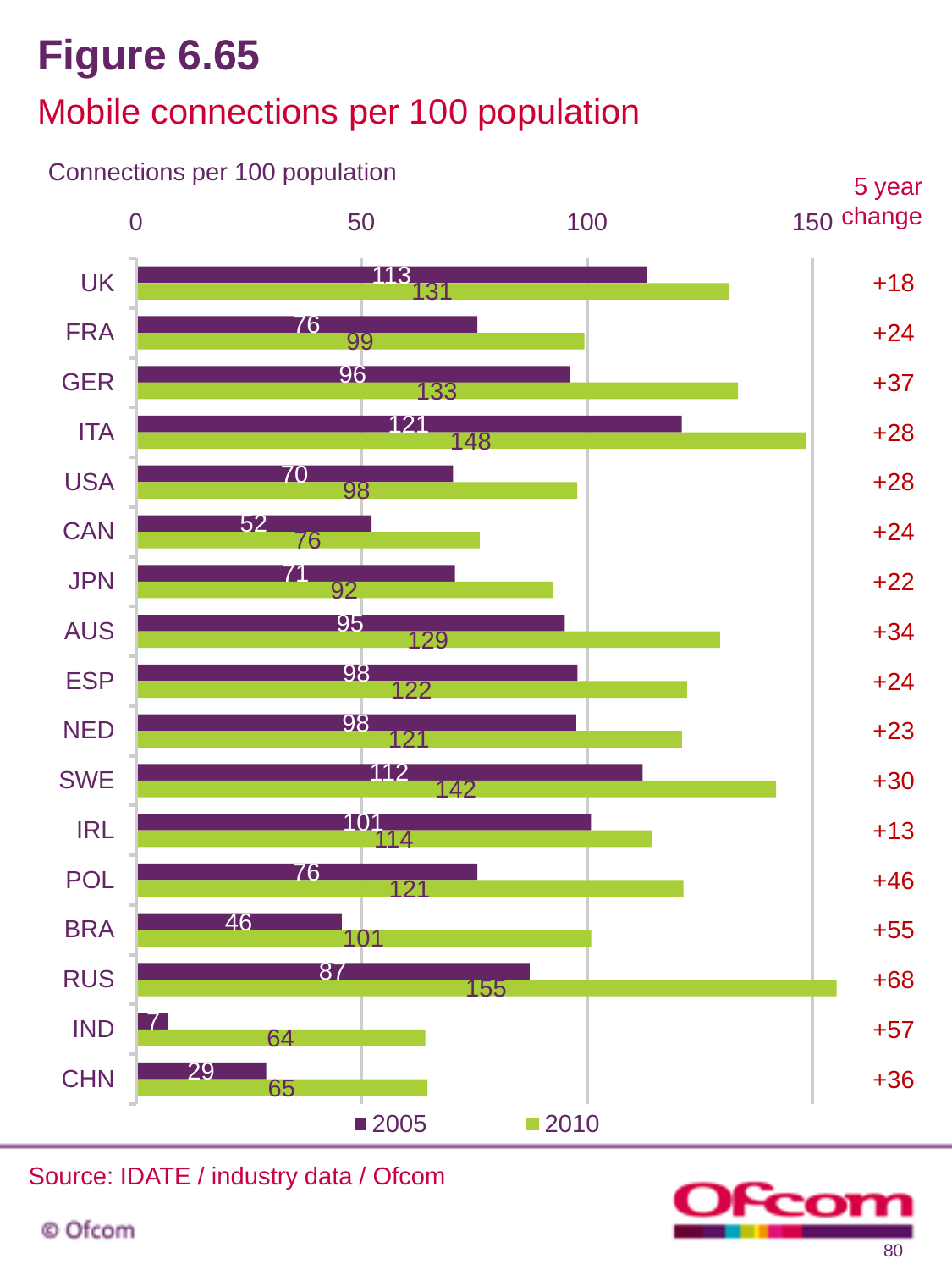# Figure 6.65

## Mobile connections per 100 population

Connections per 100 population

| Country | 2005 | 2010 | 5 year change |
|---|---|---|---|
| UK | 113 | 131 | +18 |
| FRA | 76 | 99 | +24 |
| GER | 96 | 133 | +37 |
| ITA | 121 | 148 | +28 |
| USA | 70 | 98 | +28 |
| CAN | 52 | 76 | +24 |
| JPN | 71 | 92 | +22 |
| AUS | 95 | 129 | +34 |
| ESP | 98 | 122 | +24 |
| NED | 98 | 121 | +23 |
| SWE | 112 | 142 | +30 |
| IRL | 101 | 114 | +13 |
| POL | 76 | 121 | +46 |
| BRA | 46 | 101 | +55 |
| RUS | 87 | 155 | +68 |
| IND | 7 | 64 | +57 |
| CHN | 29 | 65 | +36 |

Source: IDATE / industry data / Ofcom

© Ofcom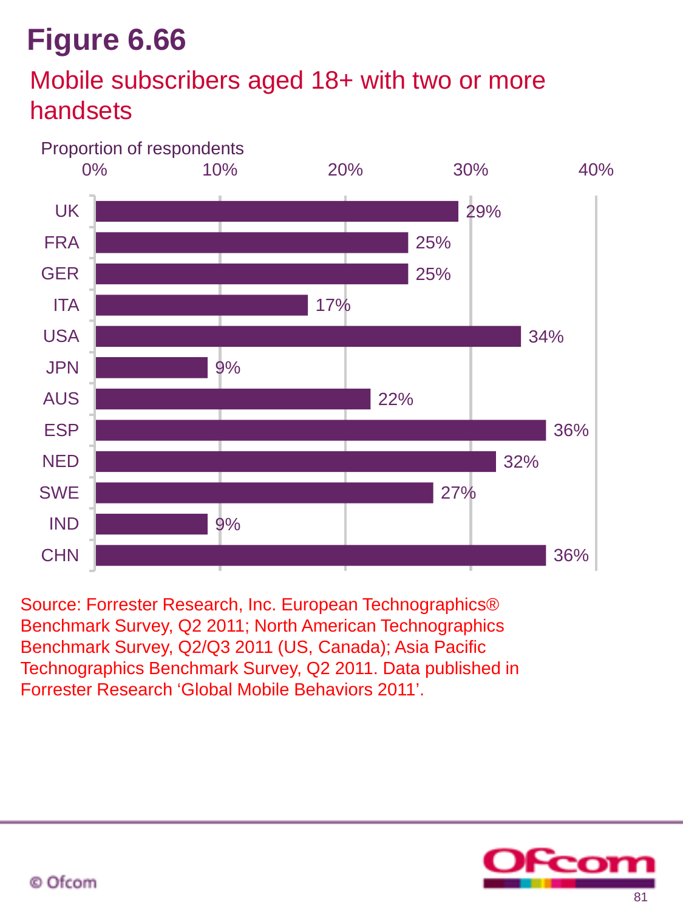# Figure 6.66

## Mobile subscribers aged 18+ with two or more handsets

Proportion of respondents

| Country | Proportion |
| --- | --- |
| UK | 29% |
| FRA | 25% |
| GER | 25% |
| ITA | 17% |
| USA | 34% |
| JPN | 9% |
| AUS | 22% |
| ESP | 36% |
| NED | 32% |
| SWE | 27% |
| IND | 9% |
| CHN | 36% |

Source: Forrester Research, Inc. European Technographics® Benchmark Survey, Q2 2011; North American Technographics Benchmark Survey, Q2/Q3 2011 (US, Canada); Asia Pacific Technographics Benchmark Survey, Q2 2011. Data published in Forrester Research ‘Global Mobile Behaviors 2011’.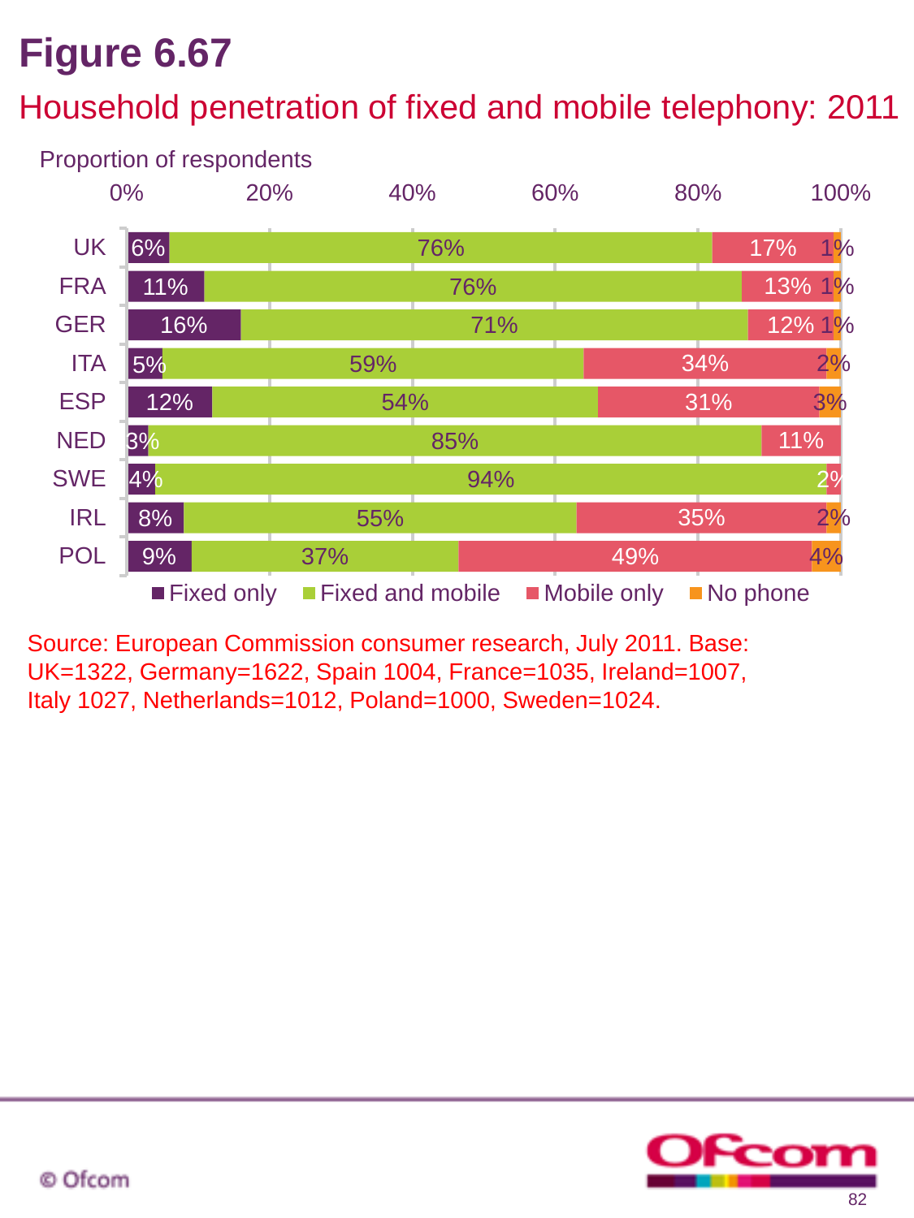# Figure 6.67

## Household penetration of fixed and mobile telephony: 2011

Proportion of respondents

| | Fixed only | Fixed and mobile | Mobile only | No phone |
|---|---|---|---|---|
| UK | 6% | 76% | 17% | 1% |
| FRA | 11% | 76% | 13% | 1% |
| GER | 16% | 71% | 12% | 1% |
| ITA | 5% | 59% | 34% | 2% |
| ESP | 12% | 54% | 31% | 3% |
| NED | 3% | 85% | 11% | |
| SWE | 4% | 94% | 2% | |
| IRL | 8% | 55% | 35% | 2% |
| POL | 9% | 37% | 49% | 4% |

Source: European Commission consumer research, July 2011. Base: UK=1322, Germany=1622, Spain 1004, France=1035, Ireland=1007, Italy 1027, Netherlands=1012, Poland=1000, Sweden=1024.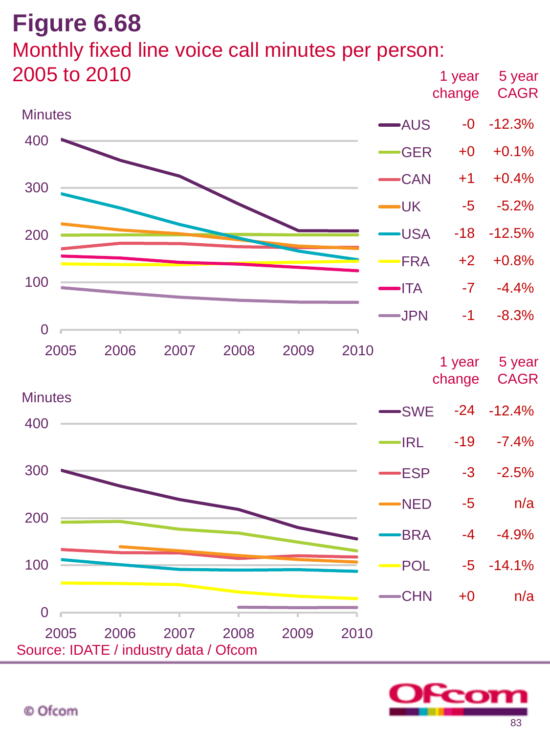# Figure 6.68

## Monthly fixed line voice call minutes per person: 2005 to 2010

| | 1 year change | 5 year CAGR |
|---|---|---|
| AUS | -0 | -12.3% |
| GER | +0 | +0.1% |
| CAN | +1 | +0.4% |
| UK | -5 | -5.2% |
| USA | -18 | -12.5% |
| FRA | +2 | +0.8% |
| ITA | -7 | -4.4% |
| JPN | -1 | -8.3% |

| | 1 year change | 5 year CAGR |
|---|---|---|
| SWE | -24 | -12.4% |
| IRL | -19 | -7.4% |
| ESP | -3 | -2.5% |
| NED | -5 | n/a |
| BRA | -4 | -4.9% |
| POL | -5 | -14.1% |
| CHN | +0 | n/a |

Source: IDATE / industry data / Ofcom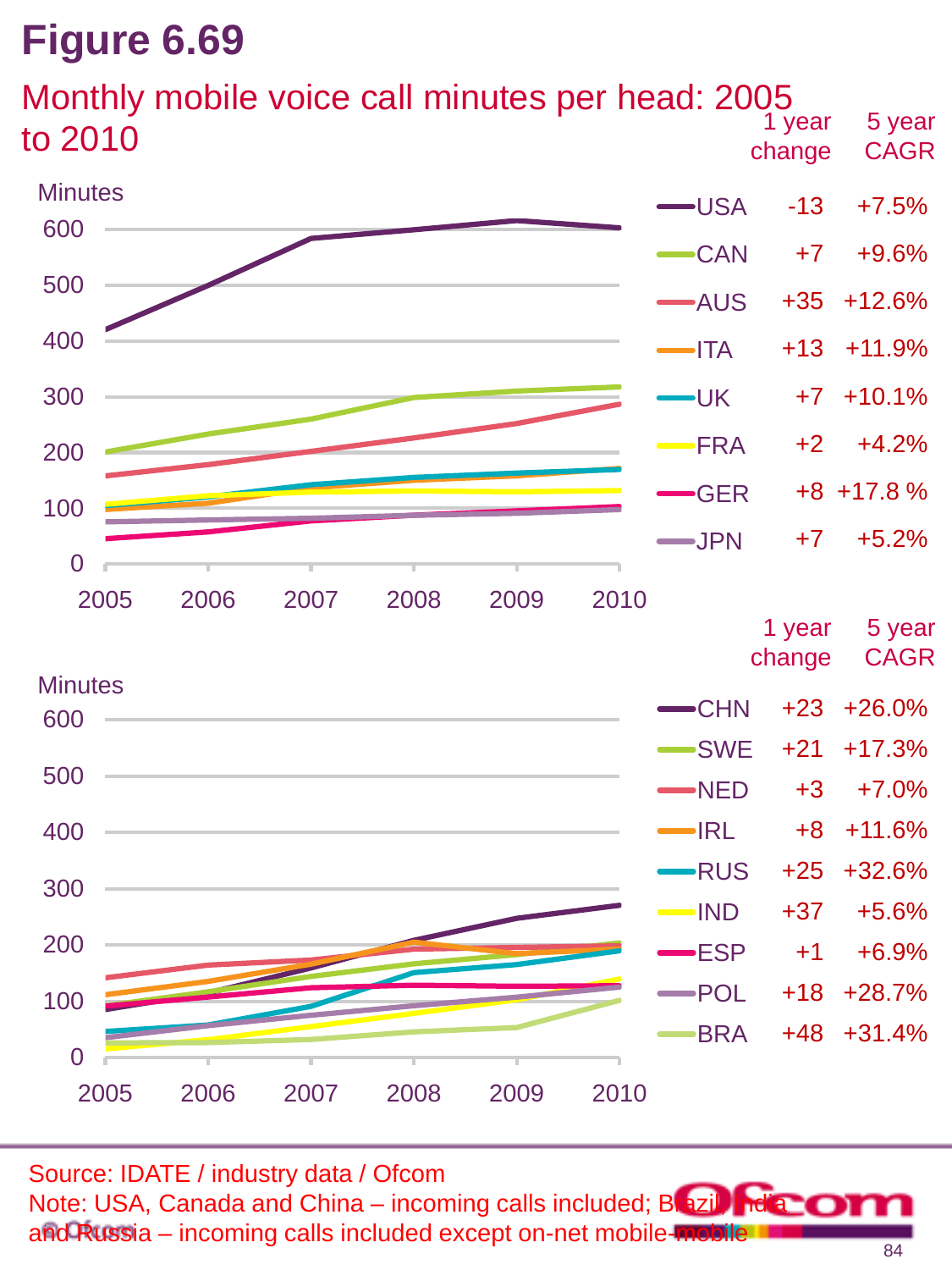# Figure 6.69

## Monthly mobile voice call minutes per head: 2005 to 2010

| Country | 1 year change | 5 year CAGR |
|---|---|---|
| USA | -13 | +7.5% |
| CAN | +7 | +9.6% |
| AUS | +35 | +12.6% |
| ITA | +13 | +11.9% |
| UK | +7 | +10.1% |
| FRA | +2 | +4.2% |
| GER | +8 | +17.8 % |
| JPN | +7 | +5.2% |

| Country | 1 year change | 5 year CAGR |
|---|---|---|
| CHN | +23 | +26.0% |
| SWE | +21 | +17.3% |
| NED | +3 | +7.0% |
| IRL | +8 | +11.6% |
| RUS | +25 | +32.6% |
| IND | +37 | +5.6% |
| ESP | +1 | +6.9% |
| POL | +18 | +28.7% |
| BRA | +48 | +31.4% |

Source: IDATE / industry data / Ofcom

Note: USA, Canada and China – incoming calls included; Brazil, India and Russia – incoming calls included except on-net mobile-mobile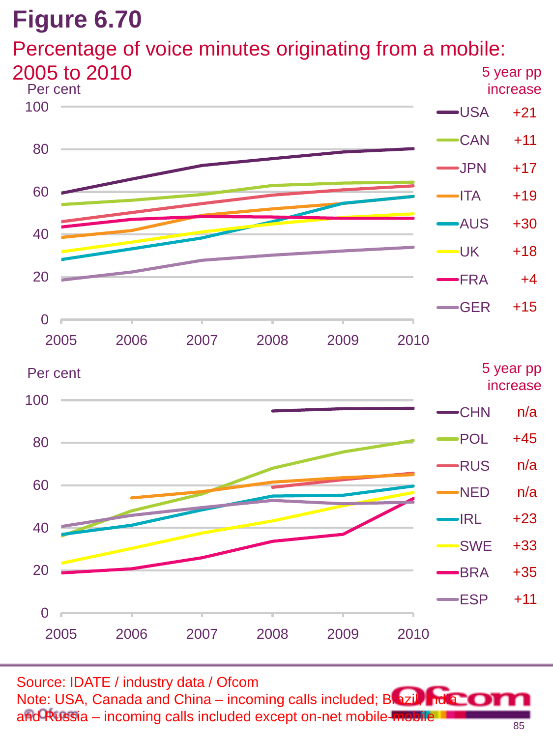# Figure 6.70

## Percentage of voice minutes originating from a mobile: 2005 to 2010

Per cent

| Country | 5 year pp increase |
|---|---|
| USA | +21 |
| CAN | +11 |
| JPN | +17 |
| ITA | +19 |
| AUS | +30 |
| UK | +18 |
| FRA | +4 |
| GER | +15 |

Per cent

| Country | 5 year pp increase |
|---|---|
| CHN | n/a |
| POL | +45 |
| RUS | n/a |
| NED | n/a |
| IRL | +23 |
| SWE | +33 |
| BRA | +35 |
| ESP | +11 |

Source: IDATE / industry data / Ofcom
Note: USA, Canada and China – incoming calls included; Brazil, India and Russia – incoming calls included except on-net mobile-mobile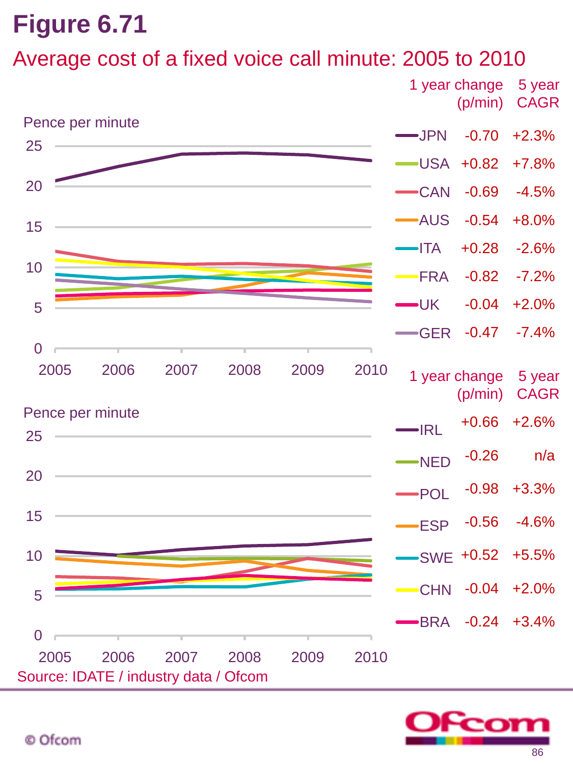# Figure 6.71

## Average cost of a fixed voice call minute: 2005 to 2010

| | 1 year change (p/min) | 5 year CAGR |
|---|---|---|
| JPN | -0.70 | +2.3% |
| USA | +0.82 | +7.8% |
| CAN | -0.69 | -4.5% |
| AUS | -0.54 | +8.0% |
| ITA | +0.28 | -2.6% |
| FRA | -0.82 | -7.2% |
| UK | -0.04 | +2.0% |
| GER | -0.47 | -7.4% |

| | 1 year change (p/min) | 5 year CAGR |
|---|---|---|
| IRL | +0.66 | +2.6% |
| NED | -0.26 | n/a |
| POL | -0.98 | +3.3% |
| ESP | -0.56 | -4.6% |
| SWE | +0.52 | +5.5% |
| CHN | -0.04 | +2.0% |
| BRA | -0.24 | +3.4% |

Source: IDATE / industry data / Ofcom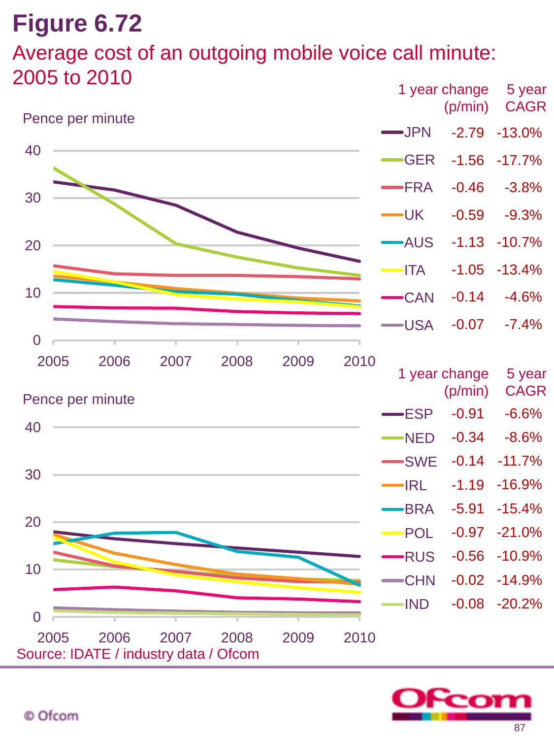# Figure 6.72

## Average cost of an outgoing mobile voice call minute: 2005 to 2010

| | 1 year change (p/min) | 5 year CAGR |
|---|---|---|
| JPN | -2.79 | -13.0% |
| GER | -1.56 | -17.7% |
| FRA | -0.46 | -3.8% |
| UK | -0.59 | -9.3% |
| AUS | -1.13 | -10.7% |
| ITA | -1.05 | -13.4% |
| CAN | -0.14 | -4.6% |
| USA | -0.07 | -7.4% |

| | 1 year change (p/min) | 5 year CAGR |
|---|---|---|
| ESP | -0.91 | -6.6% |
| NED | -0.34 | -8.6% |
| SWE | -0.14 | -11.7% |
| IRL | -1.19 | -16.9% |
| BRA | -5.91 | -15.4% |
| POL | -0.97 | -21.0% |
| RUS | -0.56 | -10.9% |
| CHN | -0.02 | -14.9% |
| IND | -0.08 | -20.2% |

Source: IDATE / industry data / Ofcom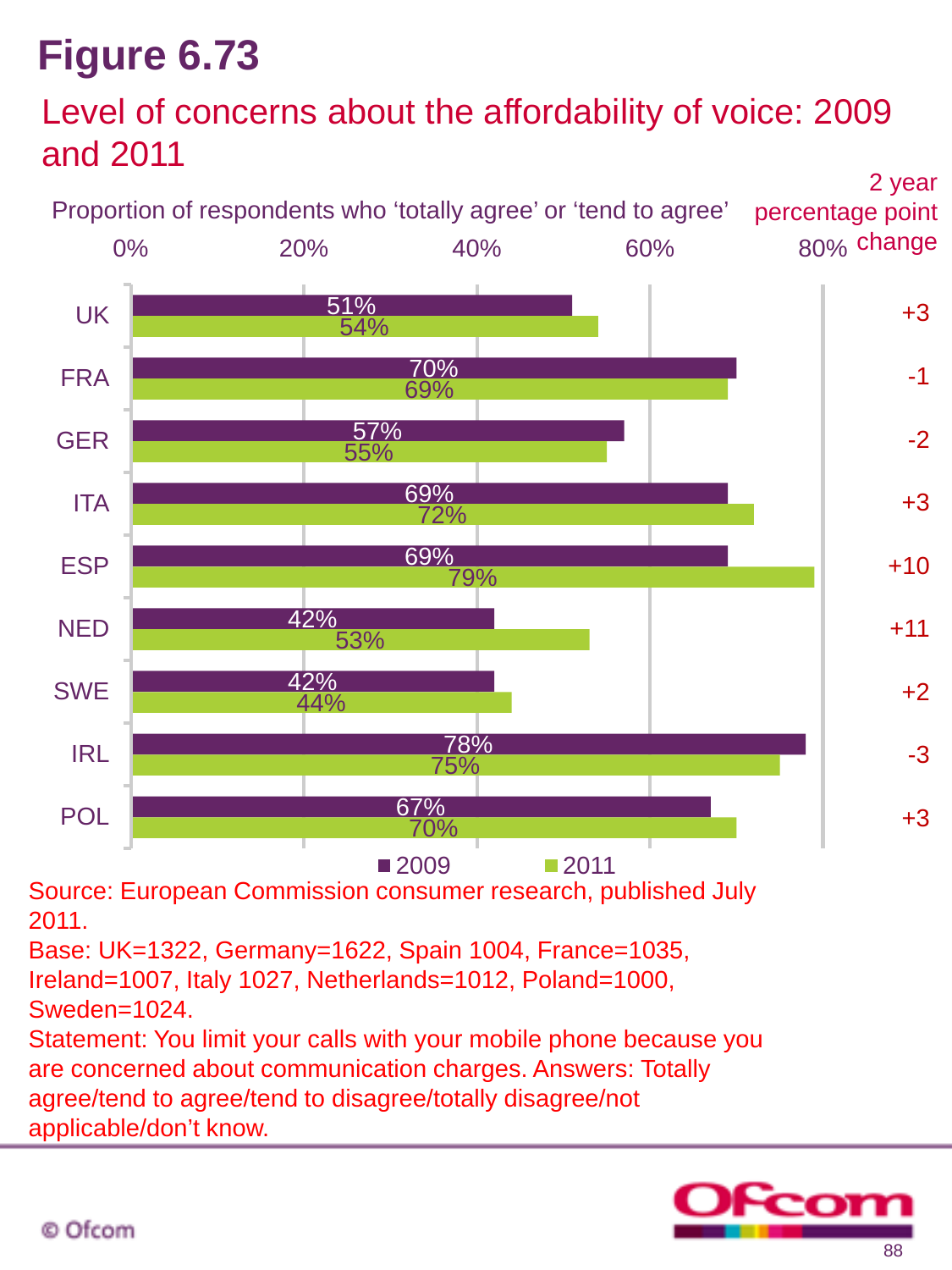# Figure 6.73

## Level of concerns about the affordability of voice: 2009 and 2011

Proportion of respondents who 'totally agree' or 'tend to agree'

| Country | 2009 | 2011 | 2 year percentage point change |
|---|---|---|---|
| UK | 51% | 54% | +3 |
| FRA | 70% | 69% | -1 |
| GER | 57% | 55% | -2 |
| ITA | 69% | 72% | +3 |
| ESP | 69% | 79% | +10 |
| NED | 42% | 53% | +11 |
| SWE | 42% | 44% | +2 |
| IRL | 78% | 75% | -3 |
| POL | 67% | 70% | +3 |

Source: European Commission consumer research, published July 2011.
Base: UK=1322, Germany=1622, Spain 1004, France=1035, Ireland=1007, Italy 1027, Netherlands=1012, Poland=1000, Sweden=1024.
Statement: You limit your calls with your mobile phone because you are concerned about communication charges. Answers: Totally agree/tend to agree/tend to disagree/totally disagree/not applicable/don't know.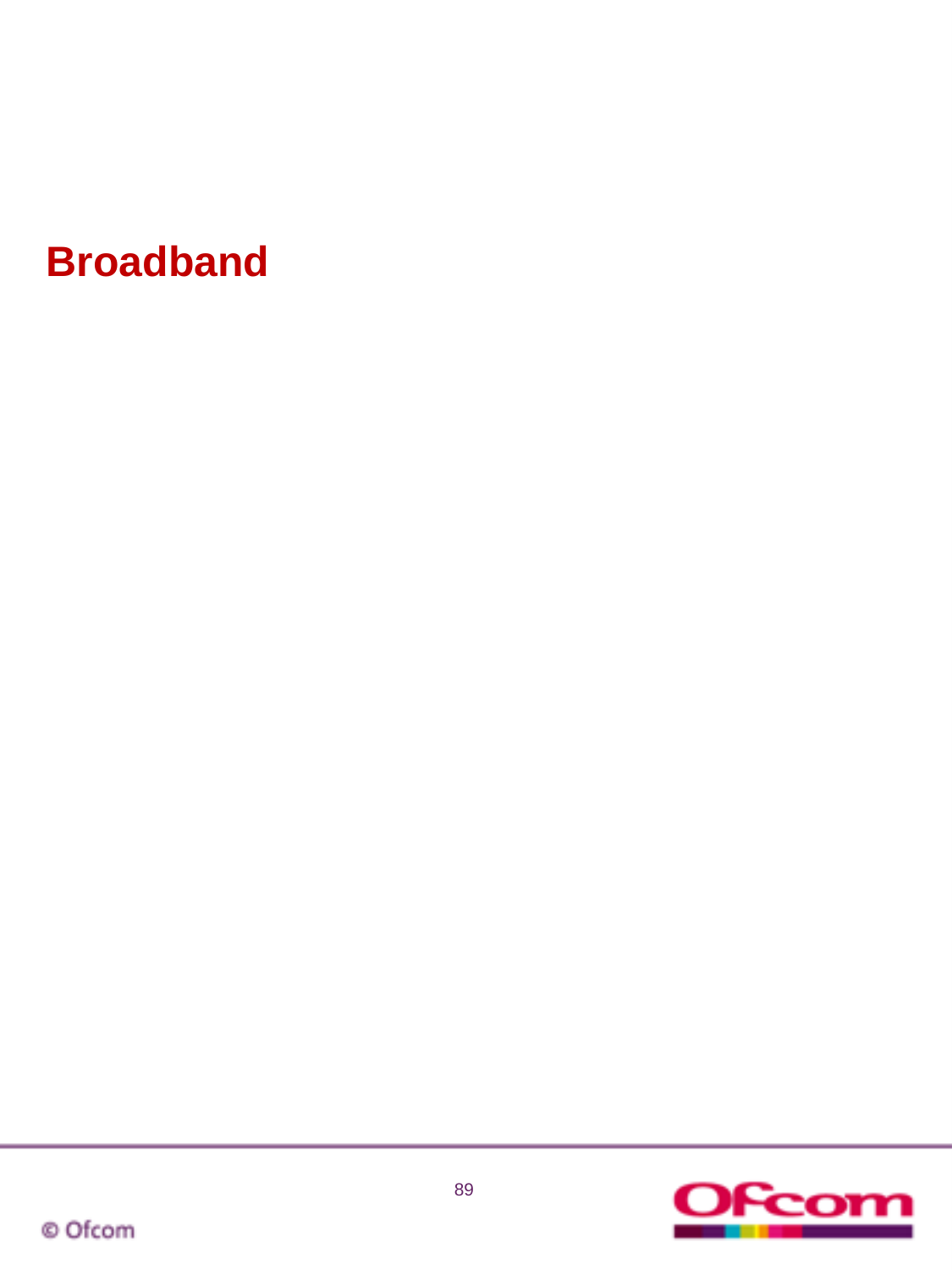# Broadband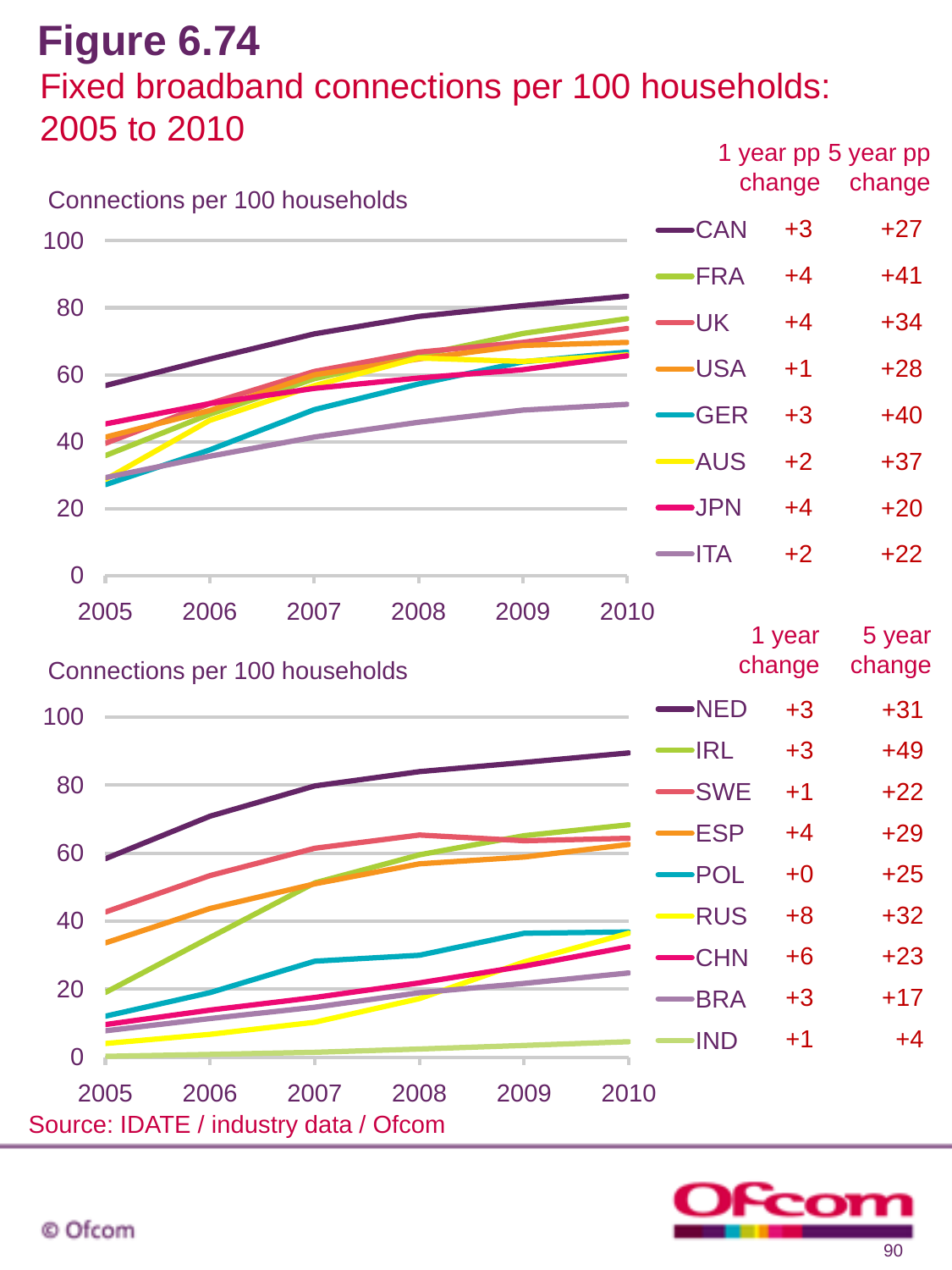# Figure 6.74

## Fixed broadband connections per 100 households: 2005 to 2010

Connections per 100 households

| | 1 year pp change | 5 year pp change |
|---|---|---|
| CAN | +3 | +27 |
| FRA | +4 | +41 |
| UK | +4 | +34 |
| USA | +1 | +28 |
| GER | +3 | +40 |
| AUS | +2 | +37 |
| JPN | +4 | +20 |
| ITA | +2 | +22 |

Connections per 100 households

| | 1 year change | 5 year change |
|---|---|---|
| NED | +3 | +31 |
| IRL | +3 | +49 |
| SWE | +1 | +22 |
| ESP | +4 | +29 |
| POL | +0 | +25 |
| RUS | +8 | +32 |
| CHN | +6 | +23 |
| BRA | +3 | +17 |
| IND | +1 | +4 |

Source: IDATE / industry data / Ofcom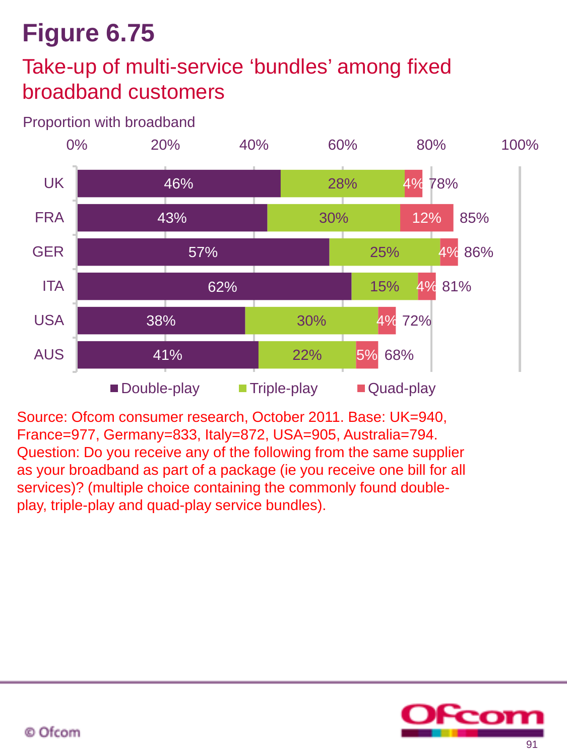# Figure 6.75

## Take-up of multi-service 'bundles' among fixed broadband customers

Proportion with broadband

| Country | Double-play | Triple-play | Quad-play | Total |
|---|---|---|---|---|
| UK | 46% | 28% | 4% | 78% |
| FRA | 43% | 30% | 12% | 85% |
| GER | 57% | 25% | 4% | 86% |
| ITA | 62% | 15% | 4% | 81% |
| USA | 38% | 30% | 4% | 72% |
| AUS | 41% | 22% | 5% | 68% |

Source: Ofcom consumer research, October 2011. Base: UK=940, France=977, Germany=833, Italy=872, USA=905, Australia=794. Question: Do you receive any of the following from the same supplier as your broadband as part of a package (ie you receive one bill for all services)? (multiple choice containing the commonly found double-play, triple-play and quad-play service bundles).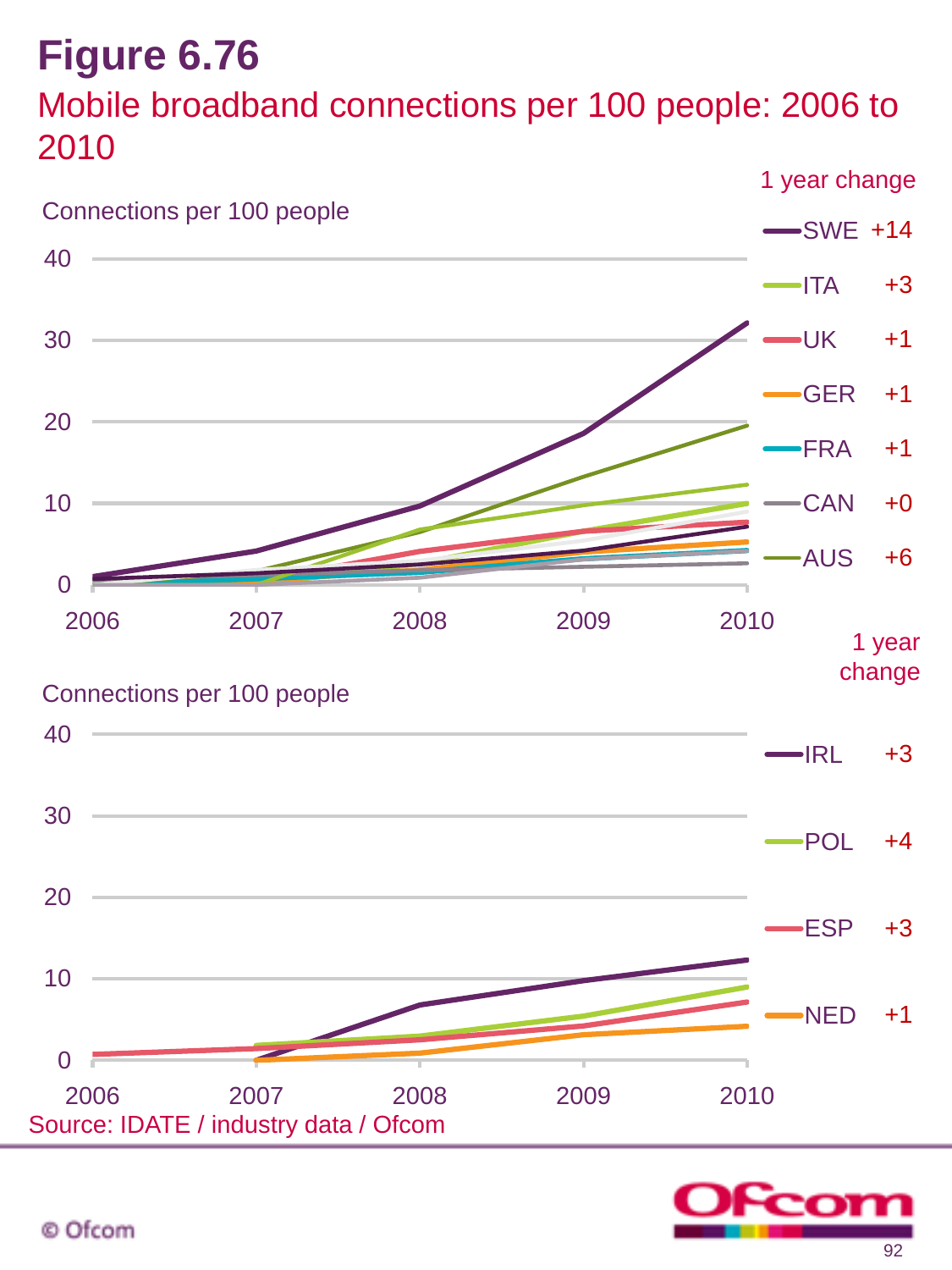# Figure 6.76

## Mobile broadband connections per 100 people: 2006 to 2010

Connections per 100 people

| Country | 1 year change |
|---|---|
| SWE | +14 |
| ITA | +3 |
| UK | +1 |
| GER | +1 |
| FRA | +1 |
| CAN | +0 |
| AUS | +6 |

Connections per 100 people

| Country | 1 year change |
|---|---|
| IRL | +3 |
| POL | +4 |
| ESP | +3 |
| NED | +1 |

Source: IDATE / industry data / Ofcom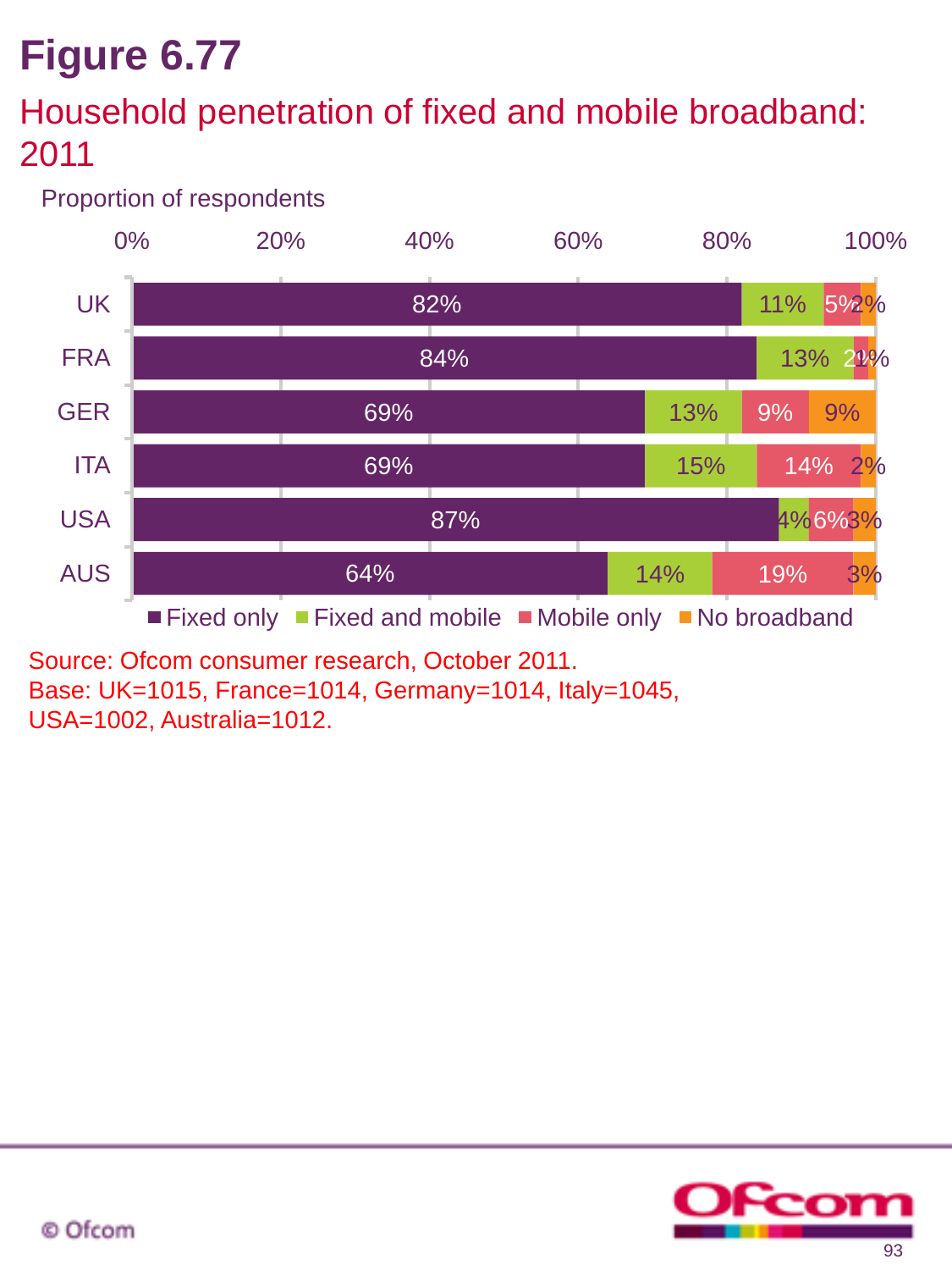# Figure 6.77

## Household penetration of fixed and mobile broadband: 2011

Proportion of respondents

| | Fixed only | Fixed and mobile | Mobile only | No broadband |
|---|---|---|---|---|
| UK | 82% | 11% | 5% | 2% |
| FRA | 84% | 13% | 2% | 1% |
| GER | 69% | 13% | 9% | 9% |
| ITA | 69% | 15% | 14% | 2% |
| USA | 87% | 4% | 6% | 3% |
| AUS | 64% | 14% | 19% | 3% |

Source: Ofcom consumer research, October 2011.
Base: UK=1015, France=1014, Germany=1014, Italy=1045, USA=1002, Australia=1012.

© Ofcom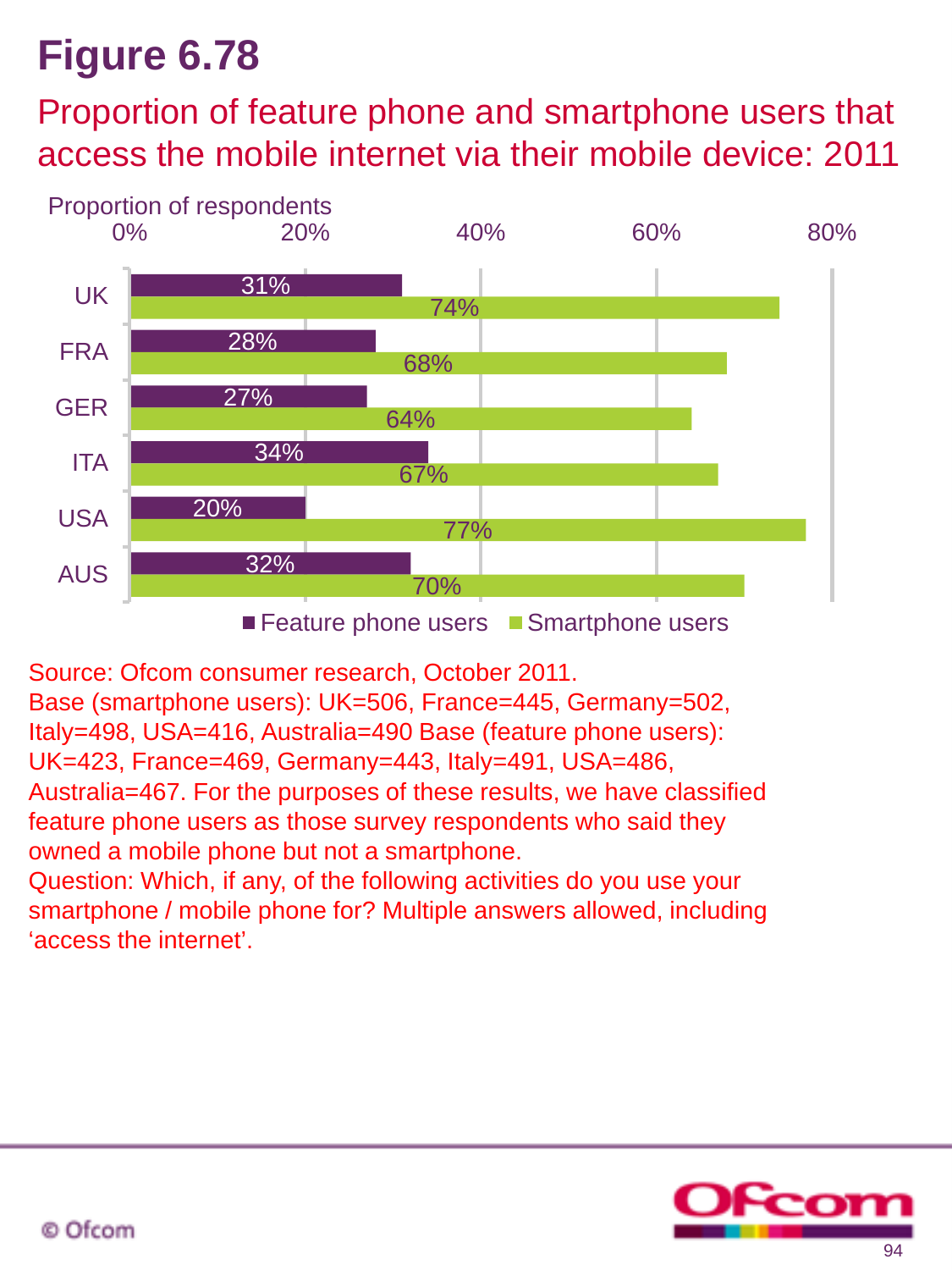# Figure 6.78

## Proportion of feature phone and smartphone users that access the mobile internet via their mobile device: 2011

Proportion of respondents

| | Feature phone users | Smartphone users |
|---|---|---|
| UK | 31% | 74% |
| FRA | 28% | 68% |
| GER | 27% | 64% |
| ITA | 34% | 67% |
| USA | 20% | 77% |
| AUS | 32% | 70% |

Source: Ofcom consumer research, October 2011.
Base (smartphone users): UK=506, France=445, Germany=502, Italy=498, USA=416, Australia=490 Base (feature phone users): UK=423, France=469, Germany=443, Italy=491, USA=486, Australia=467. For the purposes of these results, we have classified feature phone users as those survey respondents who said they owned a mobile phone but not a smartphone.
Question: Which, if any, of the following activities do you use your smartphone / mobile phone for? Multiple answers allowed, including 'access the internet'.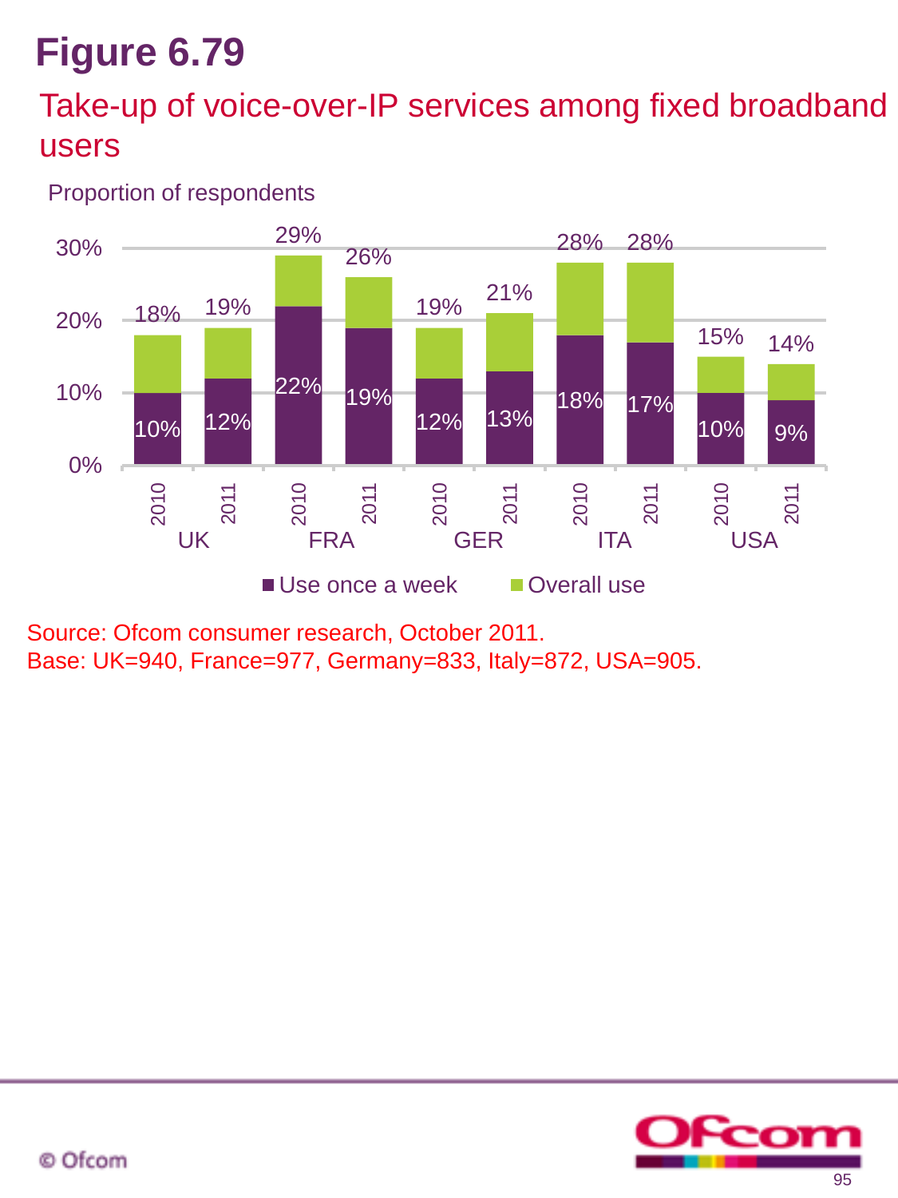# Figure 6.79

## Take-up of voice-over-IP services among fixed broadband users

Proportion of respondents

| Country | Year | Use once a week | Overall use |
|---|---|---|---|
| UK | 2010 | 10% | 18% |
| UK | 2011 | 12% | 19% |
| FRA | 2010 | 22% | 29% |
| FRA | 2011 | 19% | 26% |
| GER | 2010 | 12% | 19% |
| GER | 2011 | 13% | 21% |
| ITA | 2010 | 18% | 28% |
| ITA | 2011 | 17% | 28% |
| USA | 2010 | 10% | 15% |
| USA | 2011 | 9% | 14% |

Source: Ofcom consumer research, October 2011.
Base: UK=940, France=977, Germany=833, Italy=872, USA=905.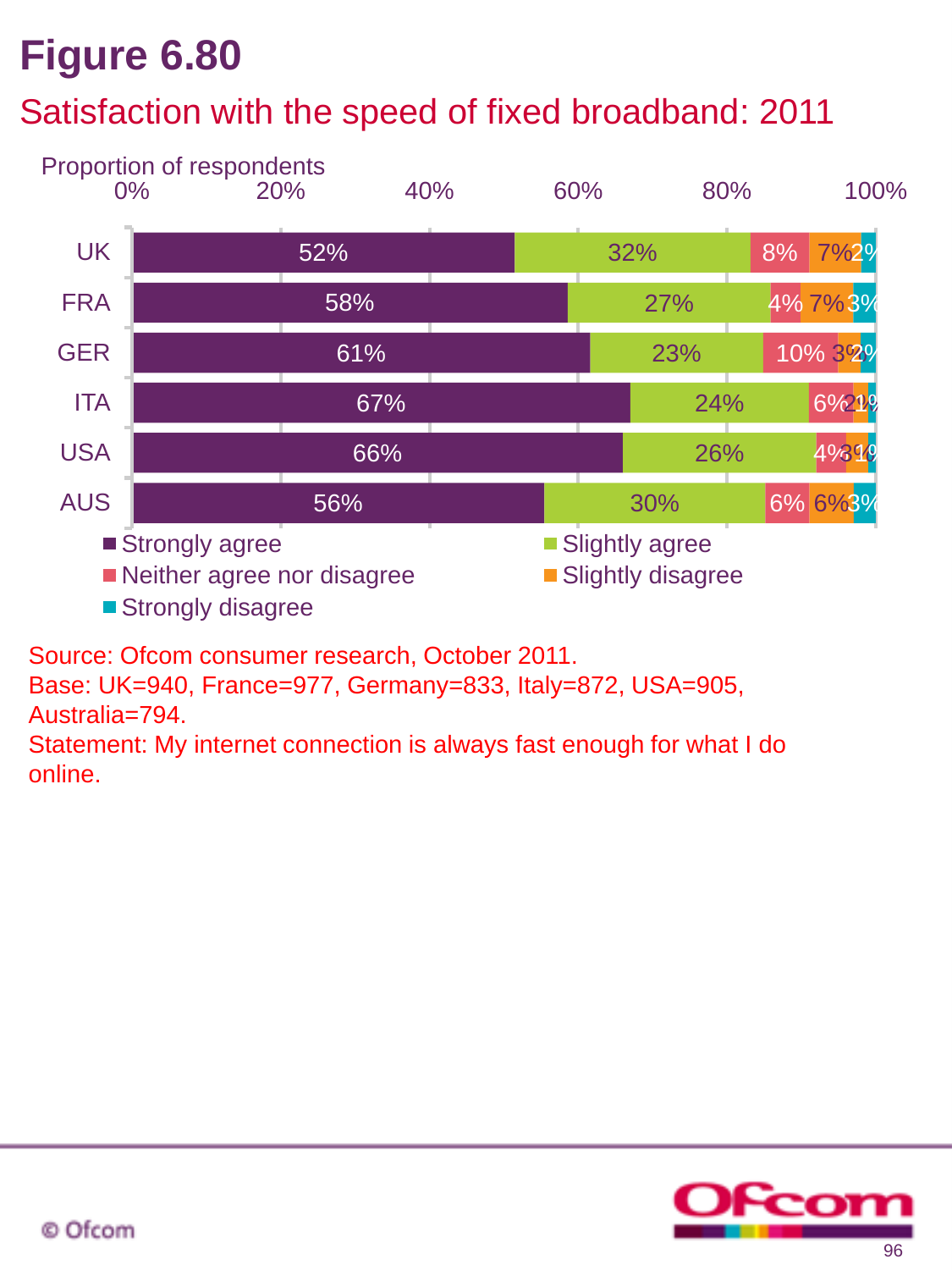# Figure 6.80

## Satisfaction with the speed of fixed broadband: 2011

Proportion of respondents

| | Strongly agree | Slightly agree | Neither agree nor disagree | Slightly disagree | Strongly disagree |
|---|---|---|---|---|---|
| UK | 52% | 32% | 8% | 7% | 2% |
| FRA | 58% | 27% | 4% | 7% | 3% |
| GER | 61% | 23% | 10% | 3% | 2% |
| ITA | 67% | 24% | 6% | 2% | 1% |
| USA | 66% | 26% | 4% | 3% | 1% |
| AUS | 56% | 30% | 6% | 6% | 3% |

Source: Ofcom consumer research, October 2011.
Base: UK=940, France=977, Germany=833, Italy=872, USA=905, Australia=794.
Statement: My internet connection is always fast enough for what I do online.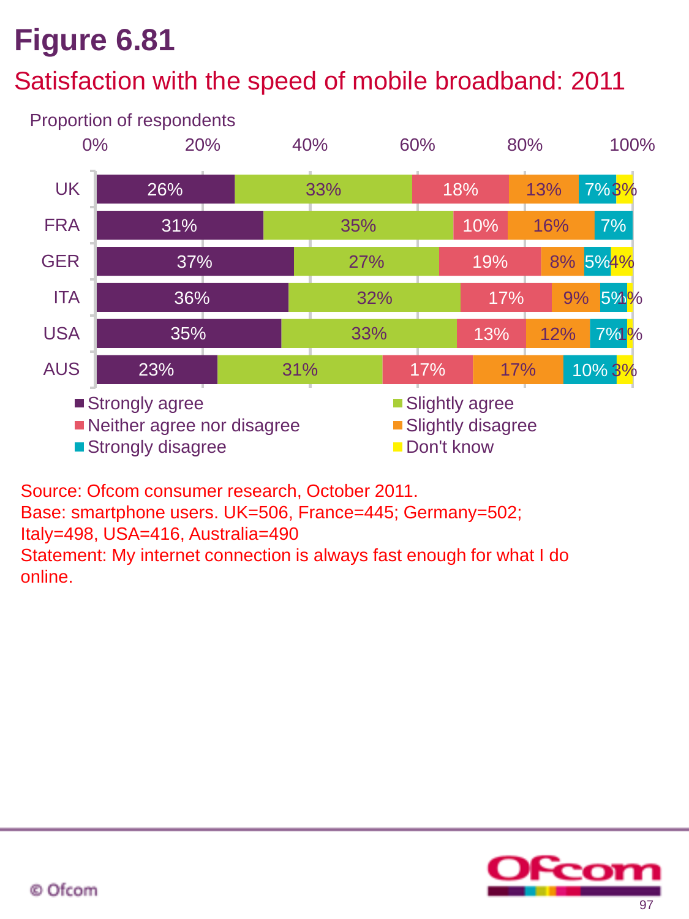# Figure 6.81

## Satisfaction with the speed of mobile broadband: 2011

Proportion of respondents

| | Strongly agree | Slightly agree | Neither agree nor disagree | Slightly disagree | Strongly disagree | Don't know |
|---|---|---|---|---|---|---|
| UK | 26% | 33% | 18% | 13% | 7% | 3% |
| FRA | 31% | 35% | 10% | 16% | 7% | |
| GER | 37% | 27% | 19% | 8% | 5% | 4% |
| ITA | 36% | 32% | 17% | 9% | 5% | 1% |
| USA | 35% | 33% | 13% | 12% | 7% | 1% |
| AUS | 23% | 31% | 17% | 17% | 10% | 3% |

Source: Ofcom consumer research, October 2011.
Base: smartphone users. UK=506, France=445; Germany=502; Italy=498, USA=416, Australia=490
Statement: My internet connection is always fast enough for what I do online.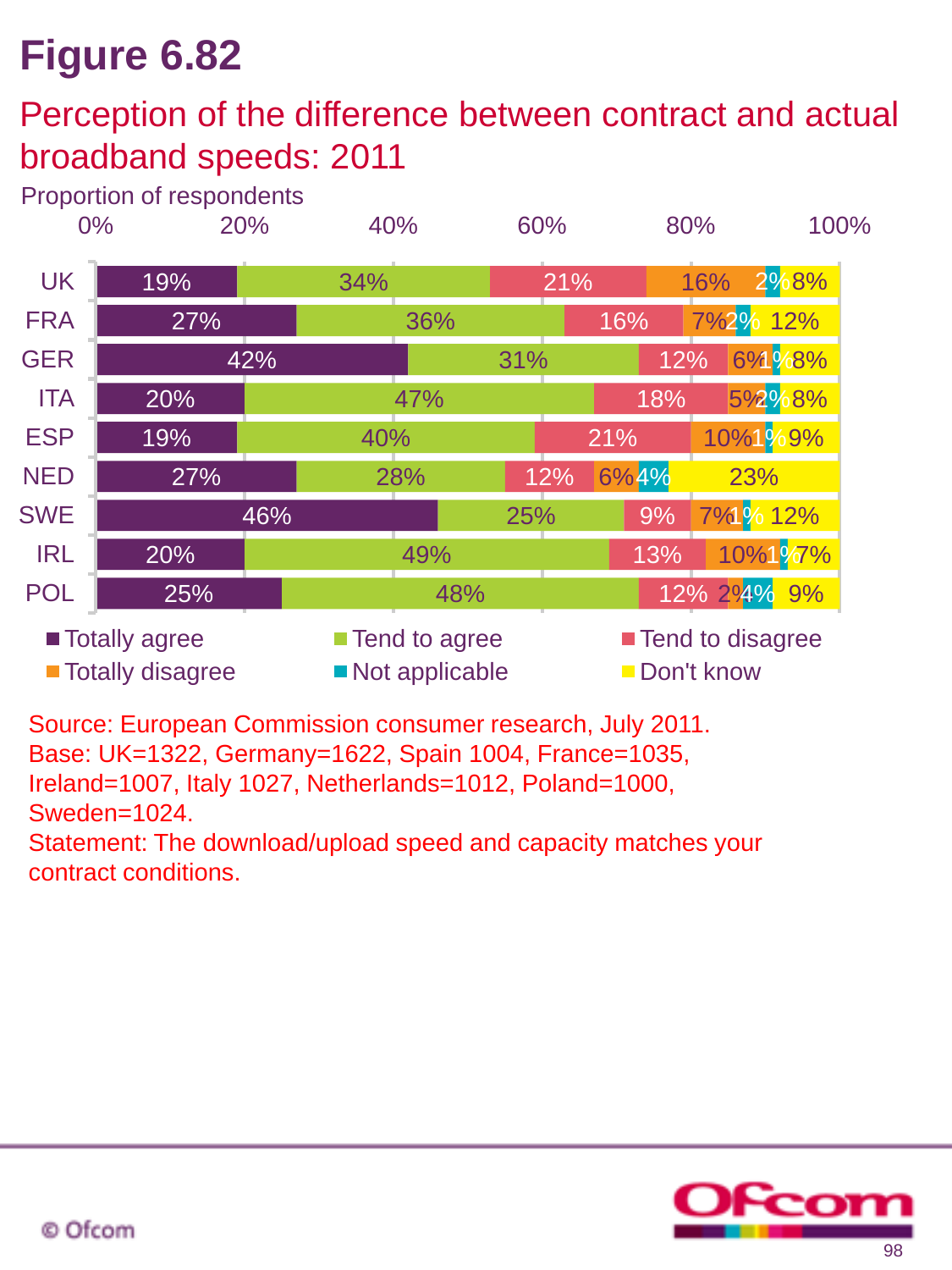# Figure 6.82

## Perception of the difference between contract and actual broadband speeds: 2011

Proportion of respondents

| | Totally agree | Tend to agree | Tend to disagree | Totally disagree | Not applicable | Don't know |
|---|---|---|---|---|---|---|
| UK | 19% | 34% | 21% | 16% | 2% | 8% |
| FRA | 27% | 36% | 16% | 7% | 2% | 12% |
| GER | 42% | 31% | 12% | 6% | 1% | 8% |
| ITA | 20% | 47% | 18% | 5% | 2% | 8% |
| ESP | 19% | 40% | 21% | 10% | 1% | 9% |
| NED | 27% | 28% | 12% | 6% | 4% | 23% |
| SWE | 46% | 25% | 9% | 7% | 1% | 12% |
| IRL | 20% | 49% | 13% | 10% | 1% | 7% |
| POL | 25% | 48% | 12% | 2% | 4% | 9% |

Source: European Commission consumer research, July 2011.
Base: UK=1322, Germany=1622, Spain 1004, France=1035, Ireland=1007, Italy 1027, Netherlands=1012, Poland=1000, Sweden=1024.
Statement: The download/upload speed and capacity matches your contract conditions.

© Ofcom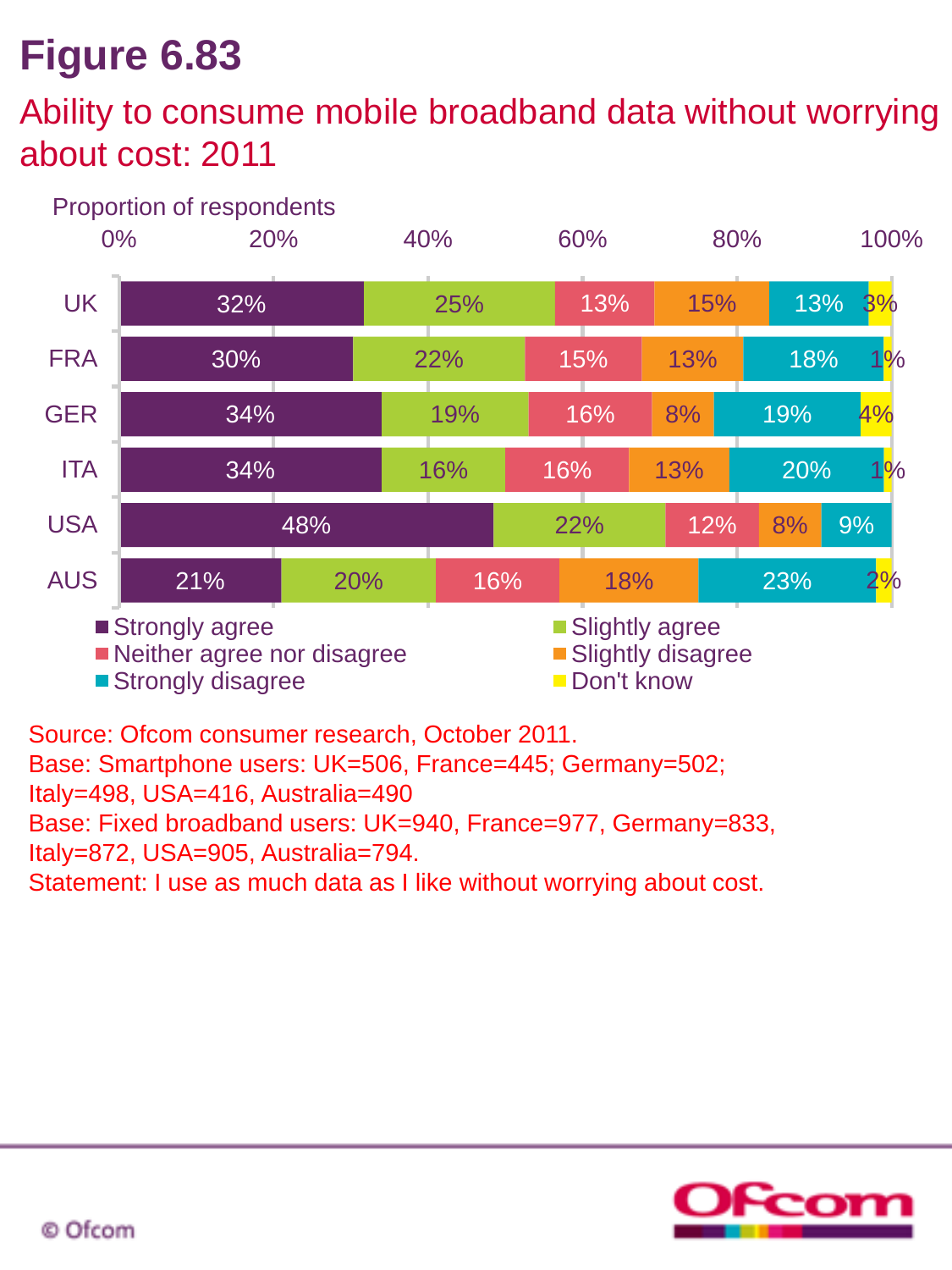# Figure 6.83

## Ability to consume mobile broadband data without worrying about cost: 2011

Proportion of respondents

| | Strongly agree | Slightly agree | Neither agree nor disagree | Slightly disagree | Strongly disagree | Don't know |
|---|---|---|---|---|---|---|
| UK | 32% | 25% | 13% | 15% | 13% | 3% |
| FRA | 30% | 22% | 15% | 13% | 18% | 1% |
| GER | 34% | 19% | 16% | 8% | 19% | 4% |
| ITA | 34% | 16% | 16% | 13% | 20% | 1% |
| USA | 48% | 22% | 12% | 8% | 9% | |
| AUS | 21% | 20% | 16% | 18% | 23% | 2% |

Source: Ofcom consumer research, October 2011.
Base: Smartphone users: UK=506, France=445; Germany=502; Italy=498, USA=416, Australia=490
Base: Fixed broadband users: UK=940, France=977, Germany=833, Italy=872, USA=905, Australia=794.
Statement: I use as much data as I like without worrying about cost.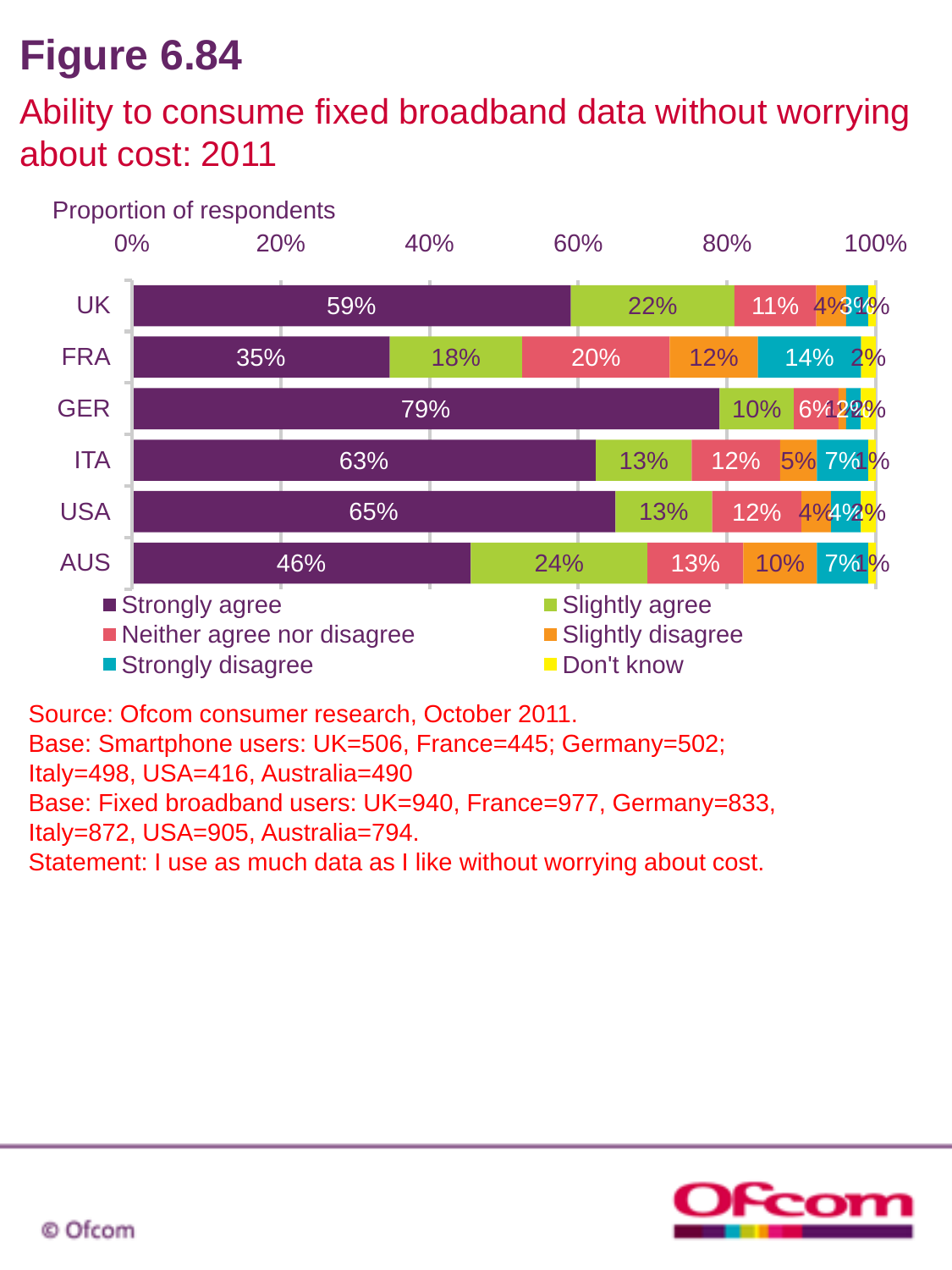# Figure 6.84

## Ability to consume fixed broadband data without worrying about cost: 2011

Proportion of respondents

0% 20% 40% 60% 80% 100%

UK: 59% 22% 11% 4% 3% 1%
FRA: 35% 18% 20% 12% 14% 2%
GER: 79% 10% 6% 1% 2% 2%
ITA: 63% 13% 12% 5% 7% 1%
USA: 65% 13% 12% 4% 4% 2%
AUS: 46% 24% 13% 10% 7% 1%

Strongly agree
Slightly agree
Neither agree nor disagree
Slightly disagree
Strongly disagree
Don't know

Source: Ofcom consumer research, October 2011.
Base: Smartphone users: UK=506, France=445; Germany=502; Italy=498, USA=416, Australia=490
Base: Fixed broadband users: UK=940, France=977, Germany=833, Italy=872, USA=905, Australia=794.
Statement: I use as much data as I like without worrying about cost.